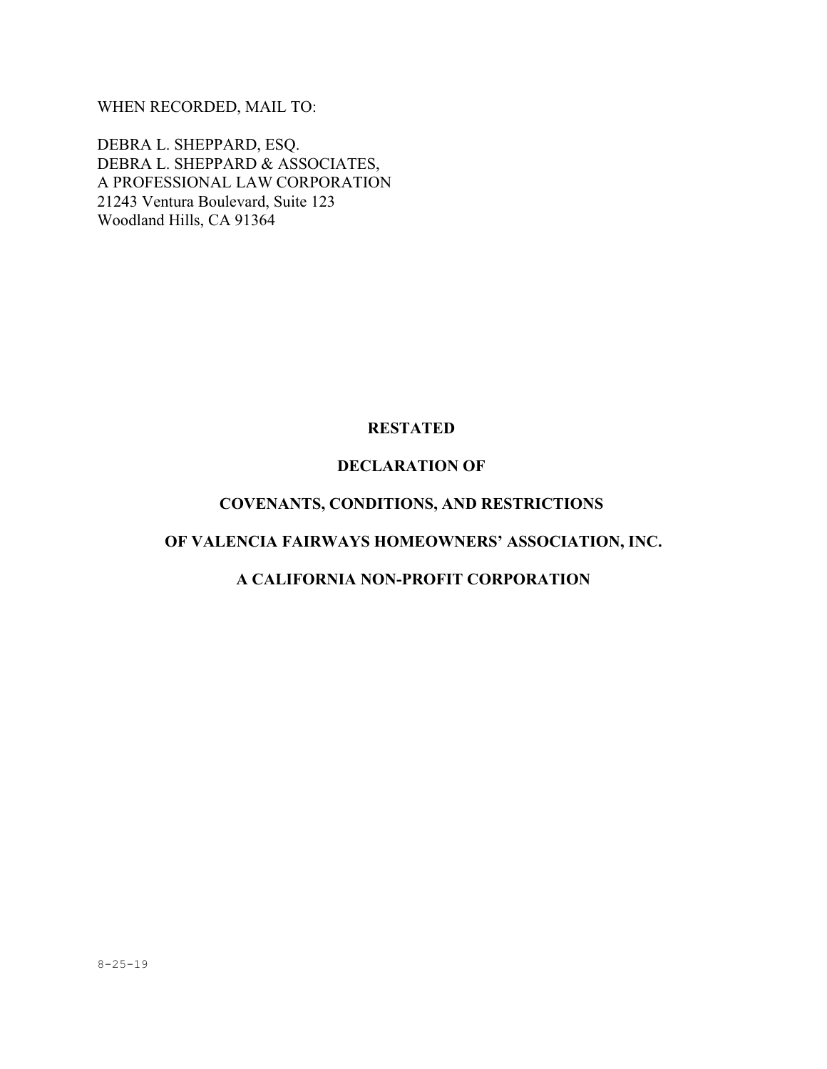WHEN RECORDED, MAIL TO:

DEBRA L. SHEPPARD, ESQ.
DEBRA L. SHEPPARD & ASSOCIATES,
A PROFESSIONAL LAW CORPORATION
21243 Ventura Boulevard, Suite 123
Woodland Hills, CA 91364

# RESTATED

# DECLARATION OF

# COVENANTS, CONDITIONS, AND RESTRICTIONS

# OF VALENCIA FAIRWAYS HOMEOWNERS' ASSOCIATION, INC.

# A CALIFORNIA NON-PROFIT CORPORATION

8-25-19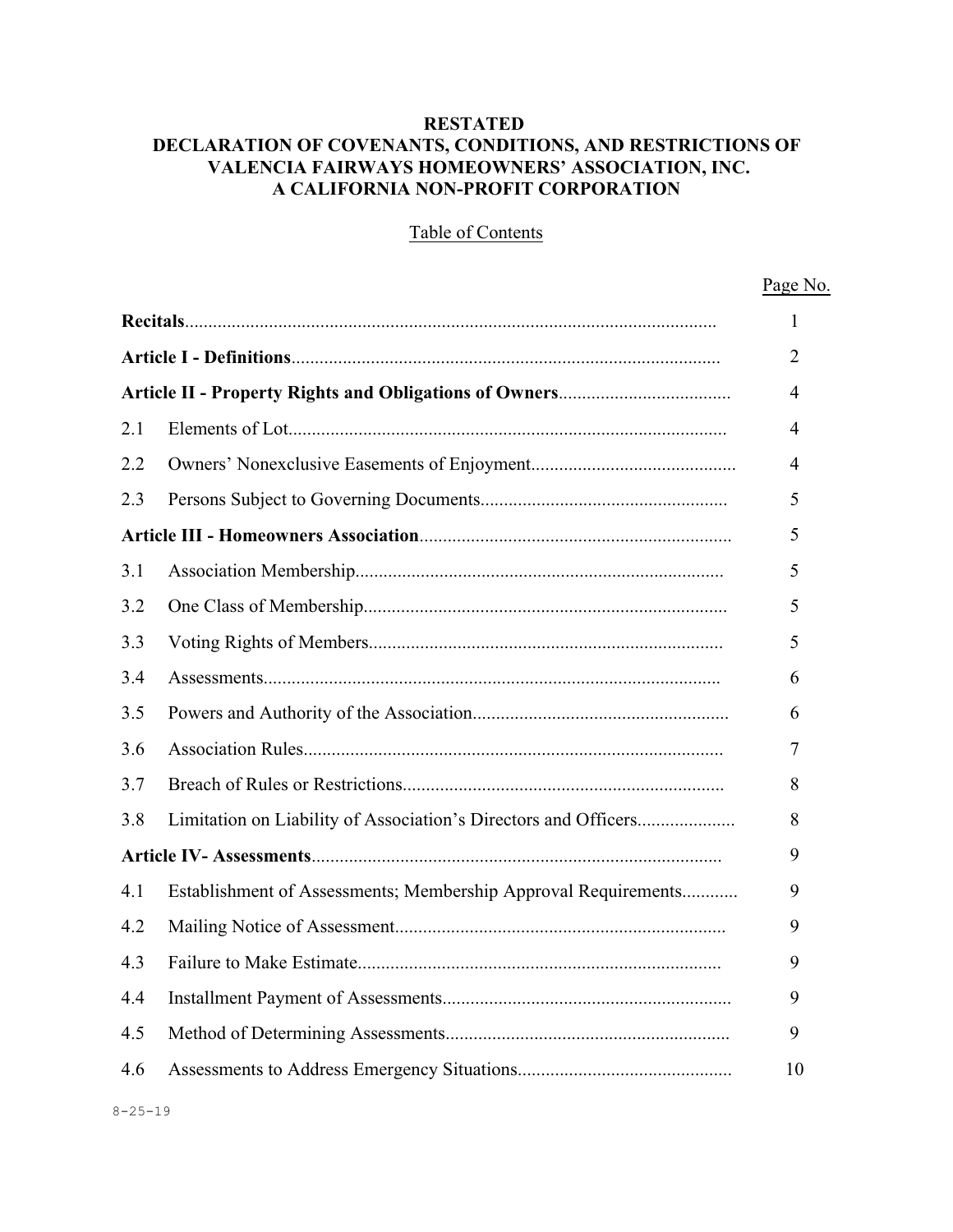# RESTATED
# DECLARATION OF COVENANTS, CONDITIONS, AND RESTRICTIONS OF VALENCIA FAIRWAYS HOMEOWNERS' ASSOCIATION, INC.
# A CALIFORNIA NON-PROFIT CORPORATION

## Table of Contents

| | | Page No. |
|---|---|---|
| **Recitals** | | 1 |
| **Article I - Definitions** | | 2 |
| **Article II - Property Rights and Obligations of Owners** | | 4 |
| 2.1 | Elements of Lot | 4 |
| 2.2 | Owners' Nonexclusive Easements of Enjoyment | 4 |
| 2.3 | Persons Subject to Governing Documents | 5 |
| **Article III - Homeowners Association** | | 5 |
| 3.1 | Association Membership | 5 |
| 3.2 | One Class of Membership | 5 |
| 3.3 | Voting Rights of Members | 5 |
| 3.4 | Assessments | 6 |
| 3.5 | Powers and Authority of the Association | 6 |
| 3.6 | Association Rules | 7 |
| 3.7 | Breach of Rules or Restrictions | 8 |
| 3.8 | Limitation on Liability of Association's Directors and Officers | 8 |
| **Article IV- Assessments** | | 9 |
| 4.1 | Establishment of Assessments; Membership Approval Requirements | 9 |
| 4.2 | Mailing Notice of Assessment | 9 |
| 4.3 | Failure to Make Estimate | 9 |
| 4.4 | Installment Payment of Assessments | 9 |
| 4.5 | Method of Determining Assessments | 9 |
| 4.6 | Assessments to Address Emergency Situations | 10 |

8-25-19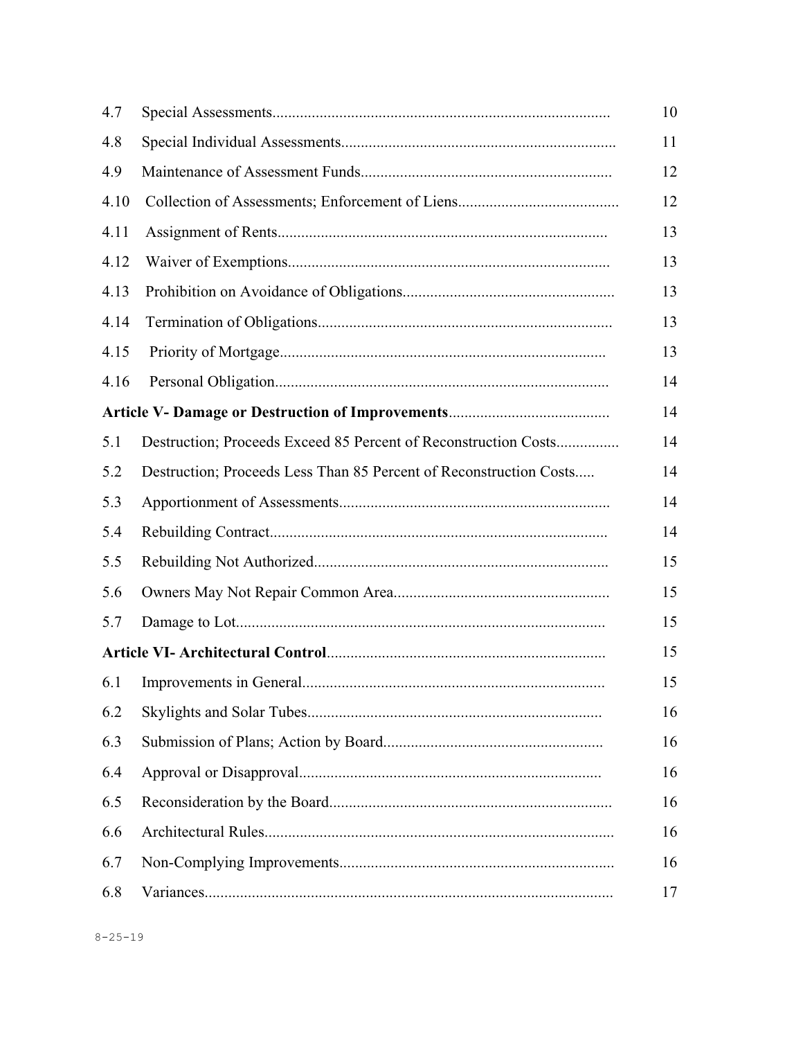| | | |
|---|---|---|
| 4.7 | Special Assessments | 10 |
| 4.8 | Special Individual Assessments | 11 |
| 4.9 | Maintenance of Assessment Funds | 12 |
| 4.10 | Collection of Assessments; Enforcement of Liens | 12 |
| 4.11 | Assignment of Rents | 13 |
| 4.12 | Waiver of Exemptions | 13 |
| 4.13 | Prohibition on Avoidance of Obligations | 13 |
| 4.14 | Termination of Obligations | 13 |
| 4.15 | Priority of Mortgage | 13 |
| 4.16 | Personal Obligation | 14 |
| **Article V- Damage or Destruction of Improvements** | | 14 |
| 5.1 | Destruction; Proceeds Exceed 85 Percent of Reconstruction Costs | 14 |
| 5.2 | Destruction; Proceeds Less Than 85 Percent of Reconstruction Costs | 14 |
| 5.3 | Apportionment of Assessments | 14 |
| 5.4 | Rebuilding Contract | 14 |
| 5.5 | Rebuilding Not Authorized | 15 |
| 5.6 | Owners May Not Repair Common Area | 15 |
| 5.7 | Damage to Lot | 15 |
| **Article VI- Architectural Control** | | 15 |
| 6.1 | Improvements in General | 15 |
| 6.2 | Skylights and Solar Tubes | 16 |
| 6.3 | Submission of Plans; Action by Board | 16 |
| 6.4 | Approval or Disapproval | 16 |
| 6.5 | Reconsideration by the Board | 16 |
| 6.6 | Architectural Rules | 16 |
| 6.7 | Non-Complying Improvements | 16 |
| 6.8 | Variances | 17 |

8-25-19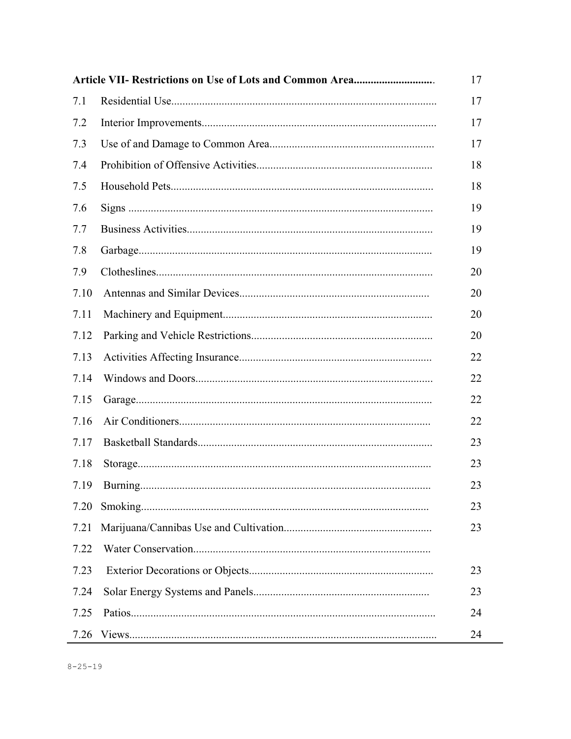| Article VII- Restrictions on Use of Lots and Common Area | | 17 |
|---|---|---|
| 7.1 | Residential Use | 17 |
| 7.2 | Interior Improvements | 17 |
| 7.3 | Use of and Damage to Common Area | 17 |
| 7.4 | Prohibition of Offensive Activities | 18 |
| 7.5 | Household Pets | 18 |
| 7.6 | Signs | 19 |
| 7.7 | Business Activities | 19 |
| 7.8 | Garbage | 19 |
| 7.9 | Clotheslines | 20 |
| 7.10 | Antennas and Similar Devices | 20 |
| 7.11 | Machinery and Equipment | 20 |
| 7.12 | Parking and Vehicle Restrictions | 20 |
| 7.13 | Activities Affecting Insurance | 22 |
| 7.14 | Windows and Doors | 22 |
| 7.15 | Garage | 22 |
| 7.16 | Air Conditioners | 22 |
| 7.17 | Basketball Standards | 23 |
| 7.18 | Storage | 23 |
| 7.19 | Burning | 23 |
| 7.20 | Smoking | 23 |
| 7.21 | Marijuana/Cannibas Use and Cultivation | 23 |
| 7.22 | Water Conservation | |
| 7.23 | Exterior Decorations or Objects | 23 |
| 7.24 | Solar Energy Systems and Panels | 23 |
| 7.25 | Patios | 24 |
| 7.26 | Views | 24 |

8-25-19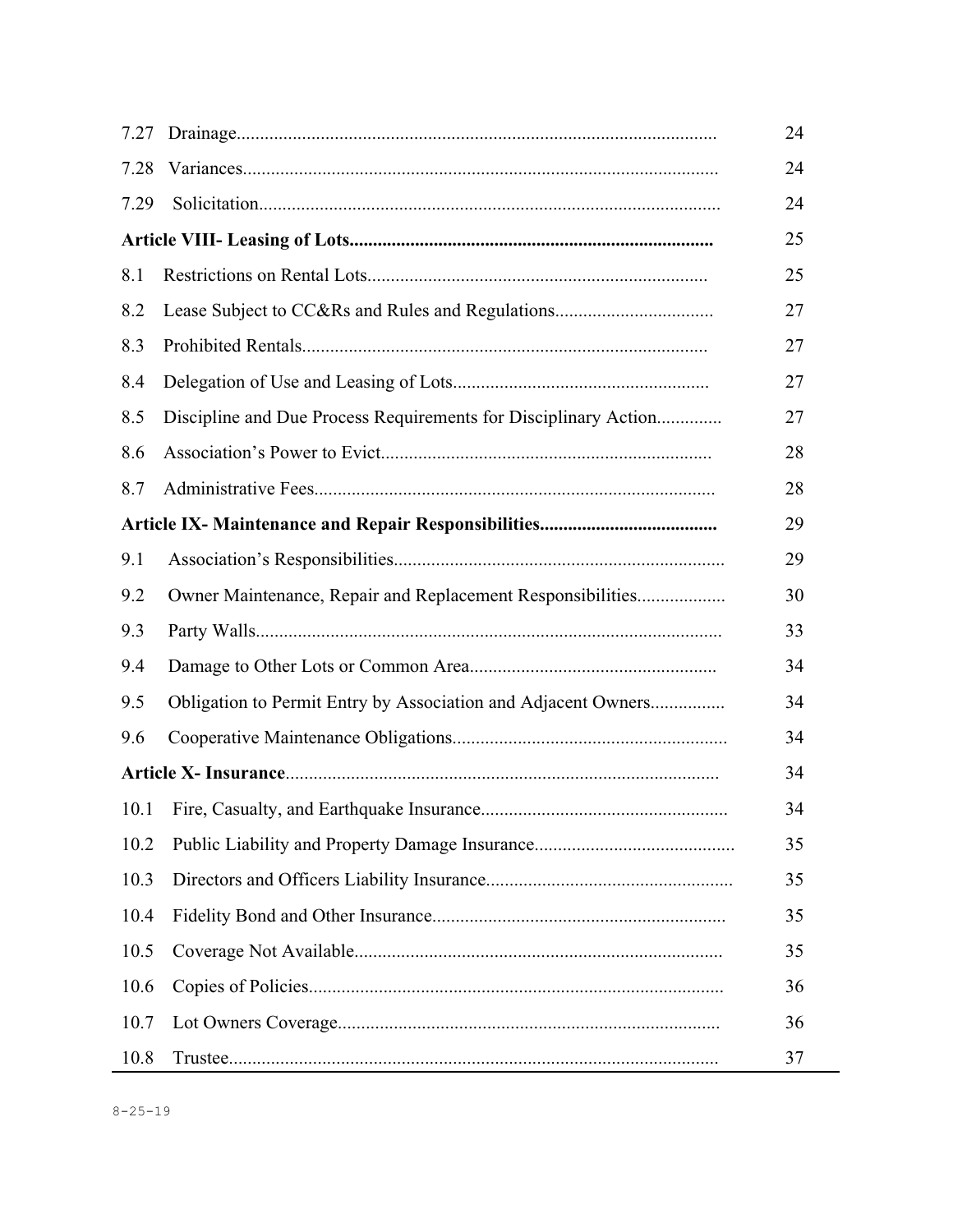| | | |
|---|---|---|
| 7.27 | Drainage | 24 |
| 7.28 | Variances | 24 |
| 7.29 | Solicitation | 24 |
| **Article VIII- Leasing of Lots** | | 25 |
| 8.1 | Restrictions on Rental Lots | 25 |
| 8.2 | Lease Subject to CC&Rs and Rules and Regulations | 27 |
| 8.3 | Prohibited Rentals | 27 |
| 8.4 | Delegation of Use and Leasing of Lots | 27 |
| 8.5 | Discipline and Due Process Requirements for Disciplinary Action | 27 |
| 8.6 | Association's Power to Evict | 28 |
| 8.7 | Administrative Fees | 28 |
| **Article IX- Maintenance and Repair Responsibilities** | | 29 |
| 9.1 | Association's Responsibilities | 29 |
| 9.2 | Owner Maintenance, Repair and Replacement Responsibilities | 30 |
| 9.3 | Party Walls | 33 |
| 9.4 | Damage to Other Lots or Common Area | 34 |
| 9.5 | Obligation to Permit Entry by Association and Adjacent Owners | 34 |
| 9.6 | Cooperative Maintenance Obligations | 34 |
| **Article X- Insurance** | | 34 |
| 10.1 | Fire, Casualty, and Earthquake Insurance | 34 |
| 10.2 | Public Liability and Property Damage Insurance | 35 |
| 10.3 | Directors and Officers Liability Insurance | 35 |
| 10.4 | Fidelity Bond and Other Insurance | 35 |
| 10.5 | Coverage Not Available | 35 |
| 10.6 | Copies of Policies | 36 |
| 10.7 | Lot Owners Coverage | 36 |
| 10.8 | Trustee | 37 |

8-25-19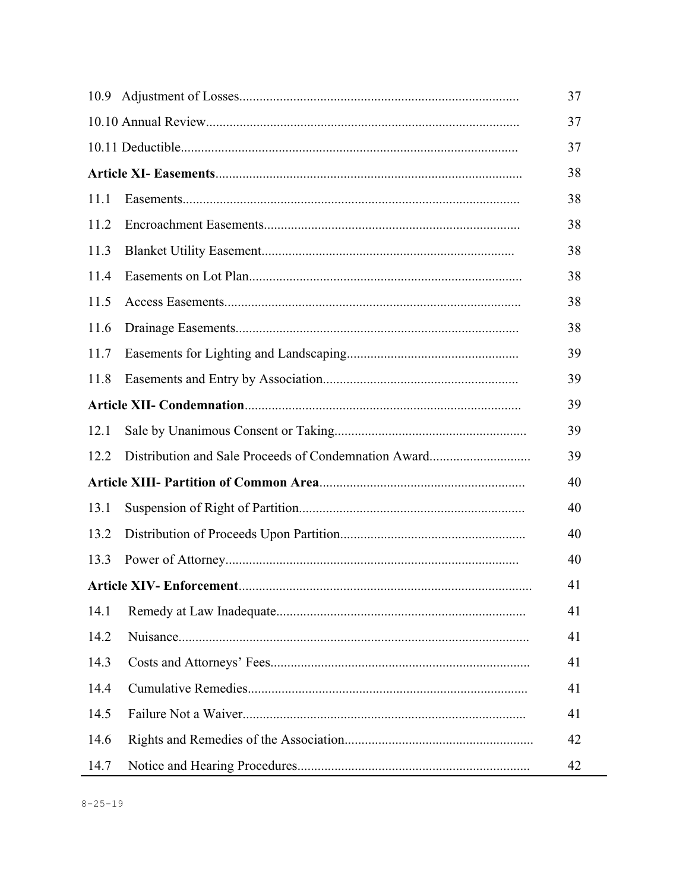| | |
|---|---|
| 10.9 Adjustment of Losses | 37 |
| 10.10 Annual Review | 37 |
| 10.11 Deductible | 37 |
| **Article XI- Easements** | 38 |
| 11.1 Easements | 38 |
| 11.2 Encroachment Easements | 38 |
| 11.3 Blanket Utility Easement | 38 |
| 11.4 Easements on Lot Plan | 38 |
| 11.5 Access Easements | 38 |
| 11.6 Drainage Easements | 38 |
| 11.7 Easements for Lighting and Landscaping | 39 |
| 11.8 Easements and Entry by Association | 39 |
| **Article XII- Condemnation** | 39 |
| 12.1 Sale by Unanimous Consent or Taking | 39 |
| 12.2 Distribution and Sale Proceeds of Condemnation Award | 39 |
| **Article XIII- Partition of Common Area** | 40 |
| 13.1 Suspension of Right of Partition | 40 |
| 13.2 Distribution of Proceeds Upon Partition | 40 |
| 13.3 Power of Attorney | 40 |
| **Article XIV- Enforcement** | 41 |
| 14.1 Remedy at Law Inadequate | 41 |
| 14.2 Nuisance | 41 |
| 14.3 Costs and Attorneys' Fees | 41 |
| 14.4 Cumulative Remedies | 41 |
| 14.5 Failure Not a Waiver | 41 |
| 14.6 Rights and Remedies of the Association | 42 |
| 14.7 Notice and Hearing Procedures | 42 |

8-25-19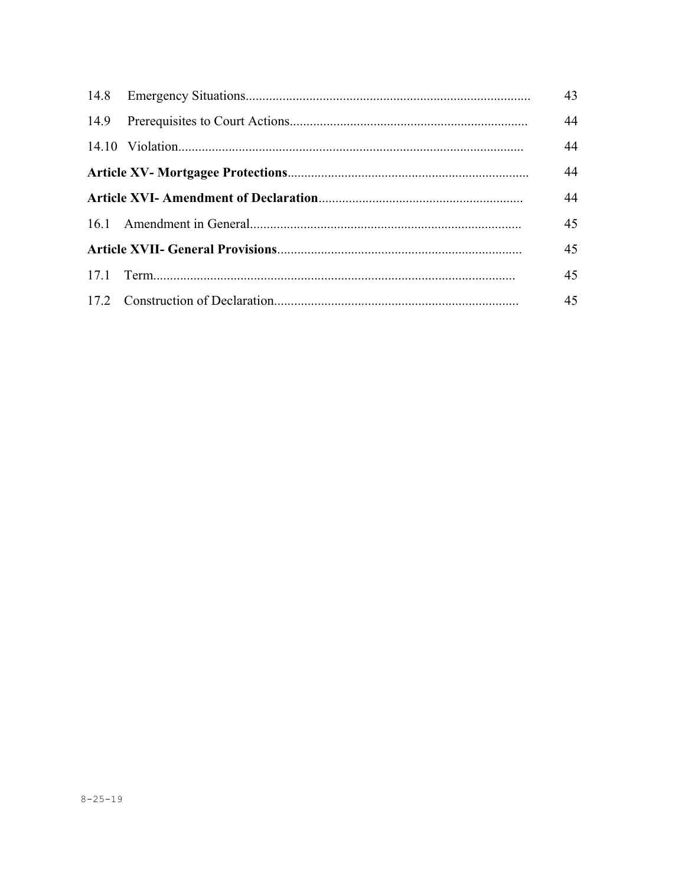| | |
|---|---|
| 14.8 Emergency Situations | 43 |
| 14.9 Prerequisites to Court Actions | 44 |
| 14.10 Violation | 44 |
| **Article XV- Mortgagee Protections** | 44 |
| **Article XVI- Amendment of Declaration** | 44 |
| 16.1 Amendment in General | 45 |
| **Article XVII- General Provisions** | 45 |
| 17.1 Term | 45 |
| 17.2 Construction of Declaration | 45 |

8-25-19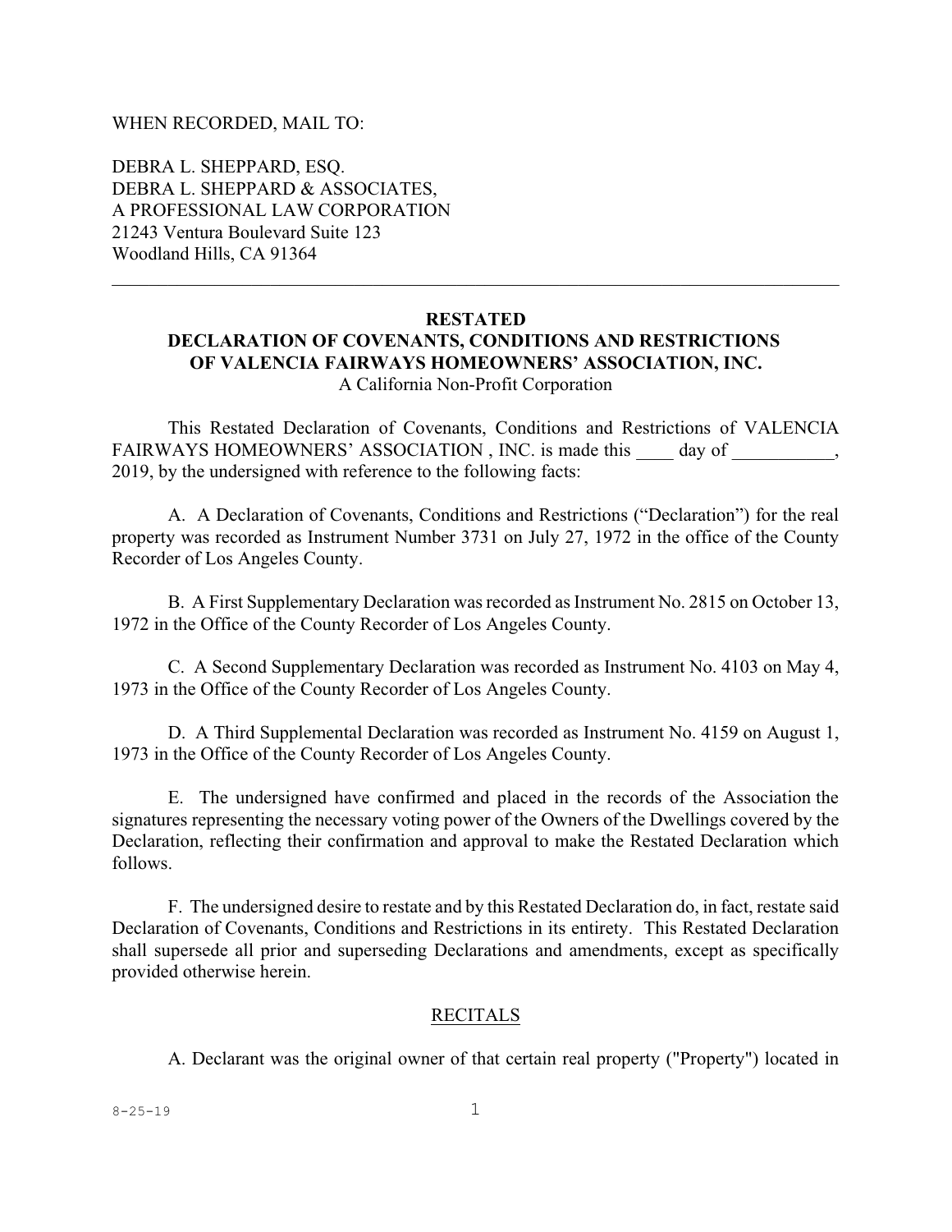WHEN RECORDED, MAIL TO:

DEBRA L. SHEPPARD, ESQ.
DEBRA L. SHEPPARD & ASSOCIATES,
A PROFESSIONAL LAW CORPORATION
21243 Ventura Boulevard Suite 123
Woodland Hills, CA 91364

---

**RESTATED**
**DECLARATION OF COVENANTS, CONDITIONS AND RESTRICTIONS**
**OF VALENCIA FAIRWAYS HOMEOWNERS' ASSOCIATION, INC.**
A California Non-Profit Corporation

This Restated Declaration of Covenants, Conditions and Restrictions of VALENCIA FAIRWAYS HOMEOWNERS' ASSOCIATION , INC. is made this ____ day of ___________, 2019, by the undersigned with reference to the following facts:

A. A Declaration of Covenants, Conditions and Restrictions ("Declaration") for the real property was recorded as Instrument Number 3731 on July 27, 1972 in the office of the County Recorder of Los Angeles County.

B. A First Supplementary Declaration was recorded as Instrument No. 2815 on October 13, 1972 in the Office of the County Recorder of Los Angeles County.

C. A Second Supplementary Declaration was recorded as Instrument No. 4103 on May 4, 1973 in the Office of the County Recorder of Los Angeles County.

D. A Third Supplemental Declaration was recorded as Instrument No. 4159 on August 1, 1973 in the Office of the County Recorder of Los Angeles County.

E. The undersigned have confirmed and placed in the records of the Association the signatures representing the necessary voting power of the Owners of the Dwellings covered by the Declaration, reflecting their confirmation and approval to make the Restated Declaration which follows.

F. The undersigned desire to restate and by this Restated Declaration do, in fact, restate said Declaration of Covenants, Conditions and Restrictions in its entirety. This Restated Declaration shall supersede all prior and superseding Declarations and amendments, except as specifically provided otherwise herein.

RECITALS

A. Declarant was the original owner of that certain real property ("Property") located in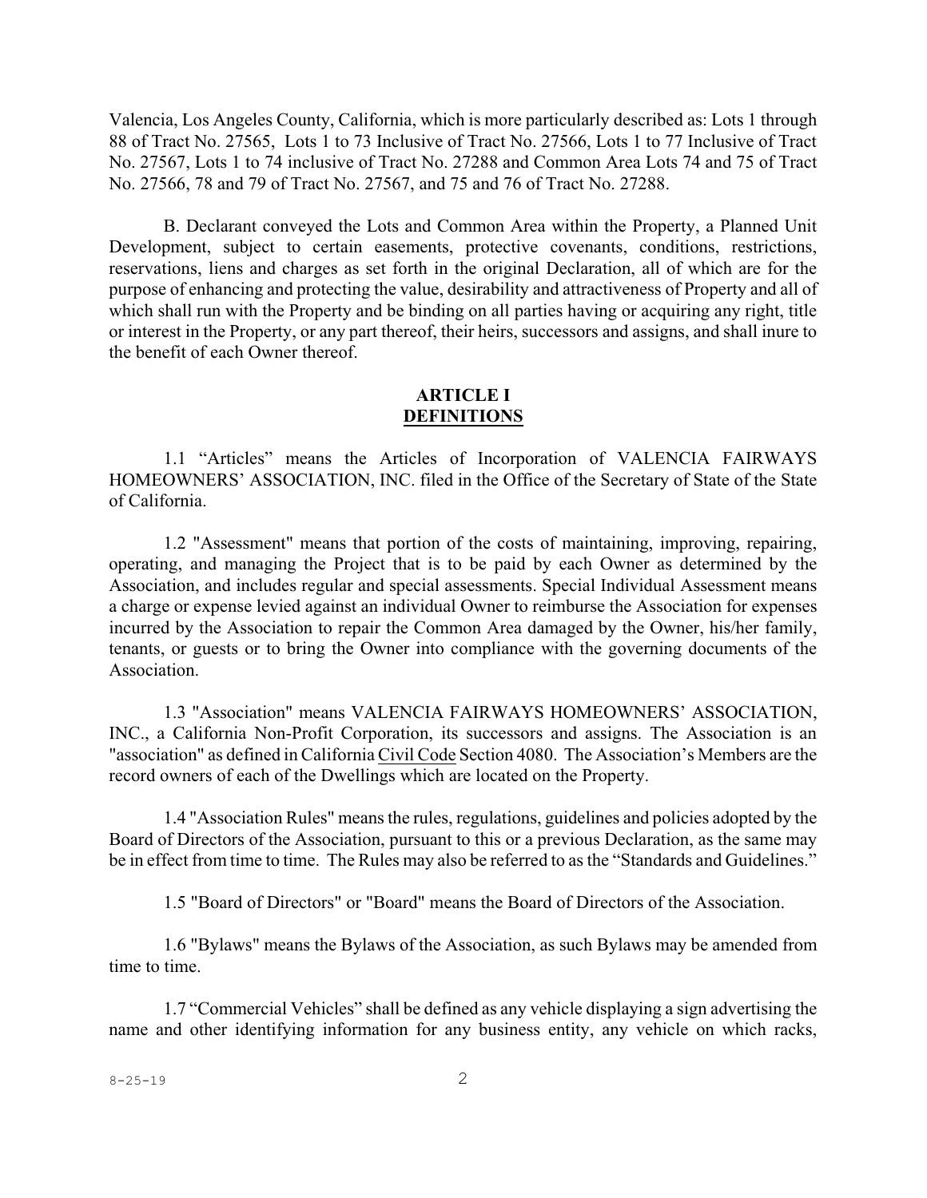Valencia, Los Angeles County, California, which is more particularly described as: Lots 1 through 88 of Tract No. 27565, Lots 1 to 73 Inclusive of Tract No. 27566, Lots 1 to 77 Inclusive of Tract No. 27567, Lots 1 to 74 inclusive of Tract No. 27288 and Common Area Lots 74 and 75 of Tract No. 27566, 78 and 79 of Tract No. 27567, and 75 and 76 of Tract No. 27288.

B. Declarant conveyed the Lots and Common Area within the Property, a Planned Unit Development, subject to certain easements, protective covenants, conditions, restrictions, reservations, liens and charges as set forth in the original Declaration, all of which are for the purpose of enhancing and protecting the value, desirability and attractiveness of Property and all of which shall run with the Property and be binding on all parties having or acquiring any right, title or interest in the Property, or any part thereof, their heirs, successors and assigns, and shall inure to the benefit of each Owner thereof.

## ARTICLE I
## DEFINITIONS

1.1 "Articles" means the Articles of Incorporation of VALENCIA FAIRWAYS HOMEOWNERS' ASSOCIATION, INC. filed in the Office of the Secretary of State of the State of California.

1.2 "Assessment" means that portion of the costs of maintaining, improving, repairing, operating, and managing the Project that is to be paid by each Owner as determined by the Association, and includes regular and special assessments. Special Individual Assessment means a charge or expense levied against an individual Owner to reimburse the Association for expenses incurred by the Association to repair the Common Area damaged by the Owner, his/her family, tenants, or guests or to bring the Owner into compliance with the governing documents of the Association.

1.3 "Association" means VALENCIA FAIRWAYS HOMEOWNERS' ASSOCIATION, INC., a California Non-Profit Corporation, its successors and assigns. The Association is an "association" as defined in California Civil Code Section 4080. The Association's Members are the record owners of each of the Dwellings which are located on the Property.

1.4 "Association Rules" means the rules, regulations, guidelines and policies adopted by the Board of Directors of the Association, pursuant to this or a previous Declaration, as the same may be in effect from time to time. The Rules may also be referred to as the "Standards and Guidelines."

1.5 "Board of Directors" or "Board" means the Board of Directors of the Association.

1.6 "Bylaws" means the Bylaws of the Association, as such Bylaws may be amended from time to time.

1.7 "Commercial Vehicles" shall be defined as any vehicle displaying a sign advertising the name and other identifying information for any business entity, any vehicle on which racks,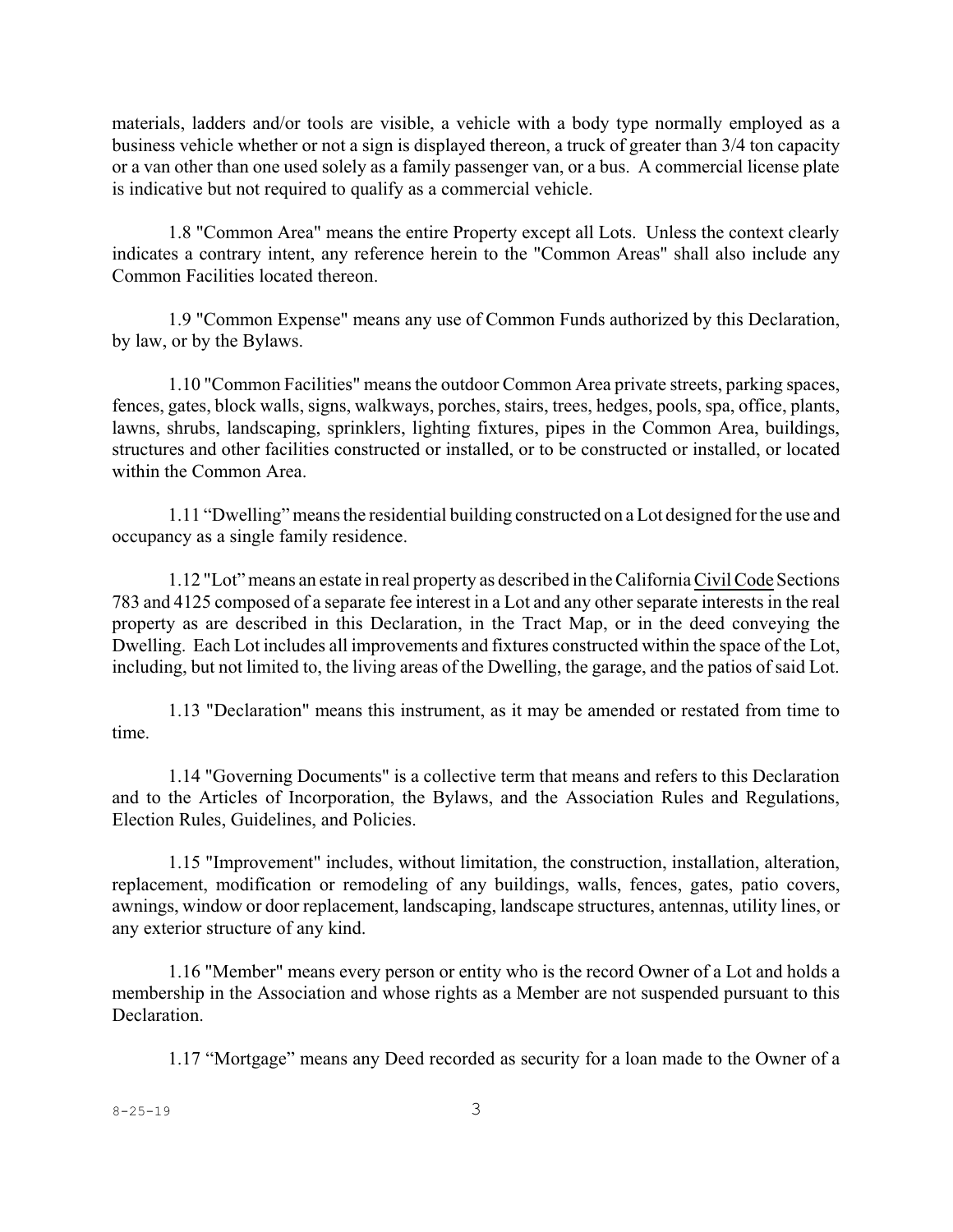materials, ladders and/or tools are visible, a vehicle with a body type normally employed as a business vehicle whether or not a sign is displayed thereon, a truck of greater than 3/4 ton capacity or a van other than one used solely as a family passenger van, or a bus. A commercial license plate is indicative but not required to qualify as a commercial vehicle.

1.8 "Common Area" means the entire Property except all Lots. Unless the context clearly indicates a contrary intent, any reference herein to the "Common Areas" shall also include any Common Facilities located thereon.

1.9 "Common Expense" means any use of Common Funds authorized by this Declaration, by law, or by the Bylaws.

1.10 "Common Facilities" means the outdoor Common Area private streets, parking spaces, fences, gates, block walls, signs, walkways, porches, stairs, trees, hedges, pools, spa, office, plants, lawns, shrubs, landscaping, sprinklers, lighting fixtures, pipes in the Common Area, buildings, structures and other facilities constructed or installed, or to be constructed or installed, or located within the Common Area.

1.11 "Dwelling" means the residential building constructed on a Lot designed for the use and occupancy as a single family residence.

1.12 "Lot" means an estate in real property as described in the California Civil Code Sections 783 and 4125 composed of a separate fee interest in a Lot and any other separate interests in the real property as are described in this Declaration, in the Tract Map, or in the deed conveying the Dwelling. Each Lot includes all improvements and fixtures constructed within the space of the Lot, including, but not limited to, the living areas of the Dwelling, the garage, and the patios of said Lot.

1.13 "Declaration" means this instrument, as it may be amended or restated from time to time.

1.14 "Governing Documents" is a collective term that means and refers to this Declaration and to the Articles of Incorporation, the Bylaws, and the Association Rules and Regulations, Election Rules, Guidelines, and Policies.

1.15 "Improvement" includes, without limitation, the construction, installation, alteration, replacement, modification or remodeling of any buildings, walls, fences, gates, patio covers, awnings, window or door replacement, landscaping, landscape structures, antennas, utility lines, or any exterior structure of any kind.

1.16 "Member" means every person or entity who is the record Owner of a Lot and holds a membership in the Association and whose rights as a Member are not suspended pursuant to this Declaration.

1.17 "Mortgage" means any Deed recorded as security for a loan made to the Owner of a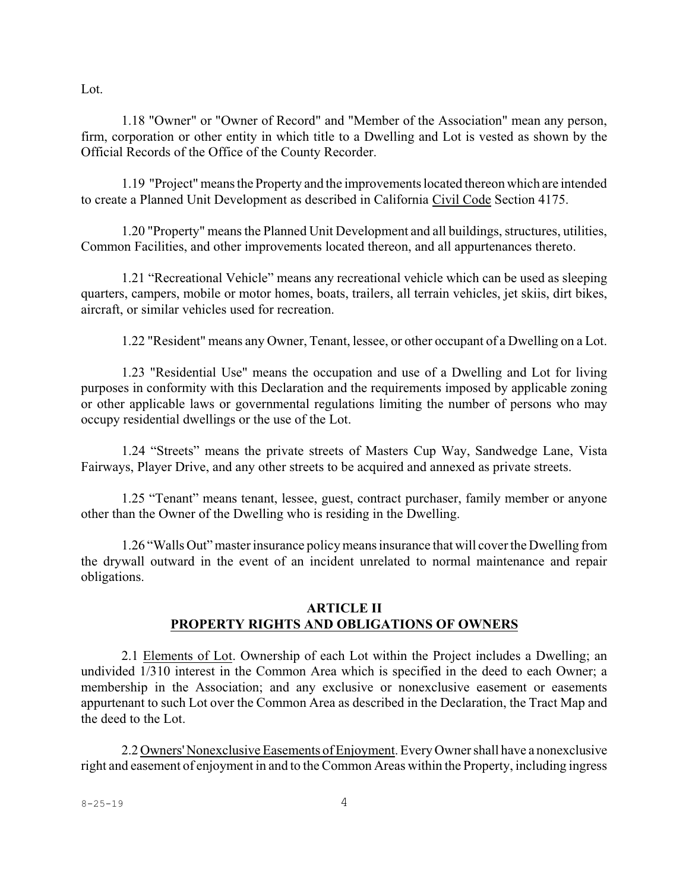Lot.

1.18 "Owner" or "Owner of Record" and "Member of the Association" mean any person, firm, corporation or other entity in which title to a Dwelling and Lot is vested as shown by the Official Records of the Office of the County Recorder.

1.19 "Project" means the Property and the improvements located thereon which are intended to create a Planned Unit Development as described in California Civil Code Section 4175.

1.20 "Property" means the Planned Unit Development and all buildings, structures, utilities, Common Facilities, and other improvements located thereon, and all appurtenances thereto.

1.21 "Recreational Vehicle" means any recreational vehicle which can be used as sleeping quarters, campers, mobile or motor homes, boats, trailers, all terrain vehicles, jet skiis, dirt bikes, aircraft, or similar vehicles used for recreation.

1.22 "Resident" means any Owner, Tenant, lessee, or other occupant of a Dwelling on a Lot.

1.23 "Residential Use" means the occupation and use of a Dwelling and Lot for living purposes in conformity with this Declaration and the requirements imposed by applicable zoning or other applicable laws or governmental regulations limiting the number of persons who may occupy residential dwellings or the use of the Lot.

1.24 "Streets" means the private streets of Masters Cup Way, Sandwedge Lane, Vista Fairways, Player Drive, and any other streets to be acquired and annexed as private streets.

1.25 "Tenant" means tenant, lessee, guest, contract purchaser, family member or anyone other than the Owner of the Dwelling who is residing in the Dwelling.

1.26 "Walls Out" master insurance policy means insurance that will cover the Dwelling from the drywall outward in the event of an incident unrelated to normal maintenance and repair obligations.

## ARTICLE II
## PROPERTY RIGHTS AND OBLIGATIONS OF OWNERS

2.1 Elements of Lot. Ownership of each Lot within the Project includes a Dwelling; an undivided 1/310 interest in the Common Area which is specified in the deed to each Owner; a membership in the Association; and any exclusive or nonexclusive easement or easements appurtenant to such Lot over the Common Area as described in the Declaration, the Tract Map and the deed to the Lot.

2.2 Owners' Nonexclusive Easements of Enjoyment. Every Owner shall have a nonexclusive right and easement of enjoyment in and to the Common Areas within the Property, including ingress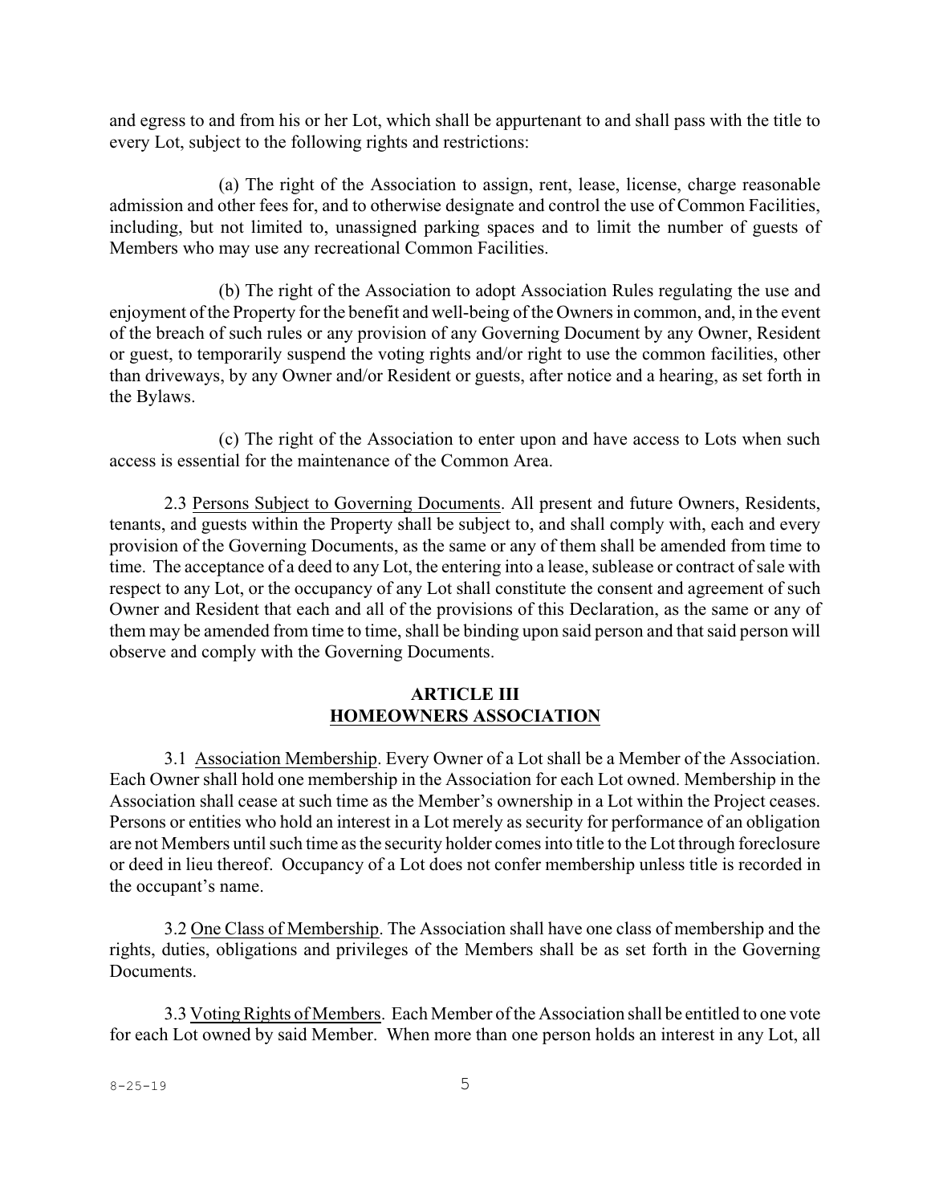and egress to and from his or her Lot, which shall be appurtenant to and shall pass with the title to every Lot, subject to the following rights and restrictions:

(a) The right of the Association to assign, rent, lease, license, charge reasonable admission and other fees for, and to otherwise designate and control the use of Common Facilities, including, but not limited to, unassigned parking spaces and to limit the number of guests of Members who may use any recreational Common Facilities.

(b) The right of the Association to adopt Association Rules regulating the use and enjoyment of the Property for the benefit and well-being of the Owners in common, and, in the event of the breach of such rules or any provision of any Governing Document by any Owner, Resident or guest, to temporarily suspend the voting rights and/or right to use the common facilities, other than driveways, by any Owner and/or Resident or guests, after notice and a hearing, as set forth in the Bylaws.

(c) The right of the Association to enter upon and have access to Lots when such access is essential for the maintenance of the Common Area.

2.3 Persons Subject to Governing Documents. All present and future Owners, Residents, tenants, and guests within the Property shall be subject to, and shall comply with, each and every provision of the Governing Documents, as the same or any of them shall be amended from time to time. The acceptance of a deed to any Lot, the entering into a lease, sublease or contract of sale with respect to any Lot, or the occupancy of any Lot shall constitute the consent and agreement of such Owner and Resident that each and all of the provisions of this Declaration, as the same or any of them may be amended from time to time, shall be binding upon said person and that said person will observe and comply with the Governing Documents.

## ARTICLE III
## HOMEOWNERS ASSOCIATION

3.1 Association Membership. Every Owner of a Lot shall be a Member of the Association. Each Owner shall hold one membership in the Association for each Lot owned. Membership in the Association shall cease at such time as the Member's ownership in a Lot within the Project ceases. Persons or entities who hold an interest in a Lot merely as security for performance of an obligation are not Members until such time as the security holder comes into title to the Lot through foreclosure or deed in lieu thereof. Occupancy of a Lot does not confer membership unless title is recorded in the occupant's name.

3.2 One Class of Membership. The Association shall have one class of membership and the rights, duties, obligations and privileges of the Members shall be as set forth in the Governing Documents.

3.3 Voting Rights of Members. Each Member of the Association shall be entitled to one vote for each Lot owned by said Member. When more than one person holds an interest in any Lot, all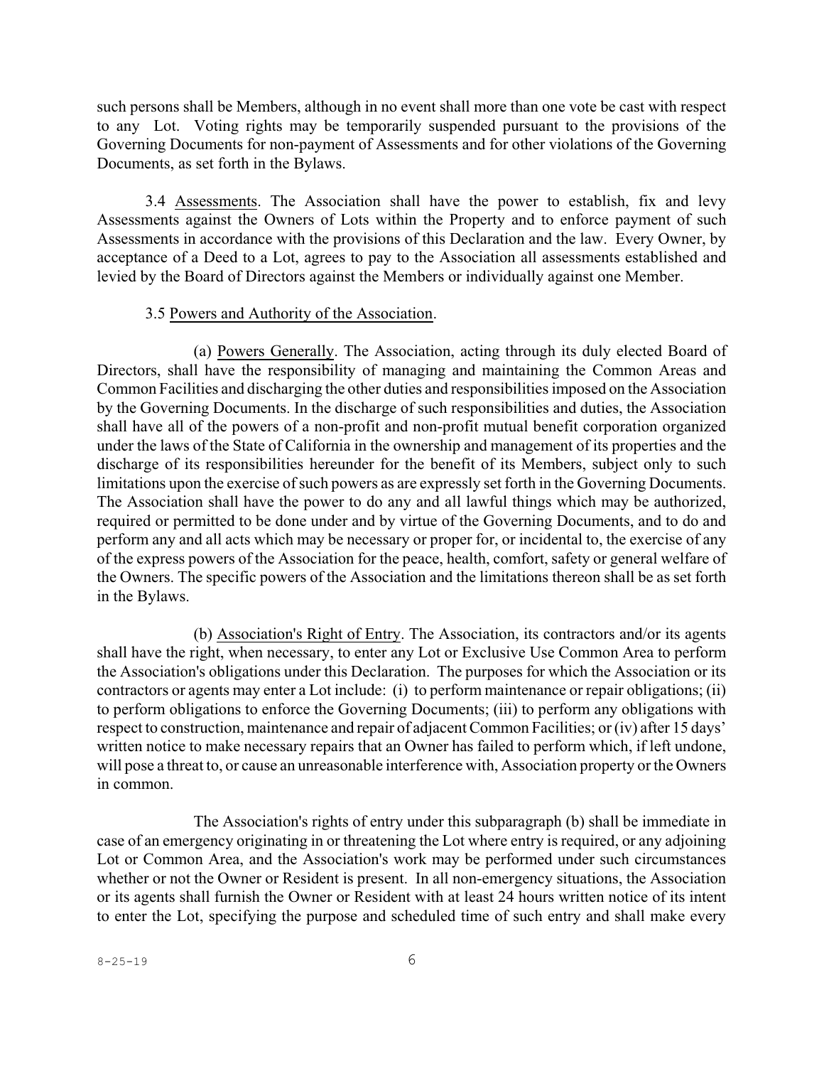such persons shall be Members, although in no event shall more than one vote be cast with respect to any Lot. Voting rights may be temporarily suspended pursuant to the provisions of the Governing Documents for non-payment of Assessments and for other violations of the Governing Documents, as set forth in the Bylaws.

3.4 Assessments. The Association shall have the power to establish, fix and levy Assessments against the Owners of Lots within the Property and to enforce payment of such Assessments in accordance with the provisions of this Declaration and the law. Every Owner, by acceptance of a Deed to a Lot, agrees to pay to the Association all assessments established and levied by the Board of Directors against the Members or individually against one Member.

3.5 Powers and Authority of the Association.

(a) Powers Generally. The Association, acting through its duly elected Board of Directors, shall have the responsibility of managing and maintaining the Common Areas and Common Facilities and discharging the other duties and responsibilities imposed on the Association by the Governing Documents. In the discharge of such responsibilities and duties, the Association shall have all of the powers of a non-profit and non-profit mutual benefit corporation organized under the laws of the State of California in the ownership and management of its properties and the discharge of its responsibilities hereunder for the benefit of its Members, subject only to such limitations upon the exercise of such powers as are expressly set forth in the Governing Documents. The Association shall have the power to do any and all lawful things which may be authorized, required or permitted to be done under and by virtue of the Governing Documents, and to do and perform any and all acts which may be necessary or proper for, or incidental to, the exercise of any of the express powers of the Association for the peace, health, comfort, safety or general welfare of the Owners. The specific powers of the Association and the limitations thereon shall be as set forth in the Bylaws.

(b) Association's Right of Entry. The Association, its contractors and/or its agents shall have the right, when necessary, to enter any Lot or Exclusive Use Common Area to perform the Association's obligations under this Declaration. The purposes for which the Association or its contractors or agents may enter a Lot include: (i) to perform maintenance or repair obligations; (ii) to perform obligations to enforce the Governing Documents; (iii) to perform any obligations with respect to construction, maintenance and repair of adjacent Common Facilities; or (iv) after 15 days' written notice to make necessary repairs that an Owner has failed to perform which, if left undone, will pose a threat to, or cause an unreasonable interference with, Association property or the Owners in common.

The Association's rights of entry under this subparagraph (b) shall be immediate in case of an emergency originating in or threatening the Lot where entry is required, or any adjoining Lot or Common Area, and the Association's work may be performed under such circumstances whether or not the Owner or Resident is present. In all non-emergency situations, the Association or its agents shall furnish the Owner or Resident with at least 24 hours written notice of its intent to enter the Lot, specifying the purpose and scheduled time of such entry and shall make every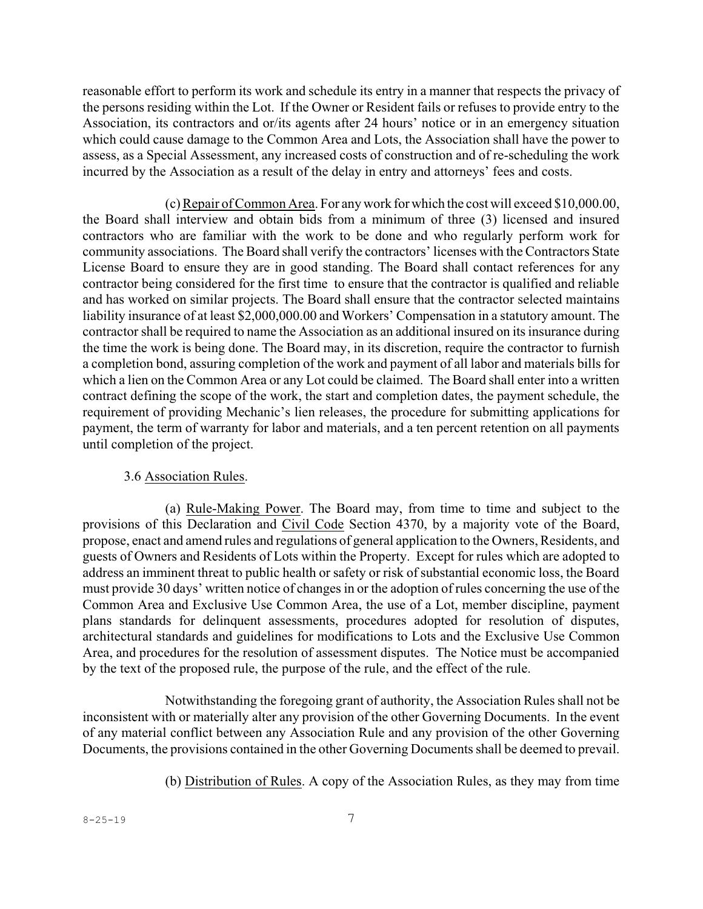reasonable effort to perform its work and schedule its entry in a manner that respects the privacy of the persons residing within the Lot. If the Owner or Resident fails or refuses to provide entry to the Association, its contractors and or/its agents after 24 hours' notice or in an emergency situation which could cause damage to the Common Area and Lots, the Association shall have the power to assess, as a Special Assessment, any increased costs of construction and of re-scheduling the work incurred by the Association as a result of the delay in entry and attorneys' fees and costs.

(c) Repair of Common Area. For any work for which the cost will exceed $10,000.00, the Board shall interview and obtain bids from a minimum of three (3) licensed and insured contractors who are familiar with the work to be done and who regularly perform work for community associations. The Board shall verify the contractors' licenses with the Contractors State License Board to ensure they are in good standing. The Board shall contact references for any contractor being considered for the first time to ensure that the contractor is qualified and reliable and has worked on similar projects. The Board shall ensure that the contractor selected maintains liability insurance of at least $2,000,000.00 and Workers' Compensation in a statutory amount. The contractor shall be required to name the Association as an additional insured on its insurance during the time the work is being done. The Board may, in its discretion, require the contractor to furnish a completion bond, assuring completion of the work and payment of all labor and materials bills for which a lien on the Common Area or any Lot could be claimed. The Board shall enter into a written contract defining the scope of the work, the start and completion dates, the payment schedule, the requirement of providing Mechanic's lien releases, the procedure for submitting applications for payment, the term of warranty for labor and materials, and a ten percent retention on all payments until completion of the project.

3.6 Association Rules.

(a) Rule-Making Power. The Board may, from time to time and subject to the provisions of this Declaration and Civil Code Section 4370, by a majority vote of the Board, propose, enact and amend rules and regulations of general application to the Owners, Residents, and guests of Owners and Residents of Lots within the Property. Except for rules which are adopted to address an imminent threat to public health or safety or risk of substantial economic loss, the Board must provide 30 days' written notice of changes in or the adoption of rules concerning the use of the Common Area and Exclusive Use Common Area, the use of a Lot, member discipline, payment plans standards for delinquent assessments, procedures adopted for resolution of disputes, architectural standards and guidelines for modifications to Lots and the Exclusive Use Common Area, and procedures for the resolution of assessment disputes. The Notice must be accompanied by the text of the proposed rule, the purpose of the rule, and the effect of the rule.

Notwithstanding the foregoing grant of authority, the Association Rules shall not be inconsistent with or materially alter any provision of the other Governing Documents. In the event of any material conflict between any Association Rule and any provision of the other Governing Documents, the provisions contained in the other Governing Documents shall be deemed to prevail.

(b) Distribution of Rules. A copy of the Association Rules, as they may from time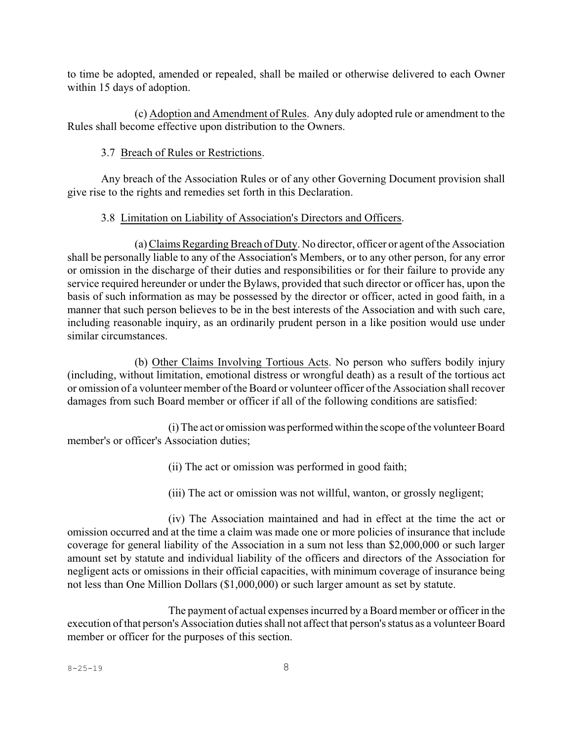to time be adopted, amended or repealed, shall be mailed or otherwise delivered to each Owner within 15 days of adoption.

(c) Adoption and Amendment of Rules. Any duly adopted rule or amendment to the Rules shall become effective upon distribution to the Owners.

3.7 Breach of Rules or Restrictions.

Any breach of the Association Rules or of any other Governing Document provision shall give rise to the rights and remedies set forth in this Declaration.

3.8 Limitation on Liability of Association's Directors and Officers.

(a) Claims Regarding Breach of Duty. No director, officer or agent of the Association shall be personally liable to any of the Association's Members, or to any other person, for any error or omission in the discharge of their duties and responsibilities or for their failure to provide any service required hereunder or under the Bylaws, provided that such director or officer has, upon the basis of such information as may be possessed by the director or officer, acted in good faith, in a manner that such person believes to be in the best interests of the Association and with such care, including reasonable inquiry, as an ordinarily prudent person in a like position would use under similar circumstances.

(b) Other Claims Involving Tortious Acts. No person who suffers bodily injury (including, without limitation, emotional distress or wrongful death) as a result of the tortious act or omission of a volunteer member of the Board or volunteer officer of the Association shall recover damages from such Board member or officer if all of the following conditions are satisfied:

(i) The act or omission was performed within the scope of the volunteer Board member's or officer's Association duties;

(ii) The act or omission was performed in good faith;

(iii) The act or omission was not willful, wanton, or grossly negligent;

(iv) The Association maintained and had in effect at the time the act or omission occurred and at the time a claim was made one or more policies of insurance that include coverage for general liability of the Association in a sum not less than $2,000,000 or such larger amount set by statute and individual liability of the officers and directors of the Association for negligent acts or omissions in their official capacities, with minimum coverage of insurance being not less than One Million Dollars ($1,000,000) or such larger amount as set by statute.

The payment of actual expenses incurred by a Board member or officer in the execution of that person's Association duties shall not affect that person's status as a volunteer Board member or officer for the purposes of this section.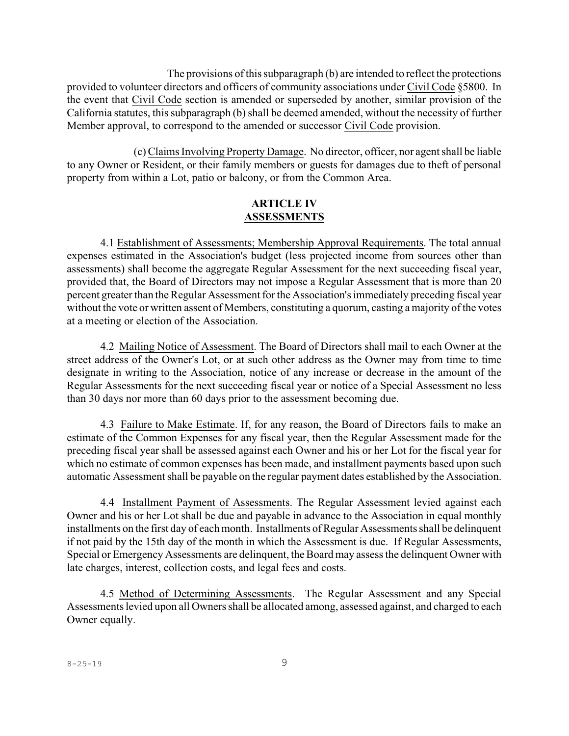The provisions of this subparagraph (b) are intended to reflect the protections provided to volunteer directors and officers of community associations under Civil Code §5800. In the event that Civil Code section is amended or superseded by another, similar provision of the California statutes, this subparagraph (b) shall be deemed amended, without the necessity of further Member approval, to correspond to the amended or successor Civil Code provision.

(c) Claims Involving Property Damage. No director, officer, nor agent shall be liable to any Owner or Resident, or their family members or guests for damages due to theft of personal property from within a Lot, patio or balcony, or from the Common Area.

## ARTICLE IV
## ASSESSMENTS

4.1 Establishment of Assessments; Membership Approval Requirements. The total annual expenses estimated in the Association's budget (less projected income from sources other than assessments) shall become the aggregate Regular Assessment for the next succeeding fiscal year, provided that, the Board of Directors may not impose a Regular Assessment that is more than 20 percent greater than the Regular Assessment for the Association's immediately preceding fiscal year without the vote or written assent of Members, constituting a quorum, casting a majority of the votes at a meeting or election of the Association.

4.2 Mailing Notice of Assessment. The Board of Directors shall mail to each Owner at the street address of the Owner's Lot, or at such other address as the Owner may from time to time designate in writing to the Association, notice of any increase or decrease in the amount of the Regular Assessments for the next succeeding fiscal year or notice of a Special Assessment no less than 30 days nor more than 60 days prior to the assessment becoming due.

4.3 Failure to Make Estimate. If, for any reason, the Board of Directors fails to make an estimate of the Common Expenses for any fiscal year, then the Regular Assessment made for the preceding fiscal year shall be assessed against each Owner and his or her Lot for the fiscal year for which no estimate of common expenses has been made, and installment payments based upon such automatic Assessment shall be payable on the regular payment dates established by the Association.

4.4 Installment Payment of Assessments. The Regular Assessment levied against each Owner and his or her Lot shall be due and payable in advance to the Association in equal monthly installments on the first day of each month. Installments of Regular Assessments shall be delinquent if not paid by the 15th day of the month in which the Assessment is due. If Regular Assessments, Special or Emergency Assessments are delinquent, the Board may assess the delinquent Owner with late charges, interest, collection costs, and legal fees and costs.

4.5 Method of Determining Assessments. The Regular Assessment and any Special Assessments levied upon all Owners shall be allocated among, assessed against, and charged to each Owner equally.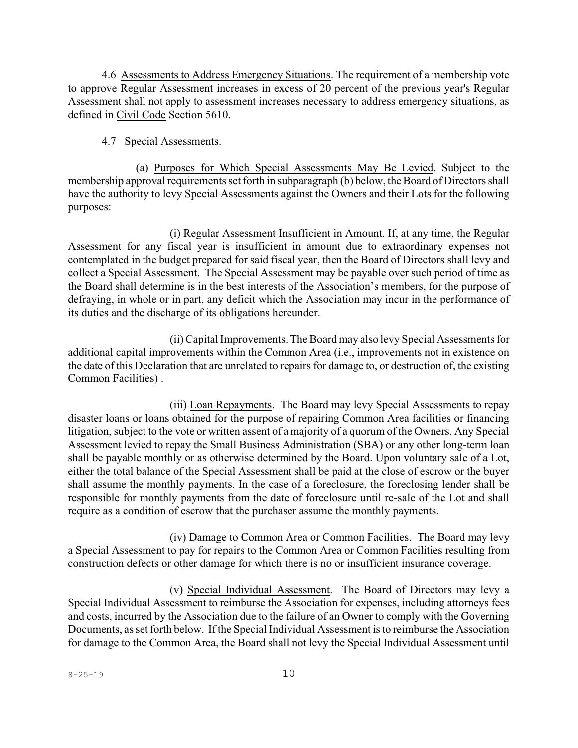4.6 Assessments to Address Emergency Situations. The requirement of a membership vote to approve Regular Assessment increases in excess of 20 percent of the previous year's Regular Assessment shall not apply to assessment increases necessary to address emergency situations, as defined in Civil Code Section 5610.

4.7 Special Assessments.

(a) Purposes for Which Special Assessments May Be Levied. Subject to the membership approval requirements set forth in subparagraph (b) below, the Board of Directors shall have the authority to levy Special Assessments against the Owners and their Lots for the following purposes:

(i) Regular Assessment Insufficient in Amount. If, at any time, the Regular Assessment for any fiscal year is insufficient in amount due to extraordinary expenses not contemplated in the budget prepared for said fiscal year, then the Board of Directors shall levy and collect a Special Assessment. The Special Assessment may be payable over such period of time as the Board shall determine is in the best interests of the Association's members, for the purpose of defraying, in whole or in part, any deficit which the Association may incur in the performance of its duties and the discharge of its obligations hereunder.

(ii) Capital Improvements. The Board may also levy Special Assessments for additional capital improvements within the Common Area (i.e., improvements not in existence on the date of this Declaration that are unrelated to repairs for damage to, or destruction of, the existing Common Facilities) .

(iii) Loan Repayments. The Board may levy Special Assessments to repay disaster loans or loans obtained for the purpose of repairing Common Area facilities or financing litigation, subject to the vote or written assent of a majority of a quorum of the Owners. Any Special Assessment levied to repay the Small Business Administration (SBA) or any other long-term loan shall be payable monthly or as otherwise determined by the Board. Upon voluntary sale of a Lot, either the total balance of the Special Assessment shall be paid at the close of escrow or the buyer shall assume the monthly payments. In the case of a foreclosure, the foreclosing lender shall be responsible for monthly payments from the date of foreclosure until re-sale of the Lot and shall require as a condition of escrow that the purchaser assume the monthly payments.

(iv) Damage to Common Area or Common Facilities. The Board may levy a Special Assessment to pay for repairs to the Common Area or Common Facilities resulting from construction defects or other damage for which there is no or insufficient insurance coverage.

(v) Special Individual Assessment. The Board of Directors may levy a Special Individual Assessment to reimburse the Association for expenses, including attorneys fees and costs, incurred by the Association due to the failure of an Owner to comply with the Governing Documents, as set forth below. If the Special Individual Assessment is to reimburse the Association for damage to the Common Area, the Board shall not levy the Special Individual Assessment until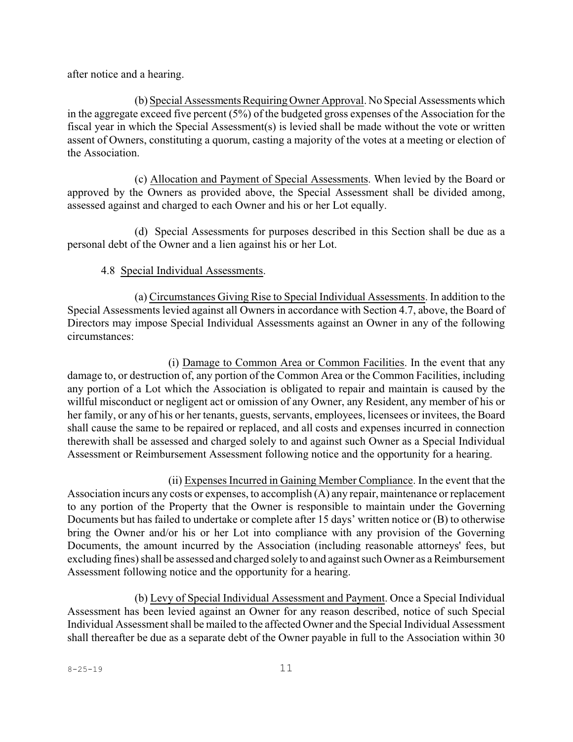after notice and a hearing.

(b) Special Assessments Requiring Owner Approval. No Special Assessments which in the aggregate exceed five percent (5%) of the budgeted gross expenses of the Association for the fiscal year in which the Special Assessment(s) is levied shall be made without the vote or written assent of Owners, constituting a quorum, casting a majority of the votes at a meeting or election of the Association.

(c) Allocation and Payment of Special Assessments. When levied by the Board or approved by the Owners as provided above, the Special Assessment shall be divided among, assessed against and charged to each Owner and his or her Lot equally.

(d) Special Assessments for purposes described in this Section shall be due as a personal debt of the Owner and a lien against his or her Lot.

4.8 Special Individual Assessments.

(a) Circumstances Giving Rise to Special Individual Assessments. In addition to the Special Assessments levied against all Owners in accordance with Section 4.7, above, the Board of Directors may impose Special Individual Assessments against an Owner in any of the following circumstances:

(i) Damage to Common Area or Common Facilities. In the event that any damage to, or destruction of, any portion of the Common Area or the Common Facilities, including any portion of a Lot which the Association is obligated to repair and maintain is caused by the willful misconduct or negligent act or omission of any Owner, any Resident, any member of his or her family, or any of his or her tenants, guests, servants, employees, licensees or invitees, the Board shall cause the same to be repaired or replaced, and all costs and expenses incurred in connection therewith shall be assessed and charged solely to and against such Owner as a Special Individual Assessment or Reimbursement Assessment following notice and the opportunity for a hearing.

(ii) Expenses Incurred in Gaining Member Compliance. In the event that the Association incurs any costs or expenses, to accomplish (A) any repair, maintenance or replacement to any portion of the Property that the Owner is responsible to maintain under the Governing Documents but has failed to undertake or complete after 15 days' written notice or (B) to otherwise bring the Owner and/or his or her Lot into compliance with any provision of the Governing Documents, the amount incurred by the Association (including reasonable attorneys' fees, but excluding fines) shall be assessed and charged solely to and against such Owner as a Reimbursement Assessment following notice and the opportunity for a hearing.

(b) Levy of Special Individual Assessment and Payment. Once a Special Individual Assessment has been levied against an Owner for any reason described, notice of such Special Individual Assessment shall be mailed to the affected Owner and the Special Individual Assessment shall thereafter be due as a separate debt of the Owner payable in full to the Association within 30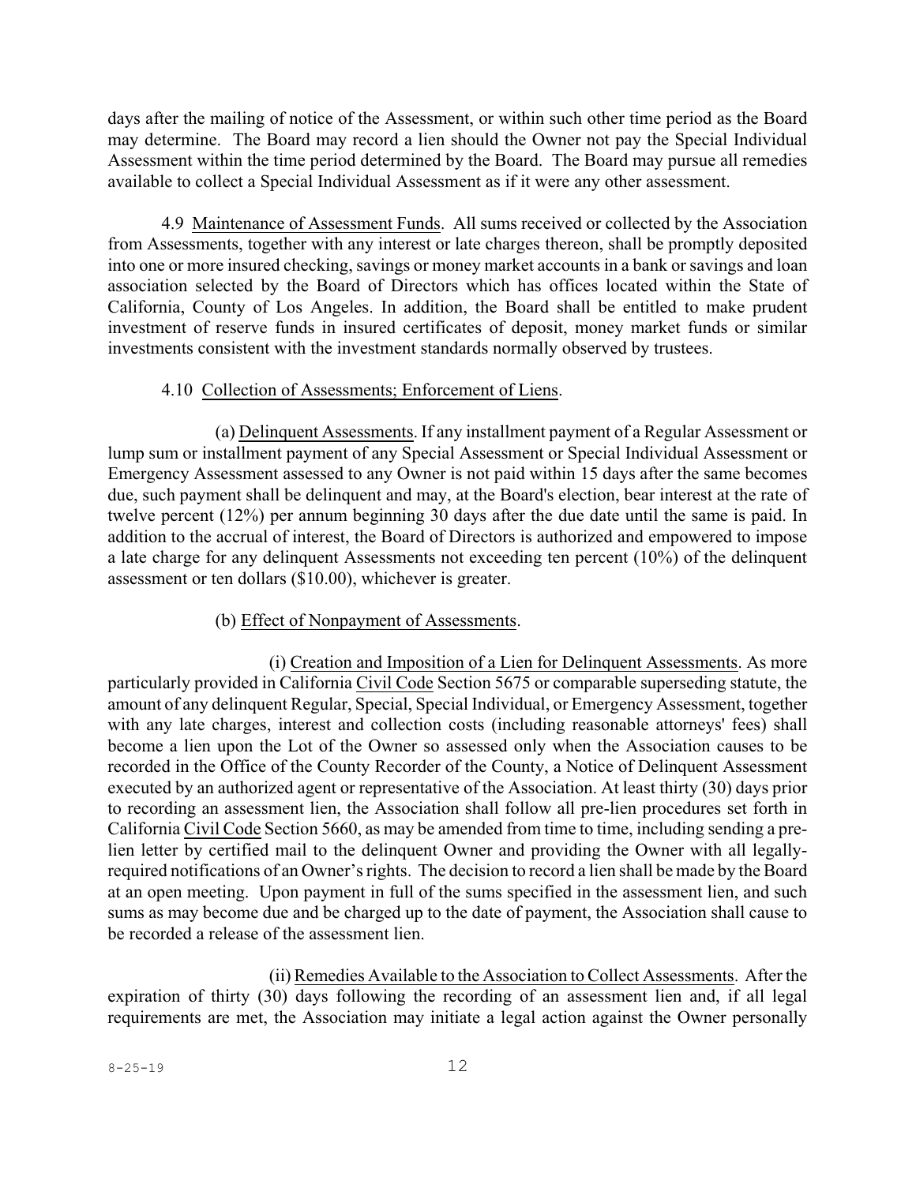days after the mailing of notice of the Assessment, or within such other time period as the Board may determine. The Board may record a lien should the Owner not pay the Special Individual Assessment within the time period determined by the Board. The Board may pursue all remedies available to collect a Special Individual Assessment as if it were any other assessment.

4.9 Maintenance of Assessment Funds. All sums received or collected by the Association from Assessments, together with any interest or late charges thereon, shall be promptly deposited into one or more insured checking, savings or money market accounts in a bank or savings and loan association selected by the Board of Directors which has offices located within the State of California, County of Los Angeles. In addition, the Board shall be entitled to make prudent investment of reserve funds in insured certificates of deposit, money market funds or similar investments consistent with the investment standards normally observed by trustees.

4.10 Collection of Assessments; Enforcement of Liens.

(a) Delinquent Assessments. If any installment payment of a Regular Assessment or lump sum or installment payment of any Special Assessment or Special Individual Assessment or Emergency Assessment assessed to any Owner is not paid within 15 days after the same becomes due, such payment shall be delinquent and may, at the Board's election, bear interest at the rate of twelve percent (12%) per annum beginning 30 days after the due date until the same is paid. In addition to the accrual of interest, the Board of Directors is authorized and empowered to impose a late charge for any delinquent Assessments not exceeding ten percent (10%) of the delinquent assessment or ten dollars ($10.00), whichever is greater.

(b) Effect of Nonpayment of Assessments.

(i) Creation and Imposition of a Lien for Delinquent Assessments. As more particularly provided in California Civil Code Section 5675 or comparable superseding statute, the amount of any delinquent Regular, Special, Special Individual, or Emergency Assessment, together with any late charges, interest and collection costs (including reasonable attorneys' fees) shall become a lien upon the Lot of the Owner so assessed only when the Association causes to be recorded in the Office of the County Recorder of the County, a Notice of Delinquent Assessment executed by an authorized agent or representative of the Association. At least thirty (30) days prior to recording an assessment lien, the Association shall follow all pre-lien procedures set forth in California Civil Code Section 5660, as may be amended from time to time, including sending a pre-lien letter by certified mail to the delinquent Owner and providing the Owner with all legally-required notifications of an Owner's rights. The decision to record a lien shall be made by the Board at an open meeting. Upon payment in full of the sums specified in the assessment lien, and such sums as may become due and be charged up to the date of payment, the Association shall cause to be recorded a release of the assessment lien.

(ii) Remedies Available to the Association to Collect Assessments. After the expiration of thirty (30) days following the recording of an assessment lien and, if all legal requirements are met, the Association may initiate a legal action against the Owner personally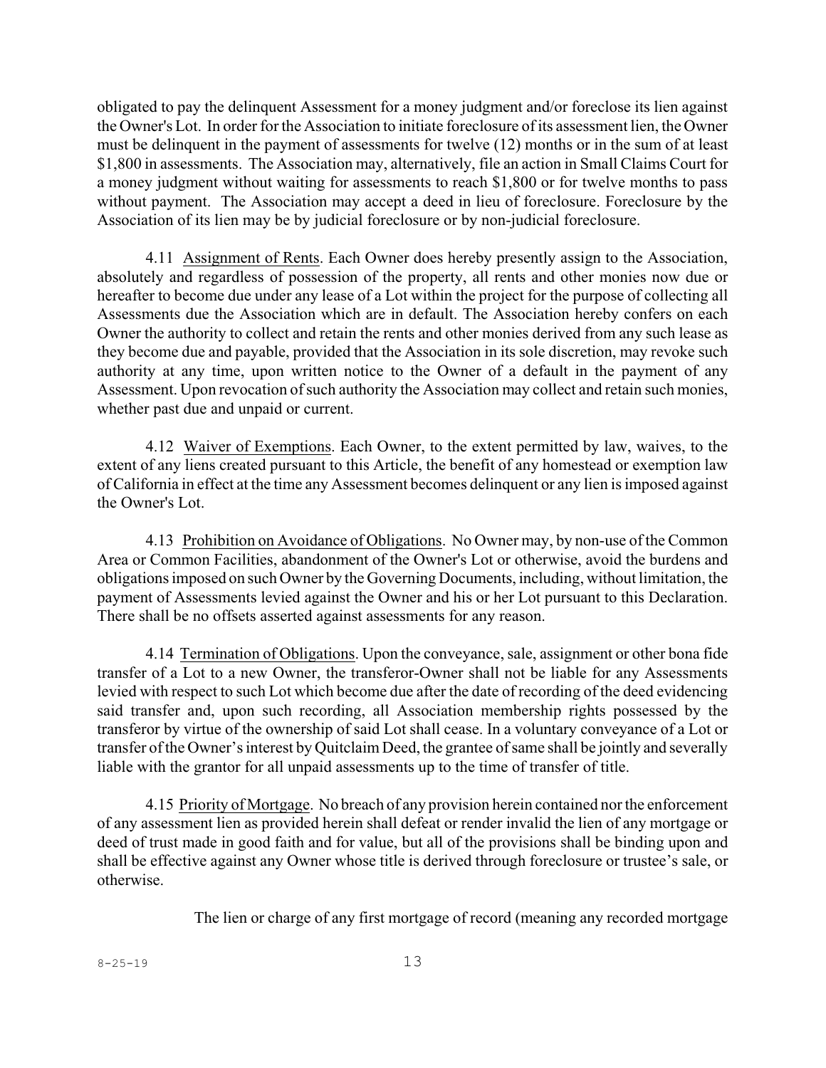obligated to pay the delinquent Assessment for a money judgment and/or foreclose its lien against the Owner's Lot. In order for the Association to initiate foreclosure of its assessment lien, the Owner must be delinquent in the payment of assessments for twelve (12) months or in the sum of at least $1,800 in assessments. The Association may, alternatively, file an action in Small Claims Court for a money judgment without waiting for assessments to reach $1,800 or for twelve months to pass without payment. The Association may accept a deed in lieu of foreclosure. Foreclosure by the Association of its lien may be by judicial foreclosure or by non-judicial foreclosure.

4.11 Assignment of Rents. Each Owner does hereby presently assign to the Association, absolutely and regardless of possession of the property, all rents and other monies now due or hereafter to become due under any lease of a Lot within the project for the purpose of collecting all Assessments due the Association which are in default. The Association hereby confers on each Owner the authority to collect and retain the rents and other monies derived from any such lease as they become due and payable, provided that the Association in its sole discretion, may revoke such authority at any time, upon written notice to the Owner of a default in the payment of any Assessment. Upon revocation of such authority the Association may collect and retain such monies, whether past due and unpaid or current.

4.12 Waiver of Exemptions. Each Owner, to the extent permitted by law, waives, to the extent of any liens created pursuant to this Article, the benefit of any homestead or exemption law of California in effect at the time any Assessment becomes delinquent or any lien is imposed against the Owner's Lot.

4.13 Prohibition on Avoidance of Obligations. No Owner may, by non-use of the Common Area or Common Facilities, abandonment of the Owner's Lot or otherwise, avoid the burdens and obligations imposed on such Owner by the Governing Documents, including, without limitation, the payment of Assessments levied against the Owner and his or her Lot pursuant to this Declaration. There shall be no offsets asserted against assessments for any reason.

4.14 Termination of Obligations. Upon the conveyance, sale, assignment or other bona fide transfer of a Lot to a new Owner, the transferor-Owner shall not be liable for any Assessments levied with respect to such Lot which become due after the date of recording of the deed evidencing said transfer and, upon such recording, all Association membership rights possessed by the transferor by virtue of the ownership of said Lot shall cease. In a voluntary conveyance of a Lot or transfer of the Owner's interest by Quitclaim Deed, the grantee of same shall be jointly and severally liable with the grantor for all unpaid assessments up to the time of transfer of title.

4.15 Priority of Mortgage. No breach of any provision herein contained nor the enforcement of any assessment lien as provided herein shall defeat or render invalid the lien of any mortgage or deed of trust made in good faith and for value, but all of the provisions shall be binding upon and shall be effective against any Owner whose title is derived through foreclosure or trustee's sale, or otherwise.

The lien or charge of any first mortgage of record (meaning any recorded mortgage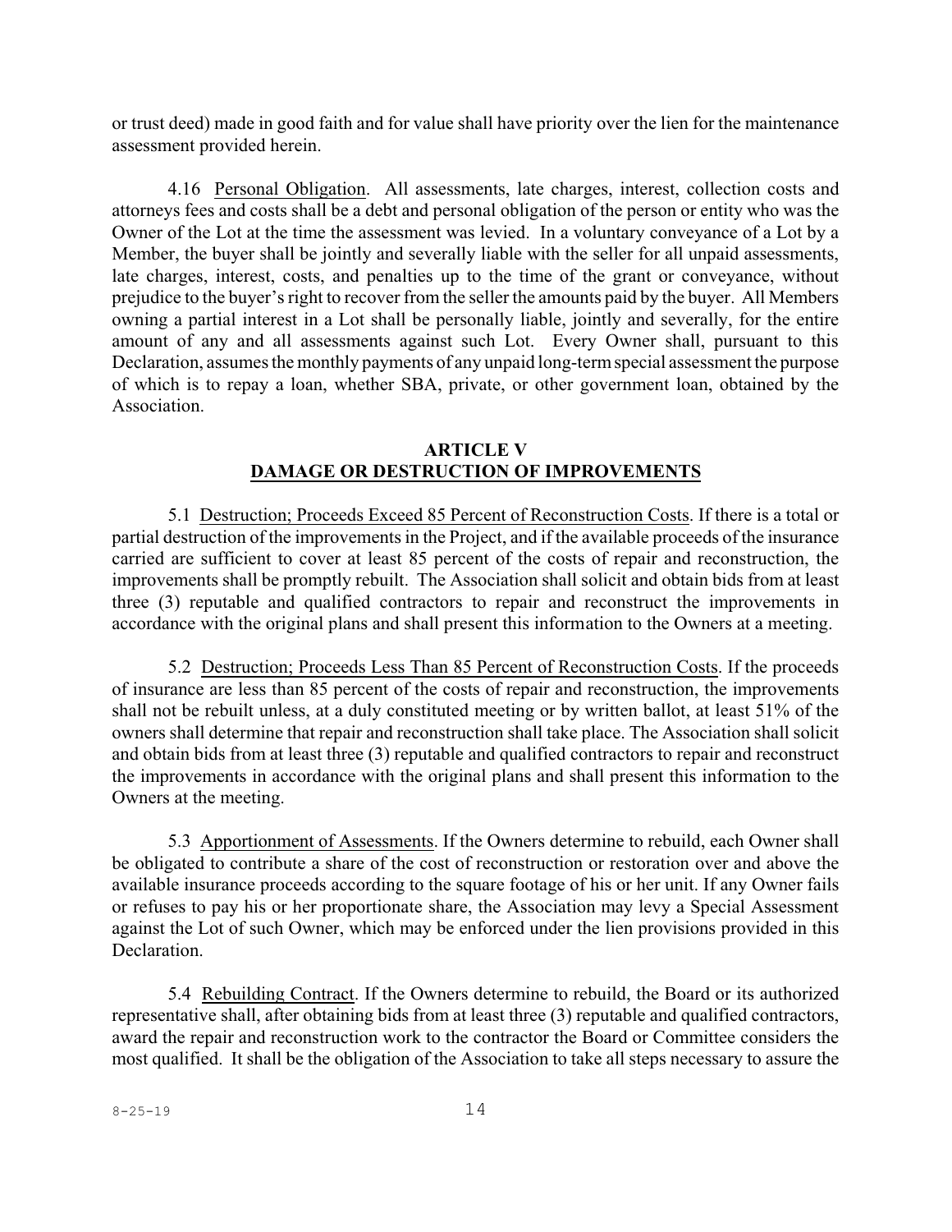or trust deed) made in good faith and for value shall have priority over the lien for the maintenance assessment provided herein.

4.16 Personal Obligation. All assessments, late charges, interest, collection costs and attorneys fees and costs shall be a debt and personal obligation of the person or entity who was the Owner of the Lot at the time the assessment was levied. In a voluntary conveyance of a Lot by a Member, the buyer shall be jointly and severally liable with the seller for all unpaid assessments, late charges, interest, costs, and penalties up to the time of the grant or conveyance, without prejudice to the buyer's right to recover from the seller the amounts paid by the buyer. All Members owning a partial interest in a Lot shall be personally liable, jointly and severally, for the entire amount of any and all assessments against such Lot. Every Owner shall, pursuant to this Declaration, assumes the monthly payments of any unpaid long-term special assessment the purpose of which is to repay a loan, whether SBA, private, or other government loan, obtained by the Association.

## ARTICLE V
## DAMAGE OR DESTRUCTION OF IMPROVEMENTS

5.1 Destruction; Proceeds Exceed 85 Percent of Reconstruction Costs. If there is a total or partial destruction of the improvements in the Project, and if the available proceeds of the insurance carried are sufficient to cover at least 85 percent of the costs of repair and reconstruction, the improvements shall be promptly rebuilt. The Association shall solicit and obtain bids from at least three (3) reputable and qualified contractors to repair and reconstruct the improvements in accordance with the original plans and shall present this information to the Owners at a meeting.

5.2 Destruction; Proceeds Less Than 85 Percent of Reconstruction Costs. If the proceeds of insurance are less than 85 percent of the costs of repair and reconstruction, the improvements shall not be rebuilt unless, at a duly constituted meeting or by written ballot, at least 51% of the owners shall determine that repair and reconstruction shall take place. The Association shall solicit and obtain bids from at least three (3) reputable and qualified contractors to repair and reconstruct the improvements in accordance with the original plans and shall present this information to the Owners at the meeting.

5.3 Apportionment of Assessments. If the Owners determine to rebuild, each Owner shall be obligated to contribute a share of the cost of reconstruction or restoration over and above the available insurance proceeds according to the square footage of his or her unit. If any Owner fails or refuses to pay his or her proportionate share, the Association may levy a Special Assessment against the Lot of such Owner, which may be enforced under the lien provisions provided in this Declaration.

5.4 Rebuilding Contract. If the Owners determine to rebuild, the Board or its authorized representative shall, after obtaining bids from at least three (3) reputable and qualified contractors, award the repair and reconstruction work to the contractor the Board or Committee considers the most qualified. It shall be the obligation of the Association to take all steps necessary to assure the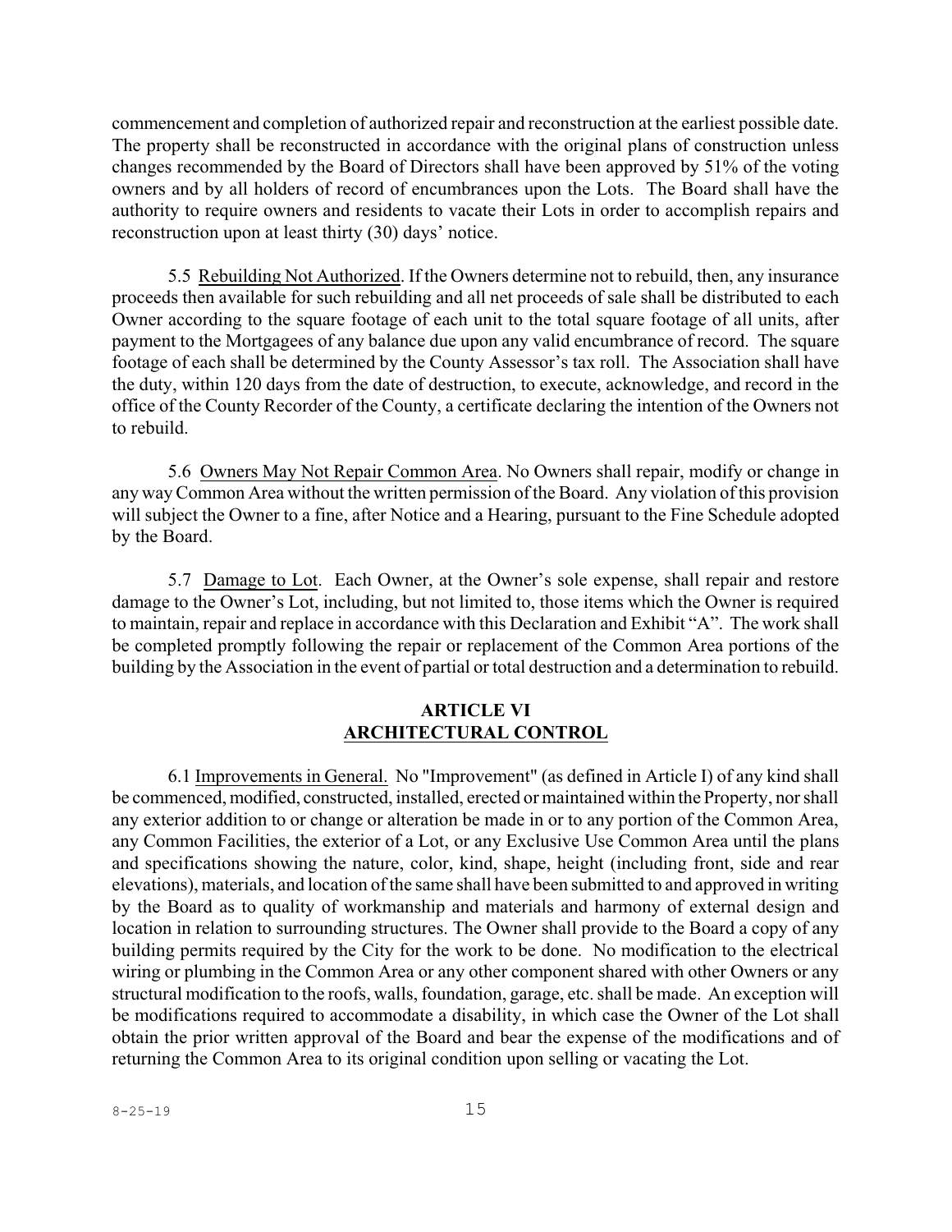commencement and completion of authorized repair and reconstruction at the earliest possible date. The property shall be reconstructed in accordance with the original plans of construction unless changes recommended by the Board of Directors shall have been approved by 51% of the voting owners and by all holders of record of encumbrances upon the Lots. The Board shall have the authority to require owners and residents to vacate their Lots in order to accomplish repairs and reconstruction upon at least thirty (30) days' notice.

5.5 Rebuilding Not Authorized. If the Owners determine not to rebuild, then, any insurance proceeds then available for such rebuilding and all net proceeds of sale shall be distributed to each Owner according to the square footage of each unit to the total square footage of all units, after payment to the Mortgagees of any balance due upon any valid encumbrance of record. The square footage of each shall be determined by the County Assessor's tax roll. The Association shall have the duty, within 120 days from the date of destruction, to execute, acknowledge, and record in the office of the County Recorder of the County, a certificate declaring the intention of the Owners not to rebuild.

5.6 Owners May Not Repair Common Area. No Owners shall repair, modify or change in any way Common Area without the written permission of the Board. Any violation of this provision will subject the Owner to a fine, after Notice and a Hearing, pursuant to the Fine Schedule adopted by the Board.

5.7 Damage to Lot. Each Owner, at the Owner's sole expense, shall repair and restore damage to the Owner's Lot, including, but not limited to, those items which the Owner is required to maintain, repair and replace in accordance with this Declaration and Exhibit "A". The work shall be completed promptly following the repair or replacement of the Common Area portions of the building by the Association in the event of partial or total destruction and a determination to rebuild.

## ARTICLE VI
## ARCHITECTURAL CONTROL

6.1 Improvements in General. No "Improvement" (as defined in Article I) of any kind shall be commenced, modified, constructed, installed, erected or maintained within the Property, nor shall any exterior addition to or change or alteration be made in or to any portion of the Common Area, any Common Facilities, the exterior of a Lot, or any Exclusive Use Common Area until the plans and specifications showing the nature, color, kind, shape, height (including front, side and rear elevations), materials, and location of the same shall have been submitted to and approved in writing by the Board as to quality of workmanship and materials and harmony of external design and location in relation to surrounding structures. The Owner shall provide to the Board a copy of any building permits required by the City for the work to be done. No modification to the electrical wiring or plumbing in the Common Area or any other component shared with other Owners or any structural modification to the roofs, walls, foundation, garage, etc. shall be made. An exception will be modifications required to accommodate a disability, in which case the Owner of the Lot shall obtain the prior written approval of the Board and bear the expense of the modifications and of returning the Common Area to its original condition upon selling or vacating the Lot.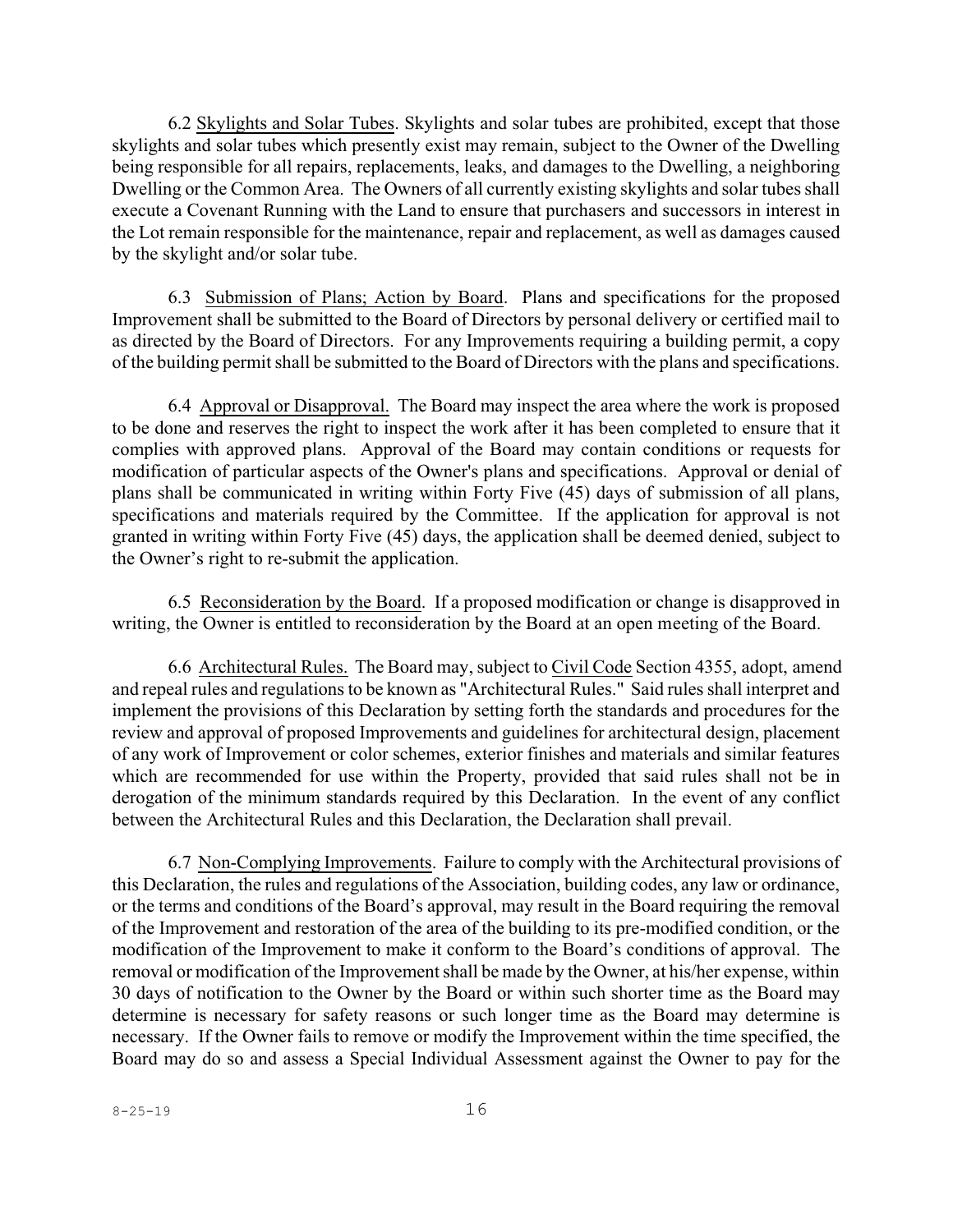6.2 Skylights and Solar Tubes. Skylights and solar tubes are prohibited, except that those skylights and solar tubes which presently exist may remain, subject to the Owner of the Dwelling being responsible for all repairs, replacements, leaks, and damages to the Dwelling, a neighboring Dwelling or the Common Area. The Owners of all currently existing skylights and solar tubes shall execute a Covenant Running with the Land to ensure that purchasers and successors in interest in the Lot remain responsible for the maintenance, repair and replacement, as well as damages caused by the skylight and/or solar tube.

6.3 Submission of Plans; Action by Board. Plans and specifications for the proposed Improvement shall be submitted to the Board of Directors by personal delivery or certified mail to as directed by the Board of Directors. For any Improvements requiring a building permit, a copy of the building permit shall be submitted to the Board of Directors with the plans and specifications.

6.4 Approval or Disapproval. The Board may inspect the area where the work is proposed to be done and reserves the right to inspect the work after it has been completed to ensure that it complies with approved plans. Approval of the Board may contain conditions or requests for modification of particular aspects of the Owner's plans and specifications. Approval or denial of plans shall be communicated in writing within Forty Five (45) days of submission of all plans, specifications and materials required by the Committee. If the application for approval is not granted in writing within Forty Five (45) days, the application shall be deemed denied, subject to the Owner's right to re-submit the application.

6.5 Reconsideration by the Board. If a proposed modification or change is disapproved in writing, the Owner is entitled to reconsideration by the Board at an open meeting of the Board.

6.6 Architectural Rules. The Board may, subject to Civil Code Section 4355, adopt, amend and repeal rules and regulations to be known as "Architectural Rules." Said rules shall interpret and implement the provisions of this Declaration by setting forth the standards and procedures for the review and approval of proposed Improvements and guidelines for architectural design, placement of any work of Improvement or color schemes, exterior finishes and materials and similar features which are recommended for use within the Property, provided that said rules shall not be in derogation of the minimum standards required by this Declaration. In the event of any conflict between the Architectural Rules and this Declaration, the Declaration shall prevail.

6.7 Non-Complying Improvements. Failure to comply with the Architectural provisions of this Declaration, the rules and regulations of the Association, building codes, any law or ordinance, or the terms and conditions of the Board's approval, may result in the Board requiring the removal of the Improvement and restoration of the area of the building to its pre-modified condition, or the modification of the Improvement to make it conform to the Board's conditions of approval. The removal or modification of the Improvement shall be made by the Owner, at his/her expense, within 30 days of notification to the Owner by the Board or within such shorter time as the Board may determine is necessary for safety reasons or such longer time as the Board may determine is necessary. If the Owner fails to remove or modify the Improvement within the time specified, the Board may do so and assess a Special Individual Assessment against the Owner to pay for the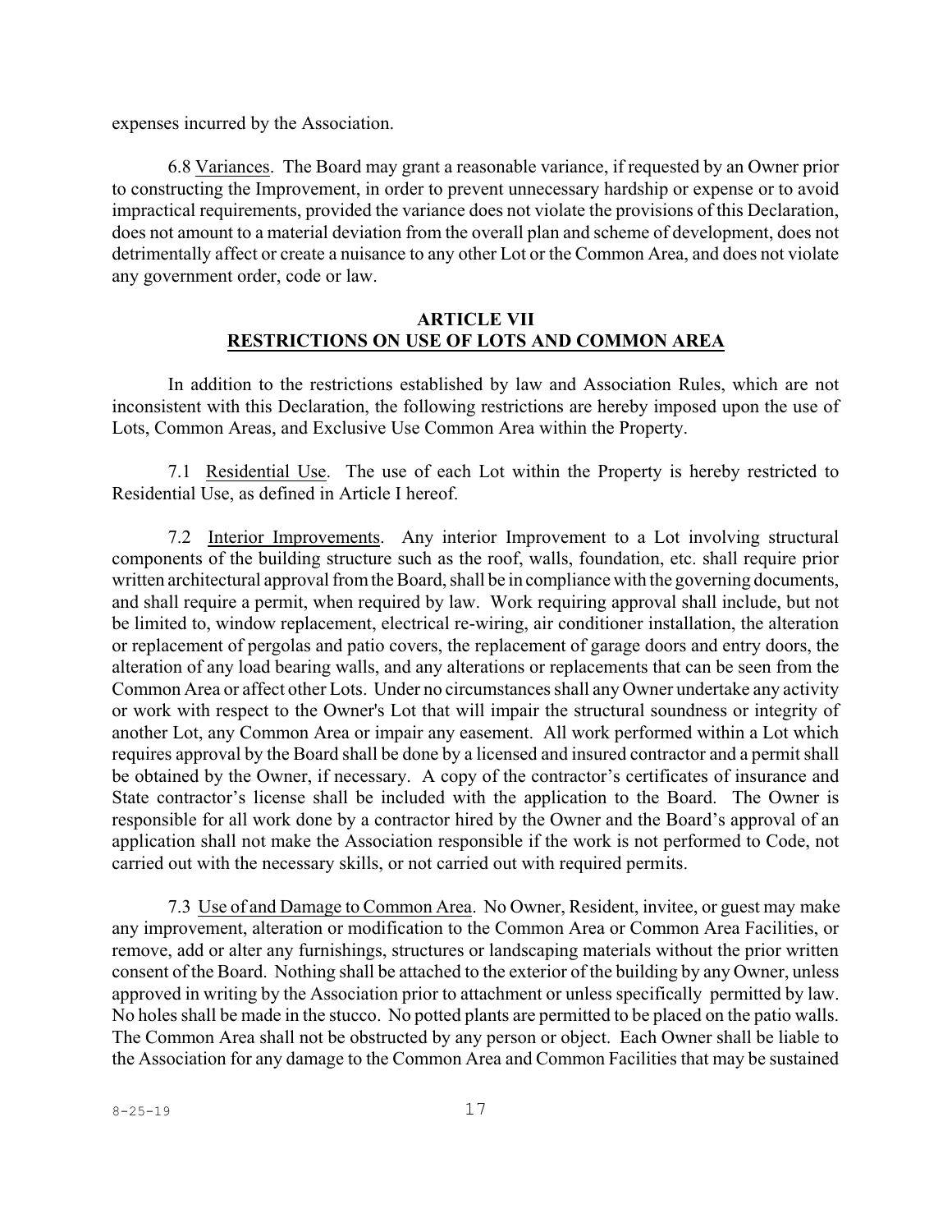expenses incurred by the Association.

6.8 Variances. The Board may grant a reasonable variance, if requested by an Owner prior to constructing the Improvement, in order to prevent unnecessary hardship or expense or to avoid impractical requirements, provided the variance does not violate the provisions of this Declaration, does not amount to a material deviation from the overall plan and scheme of development, does not detrimentally affect or create a nuisance to any other Lot or the Common Area, and does not violate any government order, code or law.

## ARTICLE VII
## RESTRICTIONS ON USE OF LOTS AND COMMON AREA

In addition to the restrictions established by law and Association Rules, which are not inconsistent with this Declaration, the following restrictions are hereby imposed upon the use of Lots, Common Areas, and Exclusive Use Common Area within the Property.

7.1 Residential Use. The use of each Lot within the Property is hereby restricted to Residential Use, as defined in Article I hereof.

7.2 Interior Improvements. Any interior Improvement to a Lot involving structural components of the building structure such as the roof, walls, foundation, etc. shall require prior written architectural approval from the Board, shall be in compliance with the governing documents, and shall require a permit, when required by law. Work requiring approval shall include, but not be limited to, window replacement, electrical re-wiring, air conditioner installation, the alteration or replacement of pergolas and patio covers, the replacement of garage doors and entry doors, the alteration of any load bearing walls, and any alterations or replacements that can be seen from the Common Area or affect other Lots. Under no circumstances shall any Owner undertake any activity or work with respect to the Owner's Lot that will impair the structural soundness or integrity of another Lot, any Common Area or impair any easement. All work performed within a Lot which requires approval by the Board shall be done by a licensed and insured contractor and a permit shall be obtained by the Owner, if necessary. A copy of the contractor's certificates of insurance and State contractor's license shall be included with the application to the Board. The Owner is responsible for all work done by a contractor hired by the Owner and the Board's approval of an application shall not make the Association responsible if the work is not performed to Code, not carried out with the necessary skills, or not carried out with required permits.

7.3 Use of and Damage to Common Area. No Owner, Resident, invitee, or guest may make any improvement, alteration or modification to the Common Area or Common Area Facilities, or remove, add or alter any furnishings, structures or landscaping materials without the prior written consent of the Board. Nothing shall be attached to the exterior of the building by any Owner, unless approved in writing by the Association prior to attachment or unless specifically permitted by law. No holes shall be made in the stucco. No potted plants are permitted to be placed on the patio walls. The Common Area shall not be obstructed by any person or object. Each Owner shall be liable to the Association for any damage to the Common Area and Common Facilities that may be sustained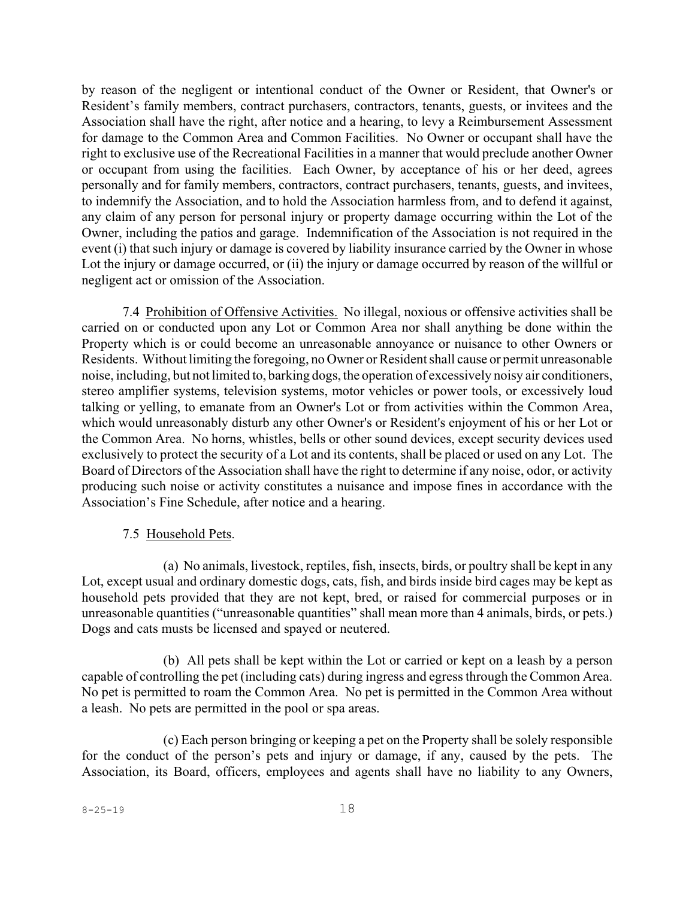by reason of the negligent or intentional conduct of the Owner or Resident, that Owner's or Resident's family members, contract purchasers, contractors, tenants, guests, or invitees and the Association shall have the right, after notice and a hearing, to levy a Reimbursement Assessment for damage to the Common Area and Common Facilities. No Owner or occupant shall have the right to exclusive use of the Recreational Facilities in a manner that would preclude another Owner or occupant from using the facilities. Each Owner, by acceptance of his or her deed, agrees personally and for family members, contractors, contract purchasers, tenants, guests, and invitees, to indemnify the Association, and to hold the Association harmless from, and to defend it against, any claim of any person for personal injury or property damage occurring within the Lot of the Owner, including the patios and garage. Indemnification of the Association is not required in the event (i) that such injury or damage is covered by liability insurance carried by the Owner in whose Lot the injury or damage occurred, or (ii) the injury or damage occurred by reason of the willful or negligent act or omission of the Association.

7.4 Prohibition of Offensive Activities. No illegal, noxious or offensive activities shall be carried on or conducted upon any Lot or Common Area nor shall anything be done within the Property which is or could become an unreasonable annoyance or nuisance to other Owners or Residents. Without limiting the foregoing, no Owner or Resident shall cause or permit unreasonable noise, including, but not limited to, barking dogs, the operation of excessively noisy air conditioners, stereo amplifier systems, television systems, motor vehicles or power tools, or excessively loud talking or yelling, to emanate from an Owner's Lot or from activities within the Common Area, which would unreasonably disturb any other Owner's or Resident's enjoyment of his or her Lot or the Common Area. No horns, whistles, bells or other sound devices, except security devices used exclusively to protect the security of a Lot and its contents, shall be placed or used on any Lot. The Board of Directors of the Association shall have the right to determine if any noise, odor, or activity producing such noise or activity constitutes a nuisance and impose fines in accordance with the Association's Fine Schedule, after notice and a hearing.

7.5 Household Pets.

(a) No animals, livestock, reptiles, fish, insects, birds, or poultry shall be kept in any Lot, except usual and ordinary domestic dogs, cats, fish, and birds inside bird cages may be kept as household pets provided that they are not kept, bred, or raised for commercial purposes or in unreasonable quantities ("unreasonable quantities" shall mean more than 4 animals, birds, or pets.) Dogs and cats musts be licensed and spayed or neutered.

(b) All pets shall be kept within the Lot or carried or kept on a leash by a person capable of controlling the pet (including cats) during ingress and egress through the Common Area. No pet is permitted to roam the Common Area. No pet is permitted in the Common Area without a leash. No pets are permitted in the pool or spa areas.

(c) Each person bringing or keeping a pet on the Property shall be solely responsible for the conduct of the person's pets and injury or damage, if any, caused by the pets. The Association, its Board, officers, employees and agents shall have no liability to any Owners,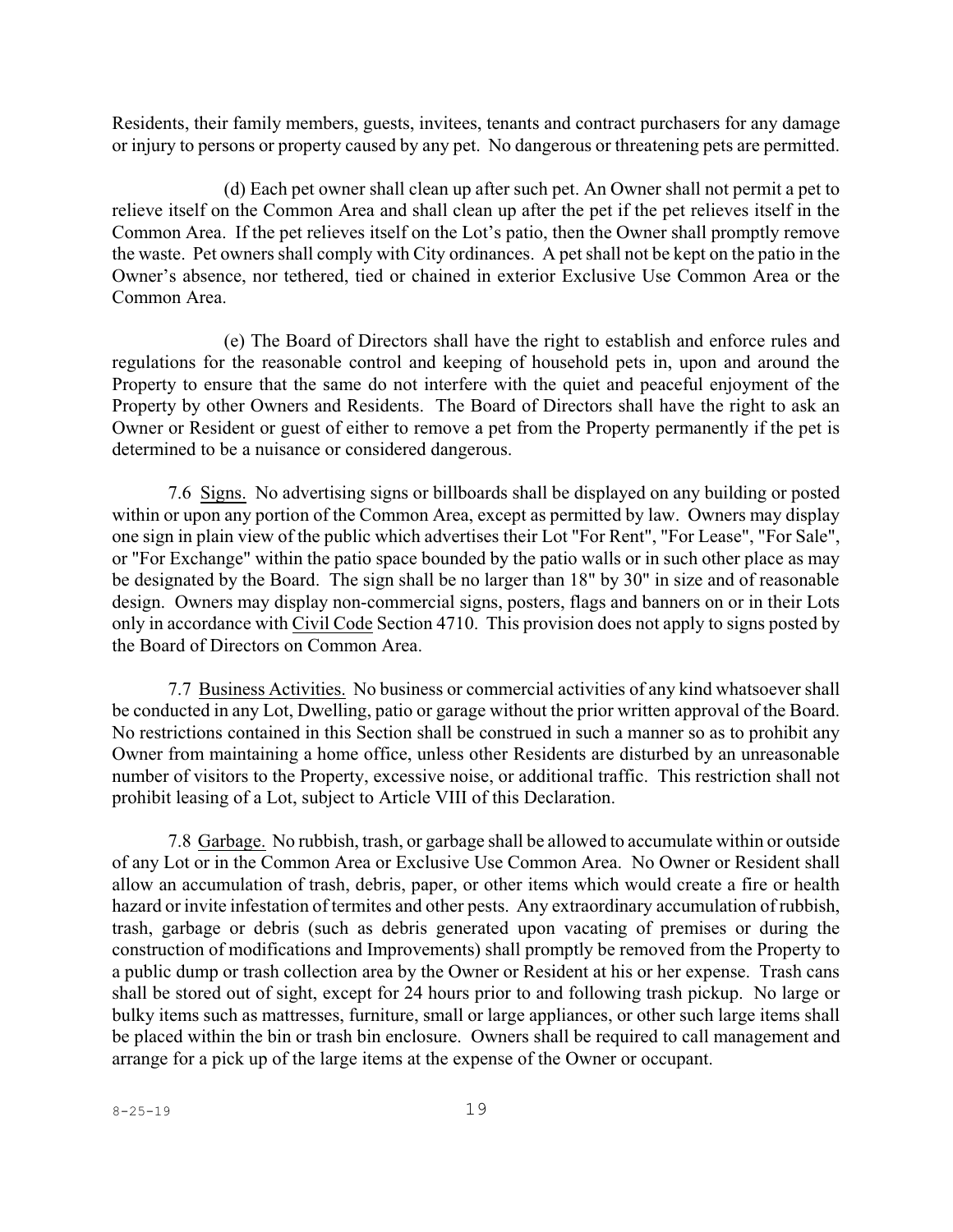Residents, their family members, guests, invitees, tenants and contract purchasers for any damage or injury to persons or property caused by any pet. No dangerous or threatening pets are permitted.

(d) Each pet owner shall clean up after such pet. An Owner shall not permit a pet to relieve itself on the Common Area and shall clean up after the pet if the pet relieves itself in the Common Area. If the pet relieves itself on the Lot's patio, then the Owner shall promptly remove the waste. Pet owners shall comply with City ordinances. A pet shall not be kept on the patio in the Owner's absence, nor tethered, tied or chained in exterior Exclusive Use Common Area or the Common Area.

(e) The Board of Directors shall have the right to establish and enforce rules and regulations for the reasonable control and keeping of household pets in, upon and around the Property to ensure that the same do not interfere with the quiet and peaceful enjoyment of the Property by other Owners and Residents. The Board of Directors shall have the right to ask an Owner or Resident or guest of either to remove a pet from the Property permanently if the pet is determined to be a nuisance or considered dangerous.

7.6 <u>Signs.</u> No advertising signs or billboards shall be displayed on any building or posted within or upon any portion of the Common Area, except as permitted by law. Owners may display one sign in plain view of the public which advertises their Lot "For Rent", "For Lease", "For Sale", or "For Exchange" within the patio space bounded by the patio walls or in such other place as may be designated by the Board. The sign shall be no larger than 18" by 30" in size and of reasonable design. Owners may display non-commercial signs, posters, flags and banners on or in their Lots only in accordance with <u>Civil Code</u> Section 4710. This provision does not apply to signs posted by the Board of Directors on Common Area.

7.7 <u>Business Activities.</u> No business or commercial activities of any kind whatsoever shall be conducted in any Lot, Dwelling, patio or garage without the prior written approval of the Board. No restrictions contained in this Section shall be construed in such a manner so as to prohibit any Owner from maintaining a home office, unless other Residents are disturbed by an unreasonable number of visitors to the Property, excessive noise, or additional traffic. This restriction shall not prohibit leasing of a Lot, subject to Article VIII of this Declaration.

7.8 <u>Garbage.</u> No rubbish, trash, or garbage shall be allowed to accumulate within or outside of any Lot or in the Common Area or Exclusive Use Common Area. No Owner or Resident shall allow an accumulation of trash, debris, paper, or other items which would create a fire or health hazard or invite infestation of termites and other pests. Any extraordinary accumulation of rubbish, trash, garbage or debris (such as debris generated upon vacating of premises or during the construction of modifications and Improvements) shall promptly be removed from the Property to a public dump or trash collection area by the Owner or Resident at his or her expense. Trash cans shall be stored out of sight, except for 24 hours prior to and following trash pickup. No large or bulky items such as mattresses, furniture, small or large appliances, or other such large items shall be placed within the bin or trash bin enclosure. Owners shall be required to call management and arrange for a pick up of the large items at the expense of the Owner or occupant.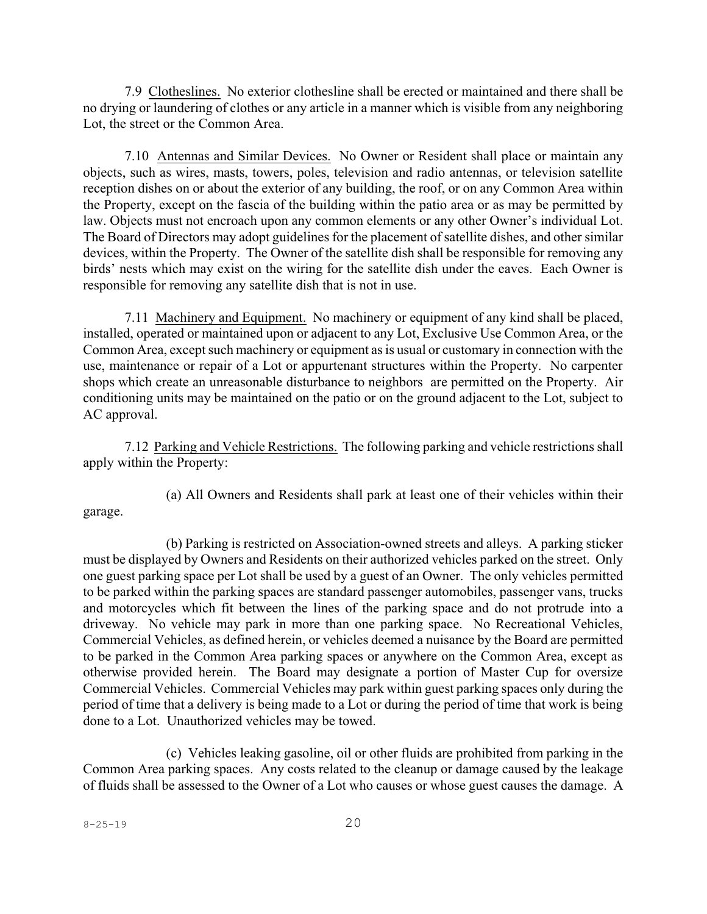7.9 Clotheslines. No exterior clothesline shall be erected or maintained and there shall be no drying or laundering of clothes or any article in a manner which is visible from any neighboring Lot, the street or the Common Area.

7.10 Antennas and Similar Devices. No Owner or Resident shall place or maintain any objects, such as wires, masts, towers, poles, television and radio antennas, or television satellite reception dishes on or about the exterior of any building, the roof, or on any Common Area within the Property, except on the fascia of the building within the patio area or as may be permitted by law. Objects must not encroach upon any common elements or any other Owner's individual Lot. The Board of Directors may adopt guidelines for the placement of satellite dishes, and other similar devices, within the Property. The Owner of the satellite dish shall be responsible for removing any birds' nests which may exist on the wiring for the satellite dish under the eaves. Each Owner is responsible for removing any satellite dish that is not in use.

7.11 Machinery and Equipment. No machinery or equipment of any kind shall be placed, installed, operated or maintained upon or adjacent to any Lot, Exclusive Use Common Area, or the Common Area, except such machinery or equipment as is usual or customary in connection with the use, maintenance or repair of a Lot or appurtenant structures within the Property. No carpenter shops which create an unreasonable disturbance to neighbors are permitted on the Property. Air conditioning units may be maintained on the patio or on the ground adjacent to the Lot, subject to AC approval.

7.12 Parking and Vehicle Restrictions. The following parking and vehicle restrictions shall apply within the Property:

(a) All Owners and Residents shall park at least one of their vehicles within their garage.

(b) Parking is restricted on Association-owned streets and alleys. A parking sticker must be displayed by Owners and Residents on their authorized vehicles parked on the street. Only one guest parking space per Lot shall be used by a guest of an Owner. The only vehicles permitted to be parked within the parking spaces are standard passenger automobiles, passenger vans, trucks and motorcycles which fit between the lines of the parking space and do not protrude into a driveway. No vehicle may park in more than one parking space. No Recreational Vehicles, Commercial Vehicles, as defined herein, or vehicles deemed a nuisance by the Board are permitted to be parked in the Common Area parking spaces or anywhere on the Common Area, except as otherwise provided herein. The Board may designate a portion of Master Cup for oversize Commercial Vehicles. Commercial Vehicles may park within guest parking spaces only during the period of time that a delivery is being made to a Lot or during the period of time that work is being done to a Lot. Unauthorized vehicles may be towed.

(c) Vehicles leaking gasoline, oil or other fluids are prohibited from parking in the Common Area parking spaces. Any costs related to the cleanup or damage caused by the leakage of fluids shall be assessed to the Owner of a Lot who causes or whose guest causes the damage. A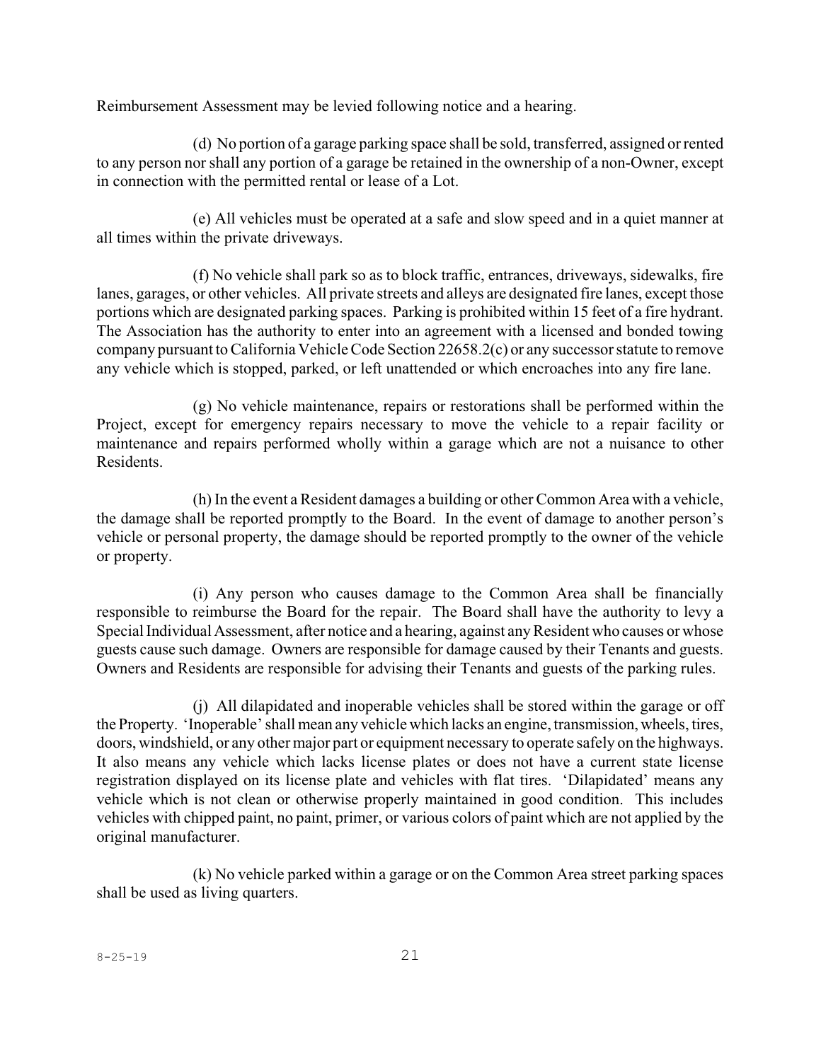Reimbursement Assessment may be levied following notice and a hearing.

(d) No portion of a garage parking space shall be sold, transferred, assigned or rented to any person nor shall any portion of a garage be retained in the ownership of a non-Owner, except in connection with the permitted rental or lease of a Lot.

(e) All vehicles must be operated at a safe and slow speed and in a quiet manner at all times within the private driveways.

(f) No vehicle shall park so as to block traffic, entrances, driveways, sidewalks, fire lanes, garages, or other vehicles. All private streets and alleys are designated fire lanes, except those portions which are designated parking spaces. Parking is prohibited within 15 feet of a fire hydrant. The Association has the authority to enter into an agreement with a licensed and bonded towing company pursuant to California Vehicle Code Section 22658.2(c) or any successor statute to remove any vehicle which is stopped, parked, or left unattended or which encroaches into any fire lane.

(g) No vehicle maintenance, repairs or restorations shall be performed within the Project, except for emergency repairs necessary to move the vehicle to a repair facility or maintenance and repairs performed wholly within a garage which are not a nuisance to other Residents.

(h) In the event a Resident damages a building or other Common Area with a vehicle, the damage shall be reported promptly to the Board. In the event of damage to another person's vehicle or personal property, the damage should be reported promptly to the owner of the vehicle or property.

(i) Any person who causes damage to the Common Area shall be financially responsible to reimburse the Board for the repair. The Board shall have the authority to levy a Special Individual Assessment, after notice and a hearing, against any Resident who causes or whose guests cause such damage. Owners are responsible for damage caused by their Tenants and guests. Owners and Residents are responsible for advising their Tenants and guests of the parking rules.

(j) All dilapidated and inoperable vehicles shall be stored within the garage or off the Property. 'Inoperable' shall mean any vehicle which lacks an engine, transmission, wheels, tires, doors, windshield, or any other major part or equipment necessary to operate safely on the highways. It also means any vehicle which lacks license plates or does not have a current state license registration displayed on its license plate and vehicles with flat tires. 'Dilapidated' means any vehicle which is not clean or otherwise properly maintained in good condition. This includes vehicles with chipped paint, no paint, primer, or various colors of paint which are not applied by the original manufacturer.

(k) No vehicle parked within a garage or on the Common Area street parking spaces shall be used as living quarters.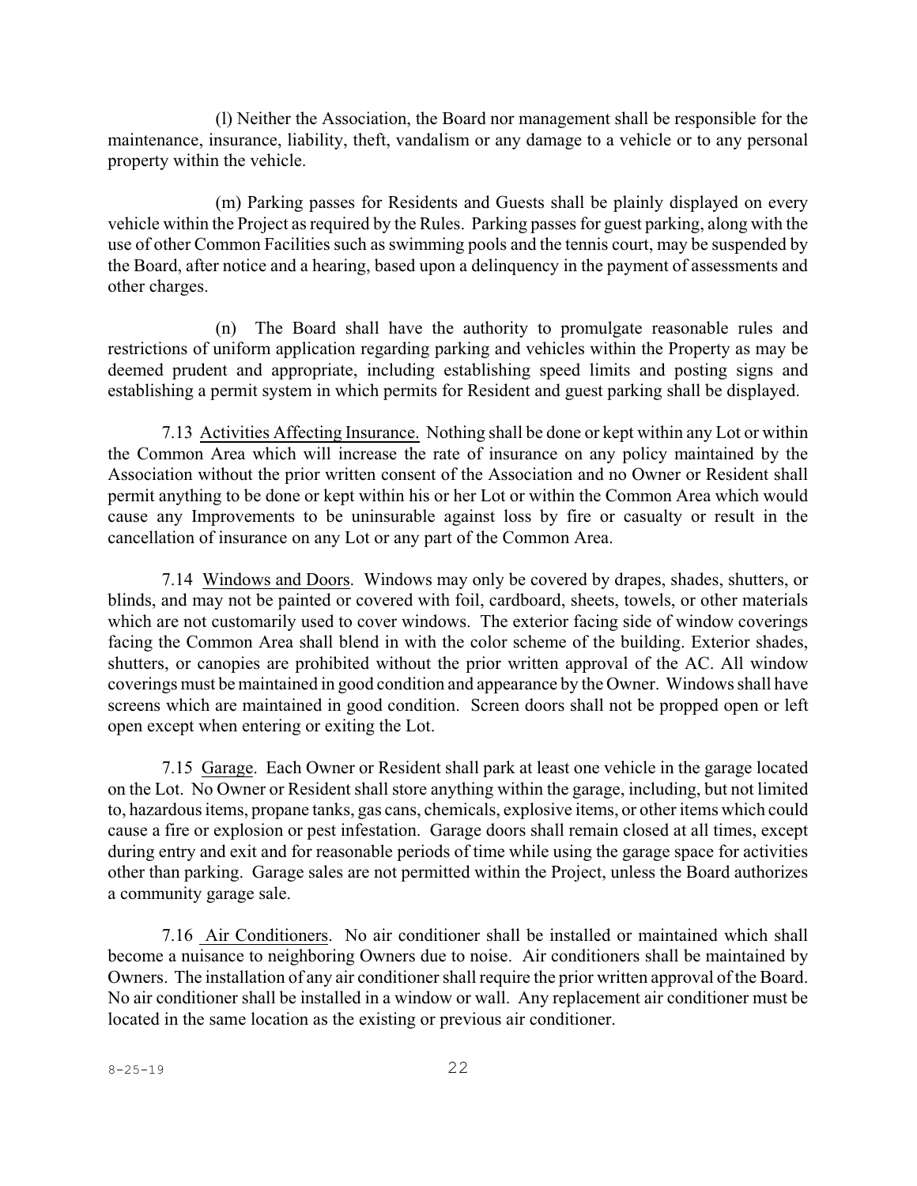(l) Neither the Association, the Board nor management shall be responsible for the maintenance, insurance, liability, theft, vandalism or any damage to a vehicle or to any personal property within the vehicle.

(m) Parking passes for Residents and Guests shall be plainly displayed on every vehicle within the Project as required by the Rules. Parking passes for guest parking, along with the use of other Common Facilities such as swimming pools and the tennis court, may be suspended by the Board, after notice and a hearing, based upon a delinquency in the payment of assessments and other charges.

(n) The Board shall have the authority to promulgate reasonable rules and restrictions of uniform application regarding parking and vehicles within the Property as may be deemed prudent and appropriate, including establishing speed limits and posting signs and establishing a permit system in which permits for Resident and guest parking shall be displayed.

7.13 Activities Affecting Insurance. Nothing shall be done or kept within any Lot or within the Common Area which will increase the rate of insurance on any policy maintained by the Association without the prior written consent of the Association and no Owner or Resident shall permit anything to be done or kept within his or her Lot or within the Common Area which would cause any Improvements to be uninsurable against loss by fire or casualty or result in the cancellation of insurance on any Lot or any part of the Common Area.

7.14 Windows and Doors. Windows may only be covered by drapes, shades, shutters, or blinds, and may not be painted or covered with foil, cardboard, sheets, towels, or other materials which are not customarily used to cover windows. The exterior facing side of window coverings facing the Common Area shall blend in with the color scheme of the building. Exterior shades, shutters, or canopies are prohibited without the prior written approval of the AC. All window coverings must be maintained in good condition and appearance by the Owner. Windows shall have screens which are maintained in good condition. Screen doors shall not be propped open or left open except when entering or exiting the Lot.

7.15 Garage. Each Owner or Resident shall park at least one vehicle in the garage located on the Lot. No Owner or Resident shall store anything within the garage, including, but not limited to, hazardous items, propane tanks, gas cans, chemicals, explosive items, or other items which could cause a fire or explosion or pest infestation. Garage doors shall remain closed at all times, except during entry and exit and for reasonable periods of time while using the garage space for activities other than parking. Garage sales are not permitted within the Project, unless the Board authorizes a community garage sale.

7.16 Air Conditioners. No air conditioner shall be installed or maintained which shall become a nuisance to neighboring Owners due to noise. Air conditioners shall be maintained by Owners. The installation of any air conditioner shall require the prior written approval of the Board. No air conditioner shall be installed in a window or wall. Any replacement air conditioner must be located in the same location as the existing or previous air conditioner.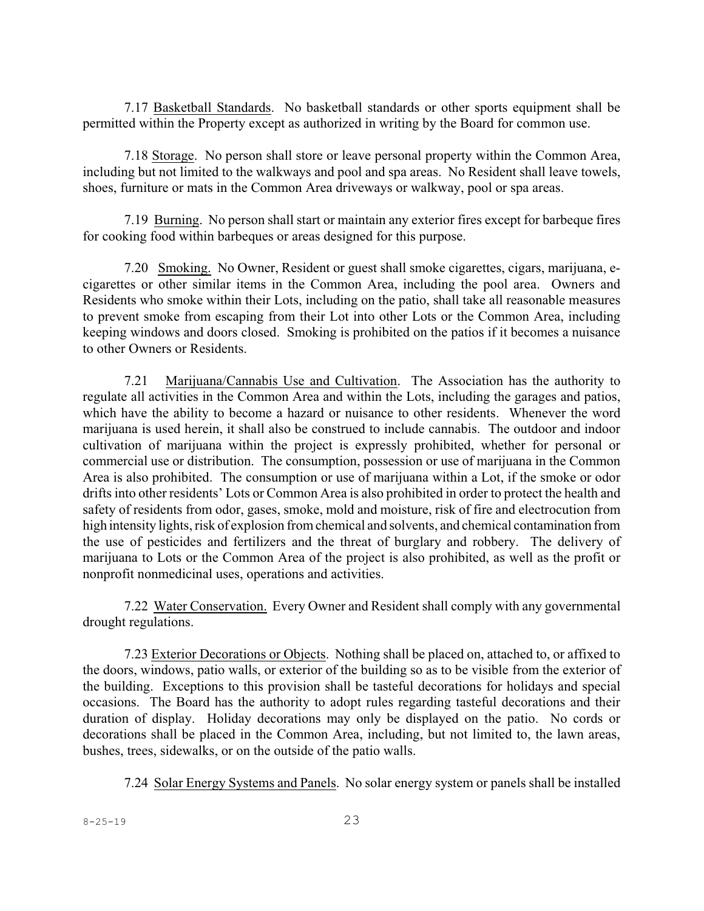7.17 Basketball Standards. No basketball standards or other sports equipment shall be permitted within the Property except as authorized in writing by the Board for common use.

7.18 Storage. No person shall store or leave personal property within the Common Area, including but not limited to the walkways and pool and spa areas. No Resident shall leave towels, shoes, furniture or mats in the Common Area driveways or walkway, pool or spa areas.

7.19 Burning. No person shall start or maintain any exterior fires except for barbeque fires for cooking food within barbeques or areas designed for this purpose.

7.20 Smoking. No Owner, Resident or guest shall smoke cigarettes, cigars, marijuana, e-cigarettes or other similar items in the Common Area, including the pool area. Owners and Residents who smoke within their Lots, including on the patio, shall take all reasonable measures to prevent smoke from escaping from their Lot into other Lots or the Common Area, including keeping windows and doors closed. Smoking is prohibited on the patios if it becomes a nuisance to other Owners or Residents.

7.21 Marijuana/Cannabis Use and Cultivation. The Association has the authority to regulate all activities in the Common Area and within the Lots, including the garages and patios, which have the ability to become a hazard or nuisance to other residents. Whenever the word marijuana is used herein, it shall also be construed to include cannabis. The outdoor and indoor cultivation of marijuana within the project is expressly prohibited, whether for personal or commercial use or distribution. The consumption, possession or use of marijuana in the Common Area is also prohibited. The consumption or use of marijuana within a Lot, if the smoke or odor drifts into other residents' Lots or Common Area is also prohibited in order to protect the health and safety of residents from odor, gases, smoke, mold and moisture, risk of fire and electrocution from high intensity lights, risk of explosion from chemical and solvents, and chemical contamination from the use of pesticides and fertilizers and the threat of burglary and robbery. The delivery of marijuana to Lots or the Common Area of the project is also prohibited, as well as the profit or nonprofit nonmedicinal uses, operations and activities.

7.22 Water Conservation. Every Owner and Resident shall comply with any governmental drought regulations.

7.23 Exterior Decorations or Objects. Nothing shall be placed on, attached to, or affixed to the doors, windows, patio walls, or exterior of the building so as to be visible from the exterior of the building. Exceptions to this provision shall be tasteful decorations for holidays and special occasions. The Board has the authority to adopt rules regarding tasteful decorations and their duration of display. Holiday decorations may only be displayed on the patio. No cords or decorations shall be placed in the Common Area, including, but not limited to, the lawn areas, bushes, trees, sidewalks, or on the outside of the patio walls.

7.24 Solar Energy Systems and Panels. No solar energy system or panels shall be installed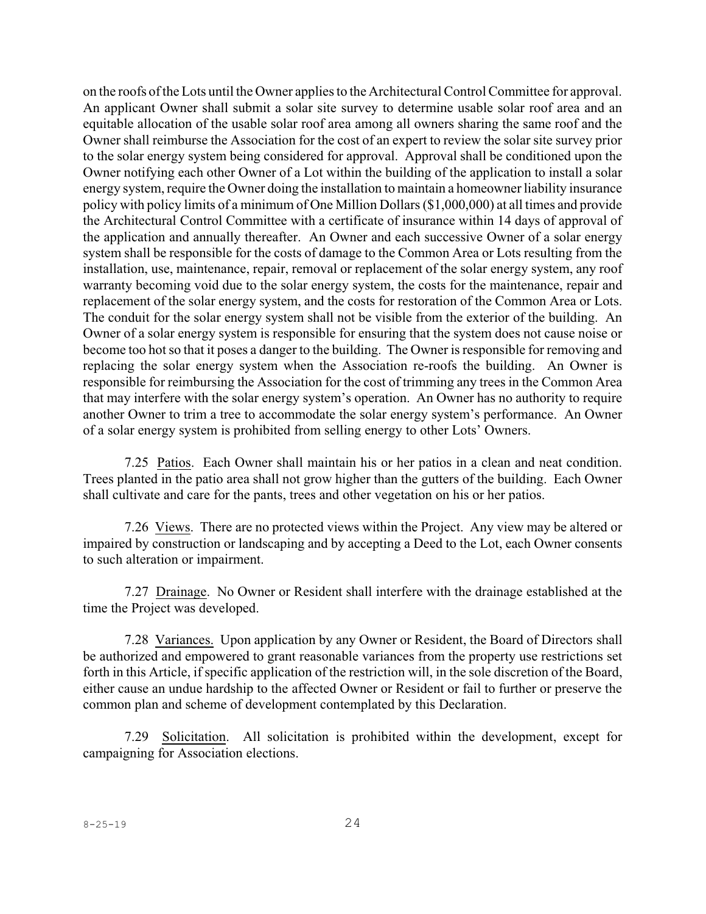on the roofs of the Lots until the Owner applies to the Architectural Control Committee for approval. An applicant Owner shall submit a solar site survey to determine usable solar roof area and an equitable allocation of the usable solar roof area among all owners sharing the same roof and the Owner shall reimburse the Association for the cost of an expert to review the solar site survey prior to the solar energy system being considered for approval. Approval shall be conditioned upon the Owner notifying each other Owner of a Lot within the building of the application to install a solar energy system, require the Owner doing the installation to maintain a homeowner liability insurance policy with policy limits of a minimum of One Million Dollars ($1,000,000) at all times and provide the Architectural Control Committee with a certificate of insurance within 14 days of approval of the application and annually thereafter. An Owner and each successive Owner of a solar energy system shall be responsible for the costs of damage to the Common Area or Lots resulting from the installation, use, maintenance, repair, removal or replacement of the solar energy system, any roof warranty becoming void due to the solar energy system, the costs for the maintenance, repair and replacement of the solar energy system, and the costs for restoration of the Common Area or Lots. The conduit for the solar energy system shall not be visible from the exterior of the building. An Owner of a solar energy system is responsible for ensuring that the system does not cause noise or become too hot so that it poses a danger to the building. The Owner is responsible for removing and replacing the solar energy system when the Association re-roofs the building. An Owner is responsible for reimbursing the Association for the cost of trimming any trees in the Common Area that may interfere with the solar energy system's operation. An Owner has no authority to require another Owner to trim a tree to accommodate the solar energy system's performance. An Owner of a solar energy system is prohibited from selling energy to other Lots' Owners.

7.25 Patios. Each Owner shall maintain his or her patios in a clean and neat condition. Trees planted in the patio area shall not grow higher than the gutters of the building. Each Owner shall cultivate and care for the pants, trees and other vegetation on his or her patios.

7.26 Views. There are no protected views within the Project. Any view may be altered or impaired by construction or landscaping and by accepting a Deed to the Lot, each Owner consents to such alteration or impairment.

7.27 Drainage. No Owner or Resident shall interfere with the drainage established at the time the Project was developed.

7.28 Variances. Upon application by any Owner or Resident, the Board of Directors shall be authorized and empowered to grant reasonable variances from the property use restrictions set forth in this Article, if specific application of the restriction will, in the sole discretion of the Board, either cause an undue hardship to the affected Owner or Resident or fail to further or preserve the common plan and scheme of development contemplated by this Declaration.

7.29 Solicitation. All solicitation is prohibited within the development, except for campaigning for Association elections.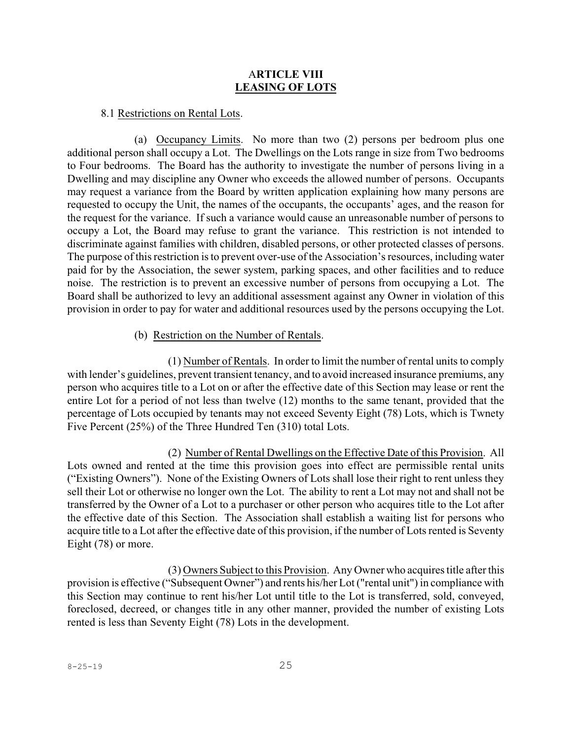# ARTICLE VIII
# LEASING OF LOTS

8.1 Restrictions on Rental Lots.

(a) Occupancy Limits. No more than two (2) persons per bedroom plus one additional person shall occupy a Lot. The Dwellings on the Lots range in size from Two bedrooms to Four bedrooms. The Board has the authority to investigate the number of persons living in a Dwelling and may discipline any Owner who exceeds the allowed number of persons. Occupants may request a variance from the Board by written application explaining how many persons are requested to occupy the Unit, the names of the occupants, the occupants' ages, and the reason for the request for the variance. If such a variance would cause an unreasonable number of persons to occupy a Lot, the Board may refuse to grant the variance. This restriction is not intended to discriminate against families with children, disabled persons, or other protected classes of persons. The purpose of this restriction is to prevent over-use of the Association's resources, including water paid for by the Association, the sewer system, parking spaces, and other facilities and to reduce noise. The restriction is to prevent an excessive number of persons from occupying a Lot. The Board shall be authorized to levy an additional assessment against any Owner in violation of this provision in order to pay for water and additional resources used by the persons occupying the Lot.

(b) Restriction on the Number of Rentals.

(1) Number of Rentals. In order to limit the number of rental units to comply with lender's guidelines, prevent transient tenancy, and to avoid increased insurance premiums, any person who acquires title to a Lot on or after the effective date of this Section may lease or rent the entire Lot for a period of not less than twelve (12) months to the same tenant, provided that the percentage of Lots occupied by tenants may not exceed Seventy Eight (78) Lots, which is Twnety Five Percent (25%) of the Three Hundred Ten (310) total Lots.

(2) Number of Rental Dwellings on the Effective Date of this Provision. All Lots owned and rented at the time this provision goes into effect are permissible rental units ("Existing Owners"). None of the Existing Owners of Lots shall lose their right to rent unless they sell their Lot or otherwise no longer own the Lot. The ability to rent a Lot may not and shall not be transferred by the Owner of a Lot to a purchaser or other person who acquires title to the Lot after the effective date of this Section. The Association shall establish a waiting list for persons who acquire title to a Lot after the effective date of this provision, if the number of Lots rented is Seventy Eight (78) or more.

(3) Owners Subject to this Provision. Any Owner who acquires title after this provision is effective ("Subsequent Owner") and rents his/her Lot ("rental unit") in compliance with this Section may continue to rent his/her Lot until title to the Lot is transferred, sold, conveyed, foreclosed, decreed, or changes title in any other manner, provided the number of existing Lots rented is less than Seventy Eight (78) Lots in the development.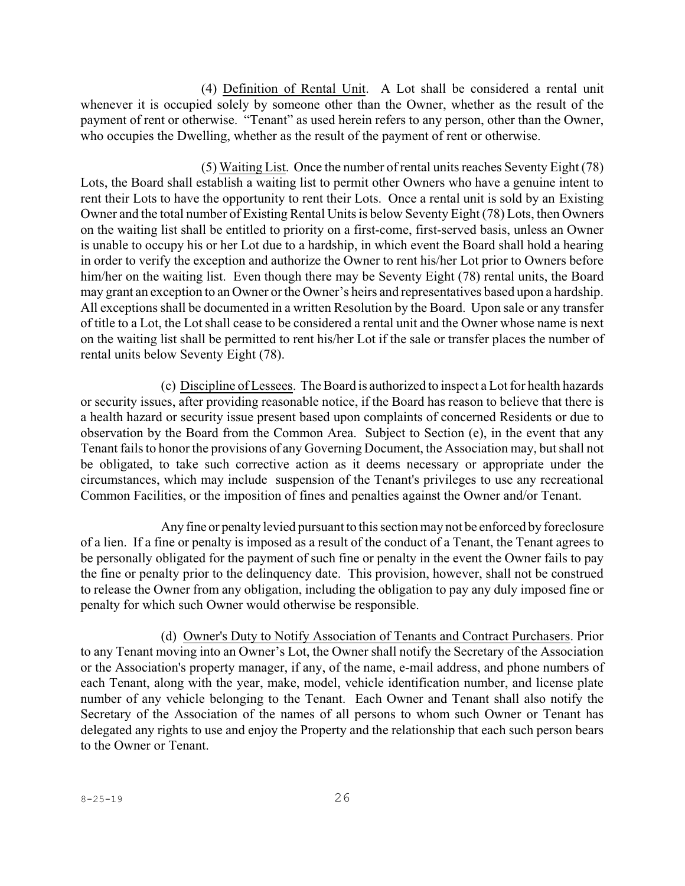(4) Definition of Rental Unit. A Lot shall be considered a rental unit whenever it is occupied solely by someone other than the Owner, whether as the result of the payment of rent or otherwise. "Tenant" as used herein refers to any person, other than the Owner, who occupies the Dwelling, whether as the result of the payment of rent or otherwise.

(5) Waiting List. Once the number of rental units reaches Seventy Eight (78) Lots, the Board shall establish a waiting list to permit other Owners who have a genuine intent to rent their Lots to have the opportunity to rent their Lots. Once a rental unit is sold by an Existing Owner and the total number of Existing Rental Units is below Seventy Eight (78) Lots, then Owners on the waiting list shall be entitled to priority on a first-come, first-served basis, unless an Owner is unable to occupy his or her Lot due to a hardship, in which event the Board shall hold a hearing in order to verify the exception and authorize the Owner to rent his/her Lot prior to Owners before him/her on the waiting list. Even though there may be Seventy Eight (78) rental units, the Board may grant an exception to an Owner or the Owner's heirs and representatives based upon a hardship. All exceptions shall be documented in a written Resolution by the Board. Upon sale or any transfer of title to a Lot, the Lot shall cease to be considered a rental unit and the Owner whose name is next on the waiting list shall be permitted to rent his/her Lot if the sale or transfer places the number of rental units below Seventy Eight (78).

(c) Discipline of Lessees. The Board is authorized to inspect a Lot for health hazards or security issues, after providing reasonable notice, if the Board has reason to believe that there is a health hazard or security issue present based upon complaints of concerned Residents or due to observation by the Board from the Common Area. Subject to Section (e), in the event that any Tenant fails to honor the provisions of any Governing Document, the Association may, but shall not be obligated, to take such corrective action as it deems necessary or appropriate under the circumstances, which may include suspension of the Tenant's privileges to use any recreational Common Facilities, or the imposition of fines and penalties against the Owner and/or Tenant.

Any fine or penalty levied pursuant to this section may not be enforced by foreclosure of a lien. If a fine or penalty is imposed as a result of the conduct of a Tenant, the Tenant agrees to be personally obligated for the payment of such fine or penalty in the event the Owner fails to pay the fine or penalty prior to the delinquency date. This provision, however, shall not be construed to release the Owner from any obligation, including the obligation to pay any duly imposed fine or penalty for which such Owner would otherwise be responsible.

(d) Owner's Duty to Notify Association of Tenants and Contract Purchasers. Prior to any Tenant moving into an Owner's Lot, the Owner shall notify the Secretary of the Association or the Association's property manager, if any, of the name, e-mail address, and phone numbers of each Tenant, along with the year, make, model, vehicle identification number, and license plate number of any vehicle belonging to the Tenant. Each Owner and Tenant shall also notify the Secretary of the Association of the names of all persons to whom such Owner or Tenant has delegated any rights to use and enjoy the Property and the relationship that each such person bears to the Owner or Tenant.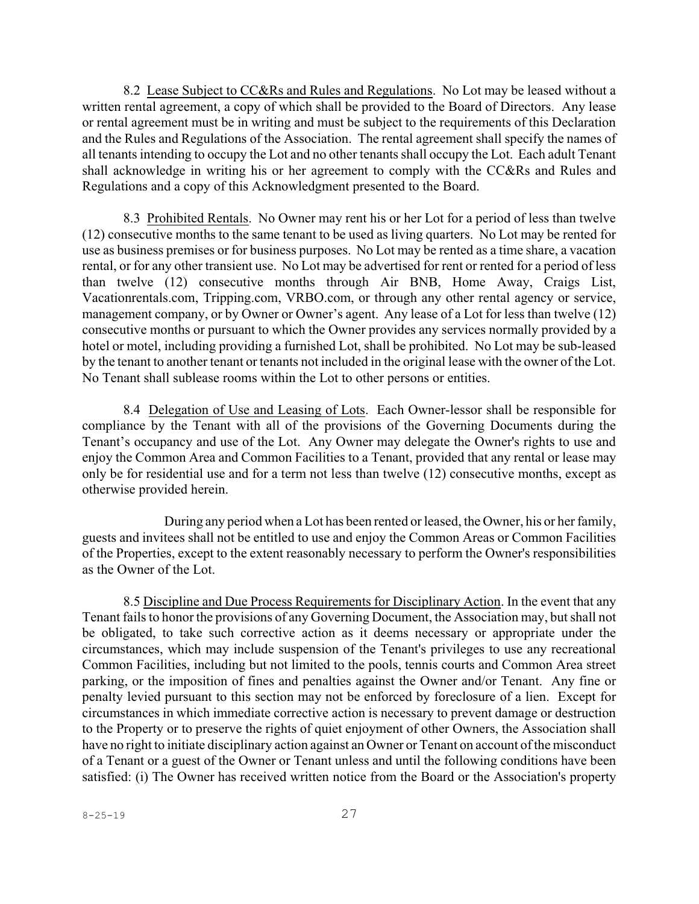8.2 <u>Lease Subject to CC&Rs and Rules and Regulations</u>. No Lot may be leased without a written rental agreement, a copy of which shall be provided to the Board of Directors. Any lease or rental agreement must be in writing and must be subject to the requirements of this Declaration and the Rules and Regulations of the Association. The rental agreement shall specify the names of all tenants intending to occupy the Lot and no other tenants shall occupy the Lot. Each adult Tenant shall acknowledge in writing his or her agreement to comply with the CC&Rs and Rules and Regulations and a copy of this Acknowledgment presented to the Board.

8.3 <u>Prohibited Rentals</u>. No Owner may rent his or her Lot for a period of less than twelve (12) consecutive months to the same tenant to be used as living quarters. No Lot may be rented for use as business premises or for business purposes. No Lot may be rented as a time share, a vacation rental, or for any other transient use. No Lot may be advertised for rent or rented for a period of less than twelve (12) consecutive months through Air BNB, Home Away, Craigs List, Vacationrentals.com, Tripping.com, VRBO.com, or through any other rental agency or service, management company, or by Owner or Owner's agent. Any lease of a Lot for less than twelve (12) consecutive months or pursuant to which the Owner provides any services normally provided by a hotel or motel, including providing a furnished Lot, shall be prohibited. No Lot may be sub-leased by the tenant to another tenant or tenants not included in the original lease with the owner of the Lot. No Tenant shall sublease rooms within the Lot to other persons or entities.

8.4 <u>Delegation of Use and Leasing of Lots</u>. Each Owner-lessor shall be responsible for compliance by the Tenant with all of the provisions of the Governing Documents during the Tenant's occupancy and use of the Lot. Any Owner may delegate the Owner's rights to use and enjoy the Common Area and Common Facilities to a Tenant, provided that any rental or lease may only be for residential use and for a term not less than twelve (12) consecutive months, except as otherwise provided herein.

During any period when a Lot has been rented or leased, the Owner, his or her family, guests and invitees shall not be entitled to use and enjoy the Common Areas or Common Facilities of the Properties, except to the extent reasonably necessary to perform the Owner's responsibilities as the Owner of the Lot.

8.5 <u>Discipline and Due Process Requirements for Disciplinary Action</u>. In the event that any Tenant fails to honor the provisions of any Governing Document, the Association may, but shall not be obligated, to take such corrective action as it deems necessary or appropriate under the circumstances, which may include suspension of the Tenant's privileges to use any recreational Common Facilities, including but not limited to the pools, tennis courts and Common Area street parking, or the imposition of fines and penalties against the Owner and/or Tenant. Any fine or penalty levied pursuant to this section may not be enforced by foreclosure of a lien. Except for circumstances in which immediate corrective action is necessary to prevent damage or destruction to the Property or to preserve the rights of quiet enjoyment of other Owners, the Association shall have no right to initiate disciplinary action against an Owner or Tenant on account of the misconduct of a Tenant or a guest of the Owner or Tenant unless and until the following conditions have been satisfied: (i) The Owner has received written notice from the Board or the Association's property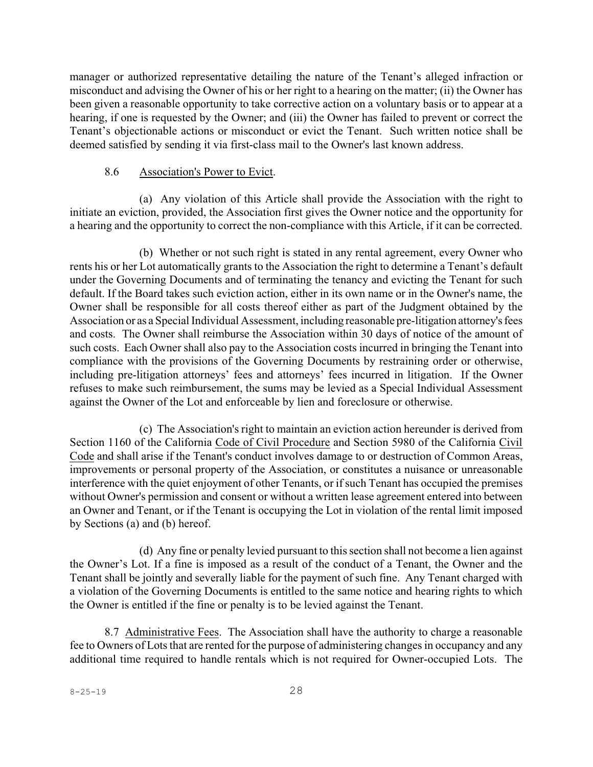manager or authorized representative detailing the nature of the Tenant's alleged infraction or misconduct and advising the Owner of his or her right to a hearing on the matter; (ii) the Owner has been given a reasonable opportunity to take corrective action on a voluntary basis or to appear at a hearing, if one is requested by the Owner; and (iii) the Owner has failed to prevent or correct the Tenant's objectionable actions or misconduct or evict the Tenant. Such written notice shall be deemed satisfied by sending it via first-class mail to the Owner's last known address.

8.6 Association's Power to Evict.

(a) Any violation of this Article shall provide the Association with the right to initiate an eviction, provided, the Association first gives the Owner notice and the opportunity for a hearing and the opportunity to correct the non-compliance with this Article, if it can be corrected.

(b) Whether or not such right is stated in any rental agreement, every Owner who rents his or her Lot automatically grants to the Association the right to determine a Tenant's default under the Governing Documents and of terminating the tenancy and evicting the Tenant for such default. If the Board takes such eviction action, either in its own name or in the Owner's name, the Owner shall be responsible for all costs thereof either as part of the Judgment obtained by the Association or as a Special Individual Assessment, including reasonable pre-litigation attorney's fees and costs. The Owner shall reimburse the Association within 30 days of notice of the amount of such costs. Each Owner shall also pay to the Association costs incurred in bringing the Tenant into compliance with the provisions of the Governing Documents by restraining order or otherwise, including pre-litigation attorneys' fees and attorneys' fees incurred in litigation. If the Owner refuses to make such reimbursement, the sums may be levied as a Special Individual Assessment against the Owner of the Lot and enforceable by lien and foreclosure or otherwise.

(c) The Association's right to maintain an eviction action hereunder is derived from Section 1160 of the California Code of Civil Procedure and Section 5980 of the California Civil Code and shall arise if the Tenant's conduct involves damage to or destruction of Common Areas, improvements or personal property of the Association, or constitutes a nuisance or unreasonable interference with the quiet enjoyment of other Tenants, or if such Tenant has occupied the premises without Owner's permission and consent or without a written lease agreement entered into between an Owner and Tenant, or if the Tenant is occupying the Lot in violation of the rental limit imposed by Sections (a) and (b) hereof.

(d) Any fine or penalty levied pursuant to this section shall not become a lien against the Owner's Lot. If a fine is imposed as a result of the conduct of a Tenant, the Owner and the Tenant shall be jointly and severally liable for the payment of such fine. Any Tenant charged with a violation of the Governing Documents is entitled to the same notice and hearing rights to which the Owner is entitled if the fine or penalty is to be levied against the Tenant.

8.7 Administrative Fees. The Association shall have the authority to charge a reasonable fee to Owners of Lots that are rented for the purpose of administering changes in occupancy and any additional time required to handle rentals which is not required for Owner-occupied Lots. The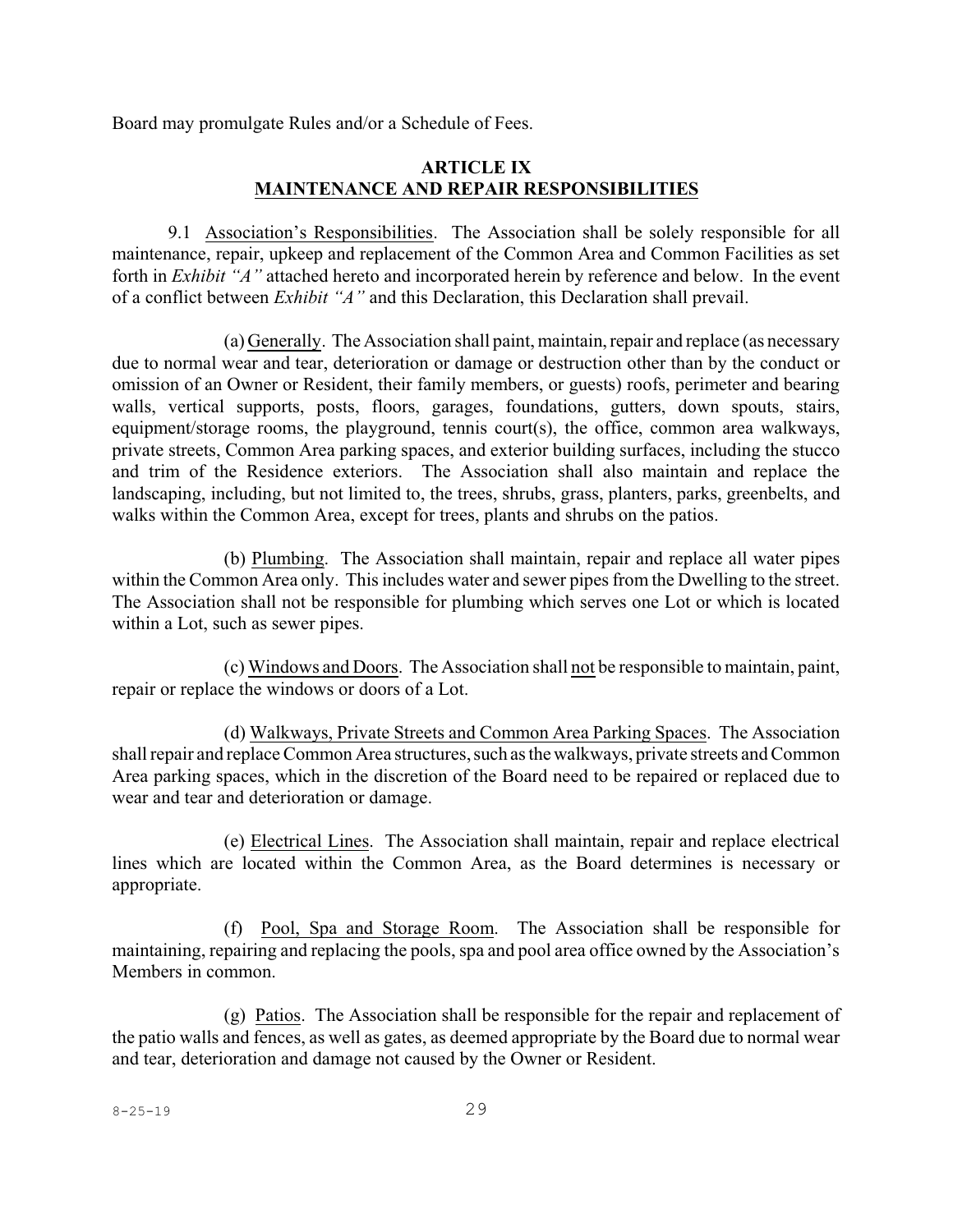Board may promulgate Rules and/or a Schedule of Fees.

## ARTICLE IX
## MAINTENANCE AND REPAIR RESPONSIBILITIES

9.1 Association's Responsibilities. The Association shall be solely responsible for all maintenance, repair, upkeep and replacement of the Common Area and Common Facilities as set forth in *Exhibit "A"* attached hereto and incorporated herein by reference and below. In the event of a conflict between *Exhibit "A"* and this Declaration, this Declaration shall prevail.

(a) Generally. The Association shall paint, maintain, repair and replace (as necessary due to normal wear and tear, deterioration or damage or destruction other than by the conduct or omission of an Owner or Resident, their family members, or guests) roofs, perimeter and bearing walls, vertical supports, posts, floors, garages, foundations, gutters, down spouts, stairs, equipment/storage rooms, the playground, tennis court(s), the office, common area walkways, private streets, Common Area parking spaces, and exterior building surfaces, including the stucco and trim of the Residence exteriors. The Association shall also maintain and replace the landscaping, including, but not limited to, the trees, shrubs, grass, planters, parks, greenbelts, and walks within the Common Area, except for trees, plants and shrubs on the patios.

(b) Plumbing. The Association shall maintain, repair and replace all water pipes within the Common Area only. This includes water and sewer pipes from the Dwelling to the street. The Association shall not be responsible for plumbing which serves one Lot or which is located within a Lot, such as sewer pipes.

(c) Windows and Doors. The Association shall not be responsible to maintain, paint, repair or replace the windows or doors of a Lot.

(d) Walkways, Private Streets and Common Area Parking Spaces. The Association shall repair and replace Common Area structures, such as the walkways, private streets and Common Area parking spaces, which in the discretion of the Board need to be repaired or replaced due to wear and tear and deterioration or damage.

(e) Electrical Lines. The Association shall maintain, repair and replace electrical lines which are located within the Common Area, as the Board determines is necessary or appropriate.

(f) Pool, Spa and Storage Room. The Association shall be responsible for maintaining, repairing and replacing the pools, spa and pool area office owned by the Association's Members in common.

(g) Patios. The Association shall be responsible for the repair and replacement of the patio walls and fences, as well as gates, as deemed appropriate by the Board due to normal wear and tear, deterioration and damage not caused by the Owner or Resident.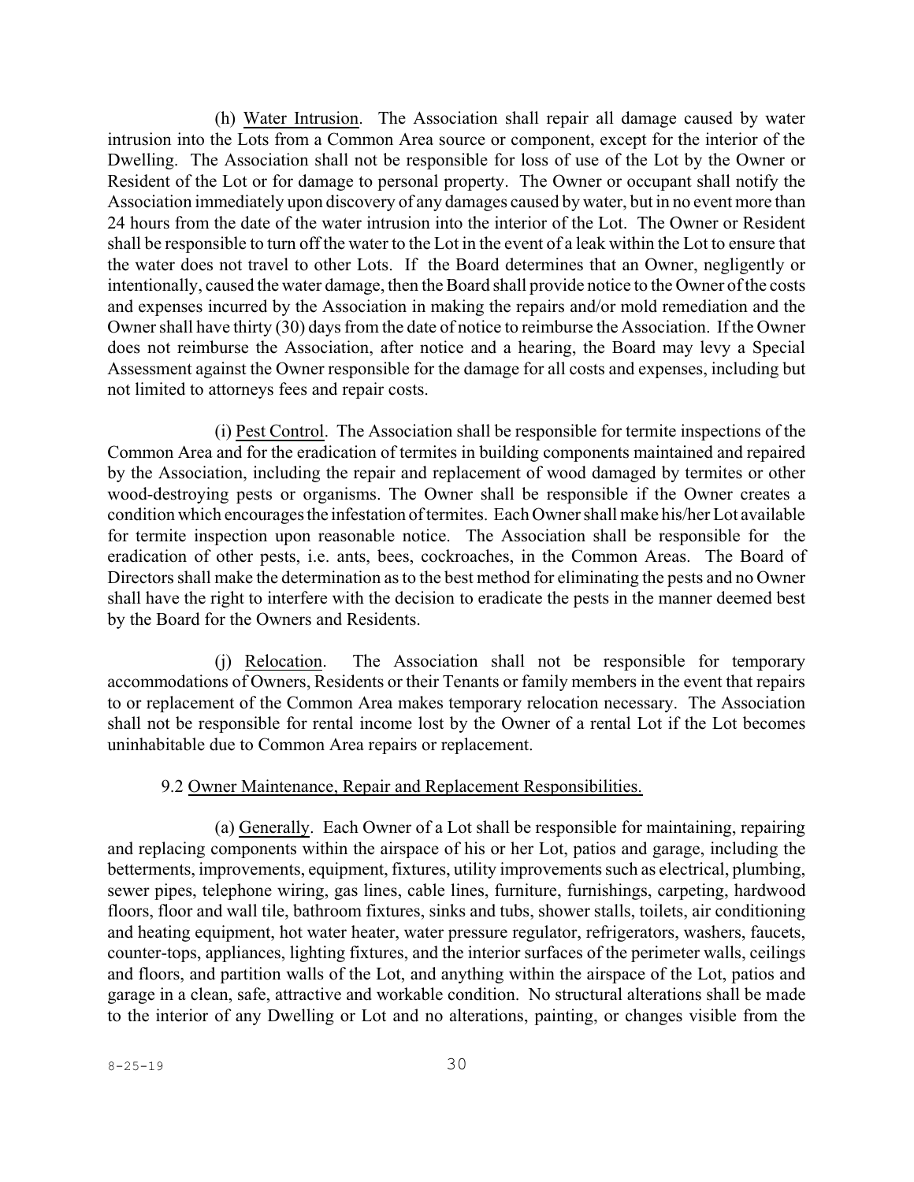(h) Water Intrusion. The Association shall repair all damage caused by water intrusion into the Lots from a Common Area source or component, except for the interior of the Dwelling. The Association shall not be responsible for loss of use of the Lot by the Owner or Resident of the Lot or for damage to personal property. The Owner or occupant shall notify the Association immediately upon discovery of any damages caused by water, but in no event more than 24 hours from the date of the water intrusion into the interior of the Lot. The Owner or Resident shall be responsible to turn off the water to the Lot in the event of a leak within the Lot to ensure that the water does not travel to other Lots. If the Board determines that an Owner, negligently or intentionally, caused the water damage, then the Board shall provide notice to the Owner of the costs and expenses incurred by the Association in making the repairs and/or mold remediation and the Owner shall have thirty (30) days from the date of notice to reimburse the Association. If the Owner does not reimburse the Association, after notice and a hearing, the Board may levy a Special Assessment against the Owner responsible for the damage for all costs and expenses, including but not limited to attorneys fees and repair costs.

(i) Pest Control. The Association shall be responsible for termite inspections of the Common Area and for the eradication of termites in building components maintained and repaired by the Association, including the repair and replacement of wood damaged by termites or other wood-destroying pests or organisms. The Owner shall be responsible if the Owner creates a condition which encourages the infestation of termites. Each Owner shall make his/her Lot available for termite inspection upon reasonable notice. The Association shall be responsible for the eradication of other pests, i.e. ants, bees, cockroaches, in the Common Areas. The Board of Directors shall make the determination as to the best method for eliminating the pests and no Owner shall have the right to interfere with the decision to eradicate the pests in the manner deemed best by the Board for the Owners and Residents.

(j) Relocation. The Association shall not be responsible for temporary accommodations of Owners, Residents or their Tenants or family members in the event that repairs to or replacement of the Common Area makes temporary relocation necessary. The Association shall not be responsible for rental income lost by the Owner of a rental Lot if the Lot becomes uninhabitable due to Common Area repairs or replacement.

9.2 Owner Maintenance, Repair and Replacement Responsibilities.

(a) Generally. Each Owner of a Lot shall be responsible for maintaining, repairing and replacing components within the airspace of his or her Lot, patios and garage, including the betterments, improvements, equipment, fixtures, utility improvements such as electrical, plumbing, sewer pipes, telephone wiring, gas lines, cable lines, furniture, furnishings, carpeting, hardwood floors, floor and wall tile, bathroom fixtures, sinks and tubs, shower stalls, toilets, air conditioning and heating equipment, hot water heater, water pressure regulator, refrigerators, washers, faucets, counter-tops, appliances, lighting fixtures, and the interior surfaces of the perimeter walls, ceilings and floors, and partition walls of the Lot, and anything within the airspace of the Lot, patios and garage in a clean, safe, attractive and workable condition. No structural alterations shall be made to the interior of any Dwelling or Lot and no alterations, painting, or changes visible from the

8-25-19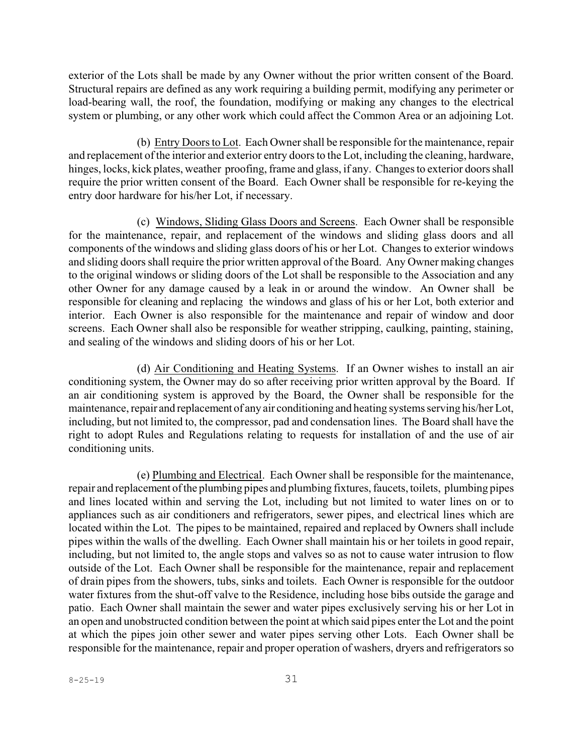exterior of the Lots shall be made by any Owner without the prior written consent of the Board. Structural repairs are defined as any work requiring a building permit, modifying any perimeter or load-bearing wall, the roof, the foundation, modifying or making any changes to the electrical system or plumbing, or any other work which could affect the Common Area or an adjoining Lot.

(b) Entry Doors to Lot. Each Owner shall be responsible for the maintenance, repair and replacement of the interior and exterior entry doors to the Lot, including the cleaning, hardware, hinges, locks, kick plates, weather proofing, frame and glass, if any. Changes to exterior doors shall require the prior written consent of the Board. Each Owner shall be responsible for re-keying the entry door hardware for his/her Lot, if necessary.

(c) Windows, Sliding Glass Doors and Screens. Each Owner shall be responsible for the maintenance, repair, and replacement of the windows and sliding glass doors and all components of the windows and sliding glass doors of his or her Lot. Changes to exterior windows and sliding doors shall require the prior written approval of the Board. Any Owner making changes to the original windows or sliding doors of the Lot shall be responsible to the Association and any other Owner for any damage caused by a leak in or around the window. An Owner shall be responsible for cleaning and replacing the windows and glass of his or her Lot, both exterior and interior. Each Owner is also responsible for the maintenance and repair of window and door screens. Each Owner shall also be responsible for weather stripping, caulking, painting, staining, and sealing of the windows and sliding doors of his or her Lot.

(d) Air Conditioning and Heating Systems. If an Owner wishes to install an air conditioning system, the Owner may do so after receiving prior written approval by the Board. If an air conditioning system is approved by the Board, the Owner shall be responsible for the maintenance, repair and replacement of any air conditioning and heating systems serving his/her Lot, including, but not limited to, the compressor, pad and condensation lines. The Board shall have the right to adopt Rules and Regulations relating to requests for installation of and the use of air conditioning units.

(e) Plumbing and Electrical. Each Owner shall be responsible for the maintenance, repair and replacement of the plumbing pipes and plumbing fixtures, faucets, toilets, plumbing pipes and lines located within and serving the Lot, including but not limited to water lines on or to appliances such as air conditioners and refrigerators, sewer pipes, and electrical lines which are located within the Lot. The pipes to be maintained, repaired and replaced by Owners shall include pipes within the walls of the dwelling. Each Owner shall maintain his or her toilets in good repair, including, but not limited to, the angle stops and valves so as not to cause water intrusion to flow outside of the Lot. Each Owner shall be responsible for the maintenance, repair and replacement of drain pipes from the showers, tubs, sinks and toilets. Each Owner is responsible for the outdoor water fixtures from the shut-off valve to the Residence, including hose bibs outside the garage and patio. Each Owner shall maintain the sewer and water pipes exclusively serving his or her Lot in an open and unobstructed condition between the point at which said pipes enter the Lot and the point at which the pipes join other sewer and water pipes serving other Lots. Each Owner shall be responsible for the maintenance, repair and proper operation of washers, dryers and refrigerators so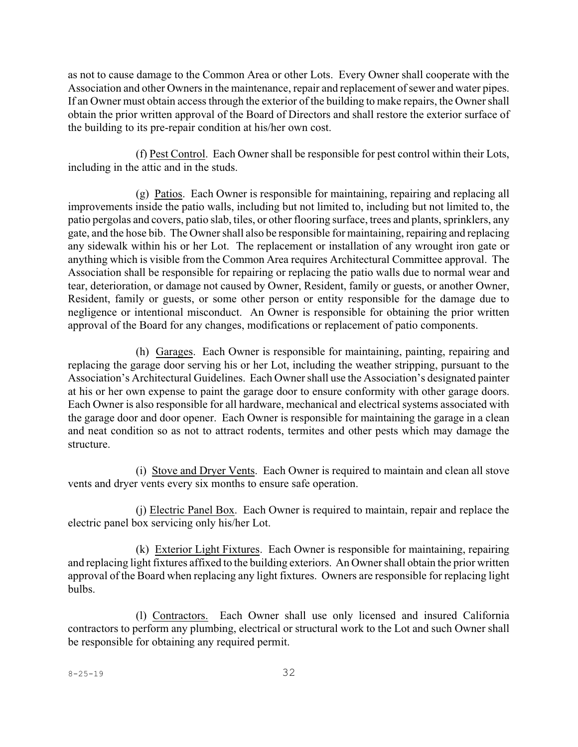as not to cause damage to the Common Area or other Lots. Every Owner shall cooperate with the Association and other Owners in the maintenance, repair and replacement of sewer and water pipes. If an Owner must obtain access through the exterior of the building to make repairs, the Owner shall obtain the prior written approval of the Board of Directors and shall restore the exterior surface of the building to its pre-repair condition at his/her own cost.

(f) Pest Control. Each Owner shall be responsible for pest control within their Lots, including in the attic and in the studs.

(g) Patios. Each Owner is responsible for maintaining, repairing and replacing all improvements inside the patio walls, including but not limited to, including but not limited to, the patio pergolas and covers, patio slab, tiles, or other flooring surface, trees and plants, sprinklers, any gate, and the hose bib. The Owner shall also be responsible for maintaining, repairing and replacing any sidewalk within his or her Lot. The replacement or installation of any wrought iron gate or anything which is visible from the Common Area requires Architectural Committee approval. The Association shall be responsible for repairing or replacing the patio walls due to normal wear and tear, deterioration, or damage not caused by Owner, Resident, family or guests, or another Owner, Resident, family or guests, or some other person or entity responsible for the damage due to negligence or intentional misconduct. An Owner is responsible for obtaining the prior written approval of the Board for any changes, modifications or replacement of patio components.

(h) Garages. Each Owner is responsible for maintaining, painting, repairing and replacing the garage door serving his or her Lot, including the weather stripping, pursuant to the Association's Architectural Guidelines. Each Owner shall use the Association's designated painter at his or her own expense to paint the garage door to ensure conformity with other garage doors. Each Owner is also responsible for all hardware, mechanical and electrical systems associated with the garage door and door opener. Each Owner is responsible for maintaining the garage in a clean and neat condition so as not to attract rodents, termites and other pests which may damage the structure.

(i) Stove and Dryer Vents. Each Owner is required to maintain and clean all stove vents and dryer vents every six months to ensure safe operation.

(j) Electric Panel Box. Each Owner is required to maintain, repair and replace the electric panel box servicing only his/her Lot.

(k) Exterior Light Fixtures. Each Owner is responsible for maintaining, repairing and replacing light fixtures affixed to the building exteriors. An Owner shall obtain the prior written approval of the Board when replacing any light fixtures. Owners are responsible for replacing light bulbs.

(l) Contractors. Each Owner shall use only licensed and insured California contractors to perform any plumbing, electrical or structural work to the Lot and such Owner shall be responsible for obtaining any required permit.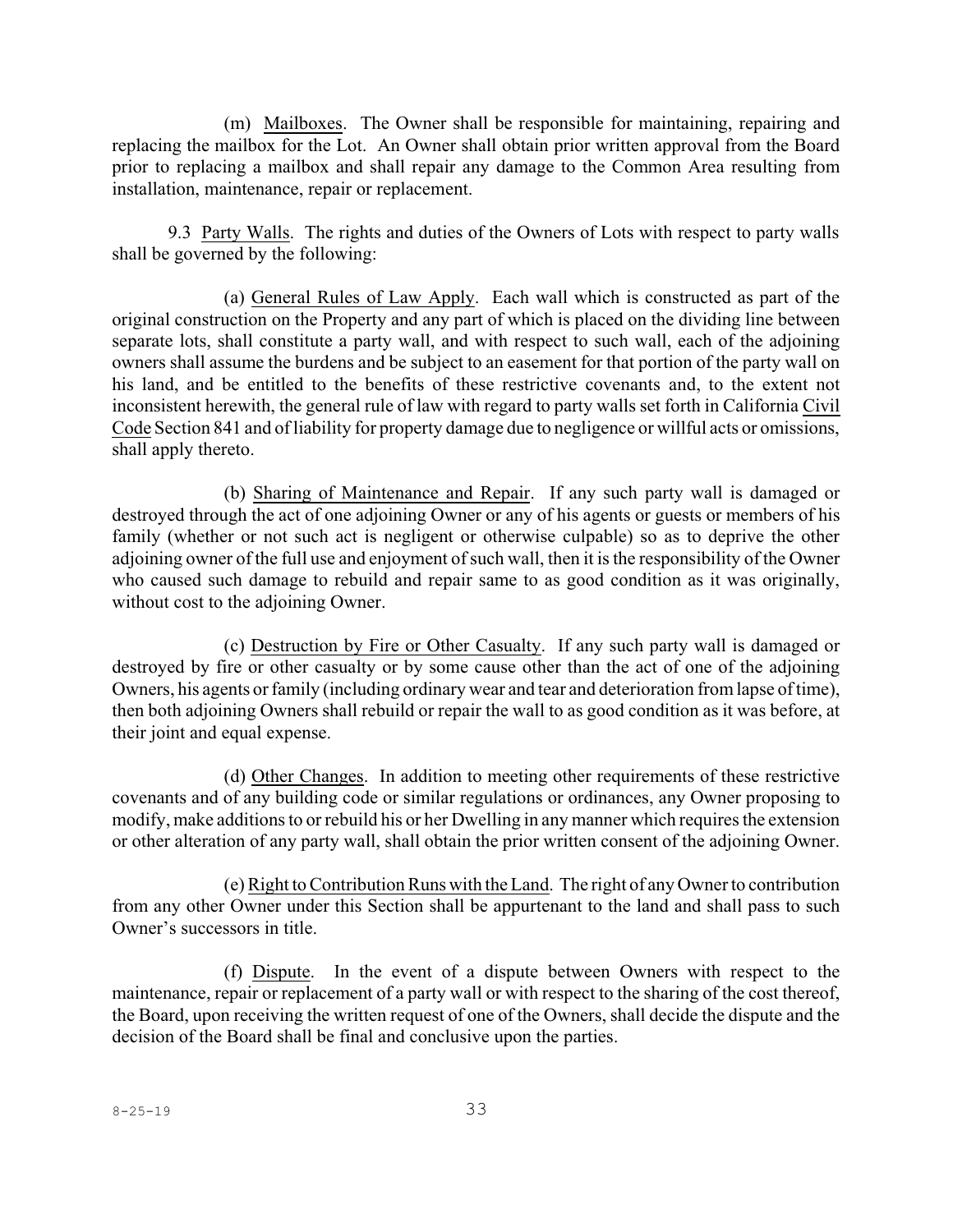(m) Mailboxes. The Owner shall be responsible for maintaining, repairing and replacing the mailbox for the Lot. An Owner shall obtain prior written approval from the Board prior to replacing a mailbox and shall repair any damage to the Common Area resulting from installation, maintenance, repair or replacement.

9.3 Party Walls. The rights and duties of the Owners of Lots with respect to party walls shall be governed by the following:

(a) General Rules of Law Apply. Each wall which is constructed as part of the original construction on the Property and any part of which is placed on the dividing line between separate lots, shall constitute a party wall, and with respect to such wall, each of the adjoining owners shall assume the burdens and be subject to an easement for that portion of the party wall on his land, and be entitled to the benefits of these restrictive covenants and, to the extent not inconsistent herewith, the general rule of law with regard to party walls set forth in California Civil Code Section 841 and of liability for property damage due to negligence or willful acts or omissions, shall apply thereto.

(b) Sharing of Maintenance and Repair. If any such party wall is damaged or destroyed through the act of one adjoining Owner or any of his agents or guests or members of his family (whether or not such act is negligent or otherwise culpable) so as to deprive the other adjoining owner of the full use and enjoyment of such wall, then it is the responsibility of the Owner who caused such damage to rebuild and repair same to as good condition as it was originally, without cost to the adjoining Owner.

(c) Destruction by Fire or Other Casualty. If any such party wall is damaged or destroyed by fire or other casualty or by some cause other than the act of one of the adjoining Owners, his agents or family (including ordinary wear and tear and deterioration from lapse of time), then both adjoining Owners shall rebuild or repair the wall to as good condition as it was before, at their joint and equal expense.

(d) Other Changes. In addition to meeting other requirements of these restrictive covenants and of any building code or similar regulations or ordinances, any Owner proposing to modify, make additions to or rebuild his or her Dwelling in any manner which requires the extension or other alteration of any party wall, shall obtain the prior written consent of the adjoining Owner.

(e) Right to Contribution Runs with the Land. The right of any Owner to contribution from any other Owner under this Section shall be appurtenant to the land and shall pass to such Owner's successors in title.

(f) Dispute. In the event of a dispute between Owners with respect to the maintenance, repair or replacement of a party wall or with respect to the sharing of the cost thereof, the Board, upon receiving the written request of one of the Owners, shall decide the dispute and the decision of the Board shall be final and conclusive upon the parties.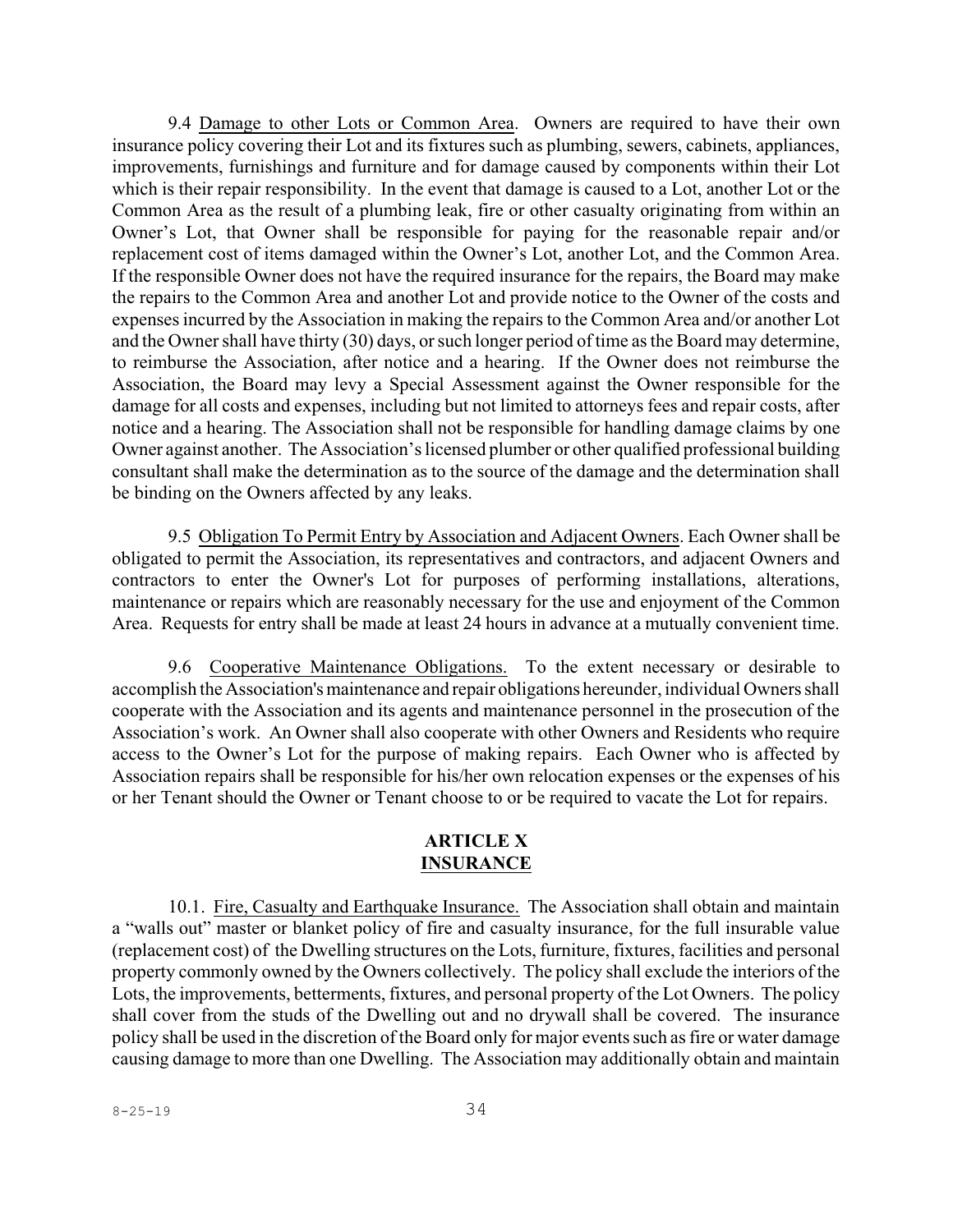9.4 <u>Damage to other Lots or Common Area</u>. Owners are required to have their own insurance policy covering their Lot and its fixtures such as plumbing, sewers, cabinets, appliances, improvements, furnishings and furniture and for damage caused by components within their Lot which is their repair responsibility. In the event that damage is caused to a Lot, another Lot or the Common Area as the result of a plumbing leak, fire or other casualty originating from within an Owner's Lot, that Owner shall be responsible for paying for the reasonable repair and/or replacement cost of items damaged within the Owner's Lot, another Lot, and the Common Area. If the responsible Owner does not have the required insurance for the repairs, the Board may make the repairs to the Common Area and another Lot and provide notice to the Owner of the costs and expenses incurred by the Association in making the repairs to the Common Area and/or another Lot and the Owner shall have thirty (30) days, or such longer period of time as the Board may determine, to reimburse the Association, after notice and a hearing. If the Owner does not reimburse the Association, the Board may levy a Special Assessment against the Owner responsible for the damage for all costs and expenses, including but not limited to attorneys fees and repair costs, after notice and a hearing. The Association shall not be responsible for handling damage claims by one Owner against another. The Association's licensed plumber or other qualified professional building consultant shall make the determination as to the source of the damage and the determination shall be binding on the Owners affected by any leaks.

9.5 <u>Obligation To Permit Entry by Association and Adjacent Owners</u>. Each Owner shall be obligated to permit the Association, its representatives and contractors, and adjacent Owners and contractors to enter the Owner's Lot for purposes of performing installations, alterations, maintenance or repairs which are reasonably necessary for the use and enjoyment of the Common Area. Requests for entry shall be made at least 24 hours in advance at a mutually convenient time.

9.6 <u>Cooperative Maintenance Obligations.</u> To the extent necessary or desirable to accomplish the Association's maintenance and repair obligations hereunder, individual Owners shall cooperate with the Association and its agents and maintenance personnel in the prosecution of the Association's work. An Owner shall also cooperate with other Owners and Residents who require access to the Owner's Lot for the purpose of making repairs. Each Owner who is affected by Association repairs shall be responsible for his/her own relocation expenses or the expenses of his or her Tenant should the Owner or Tenant choose to or be required to vacate the Lot for repairs.

## ARTICLE X
## INSURANCE

10.1. <u>Fire, Casualty and Earthquake Insurance.</u> The Association shall obtain and maintain a "walls out" master or blanket policy of fire and casualty insurance, for the full insurable value (replacement cost) of the Dwelling structures on the Lots, furniture, fixtures, facilities and personal property commonly owned by the Owners collectively. The policy shall exclude the interiors of the Lots, the improvements, betterments, fixtures, and personal property of the Lot Owners. The policy shall cover from the studs of the Dwelling out and no drywall shall be covered. The insurance policy shall be used in the discretion of the Board only for major events such as fire or water damage causing damage to more than one Dwelling. The Association may additionally obtain and maintain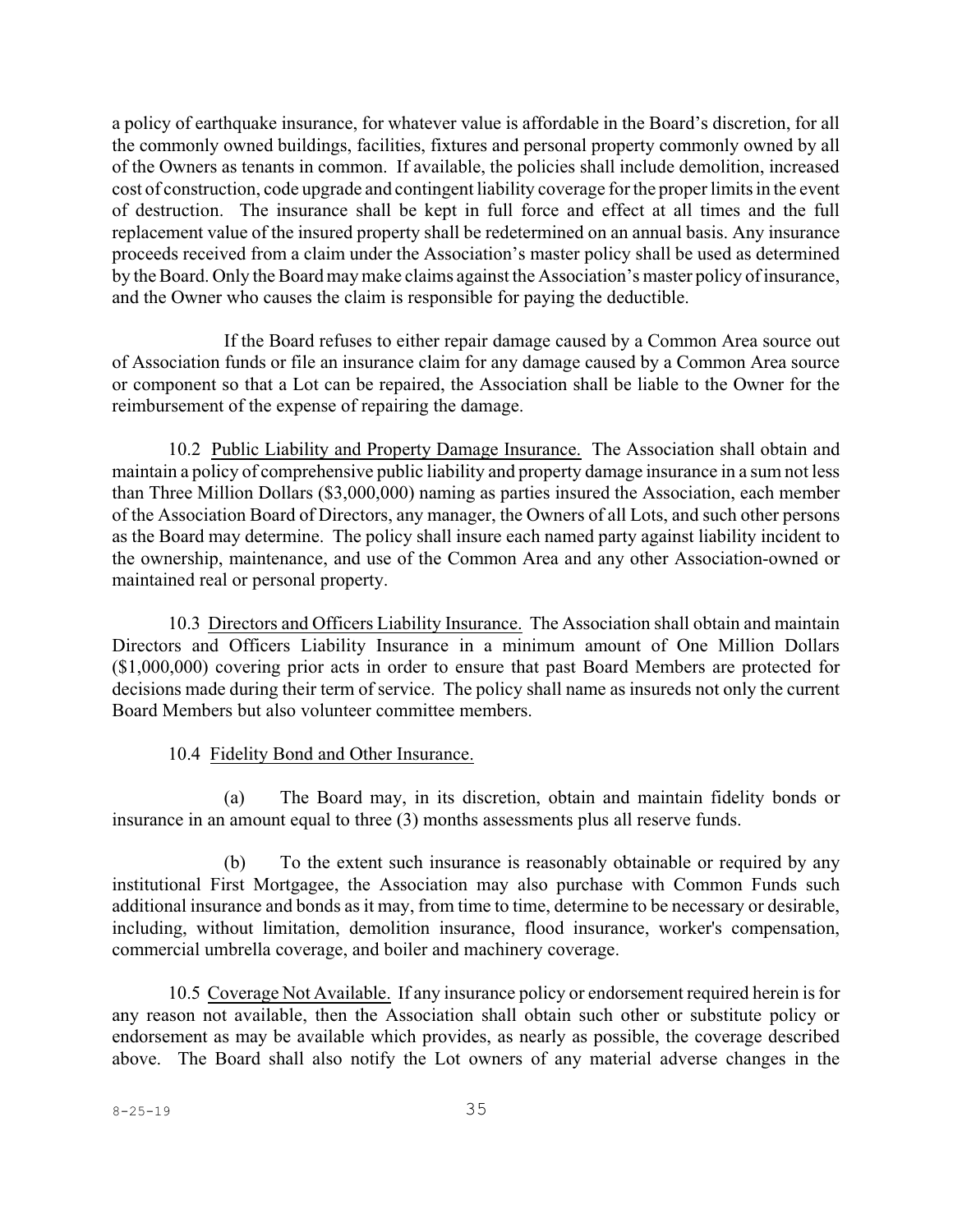a policy of earthquake insurance, for whatever value is affordable in the Board's discretion, for all the commonly owned buildings, facilities, fixtures and personal property commonly owned by all of the Owners as tenants in common. If available, the policies shall include demolition, increased cost of construction, code upgrade and contingent liability coverage for the proper limits in the event of destruction. The insurance shall be kept in full force and effect at all times and the full replacement value of the insured property shall be redetermined on an annual basis. Any insurance proceeds received from a claim under the Association's master policy shall be used as determined by the Board. Only the Board may make claims against the Association's master policy of insurance, and the Owner who causes the claim is responsible for paying the deductible.

If the Board refuses to either repair damage caused by a Common Area source out of Association funds or file an insurance claim for any damage caused by a Common Area source or component so that a Lot can be repaired, the Association shall be liable to the Owner for the reimbursement of the expense of repairing the damage.

10.2 Public Liability and Property Damage Insurance. The Association shall obtain and maintain a policy of comprehensive public liability and property damage insurance in a sum not less than Three Million Dollars ($3,000,000) naming as parties insured the Association, each member of the Association Board of Directors, any manager, the Owners of all Lots, and such other persons as the Board may determine. The policy shall insure each named party against liability incident to the ownership, maintenance, and use of the Common Area and any other Association-owned or maintained real or personal property.

10.3 Directors and Officers Liability Insurance. The Association shall obtain and maintain Directors and Officers Liability Insurance in a minimum amount of One Million Dollars ($1,000,000) covering prior acts in order to ensure that past Board Members are protected for decisions made during their term of service. The policy shall name as insureds not only the current Board Members but also volunteer committee members.

10.4 Fidelity Bond and Other Insurance.

(a) The Board may, in its discretion, obtain and maintain fidelity bonds or insurance in an amount equal to three (3) months assessments plus all reserve funds.

(b) To the extent such insurance is reasonably obtainable or required by any institutional First Mortgagee, the Association may also purchase with Common Funds such additional insurance and bonds as it may, from time to time, determine to be necessary or desirable, including, without limitation, demolition insurance, flood insurance, worker's compensation, commercial umbrella coverage, and boiler and machinery coverage.

10.5 Coverage Not Available. If any insurance policy or endorsement required herein is for any reason not available, then the Association shall obtain such other or substitute policy or endorsement as may be available which provides, as nearly as possible, the coverage described above. The Board shall also notify the Lot owners of any material adverse changes in the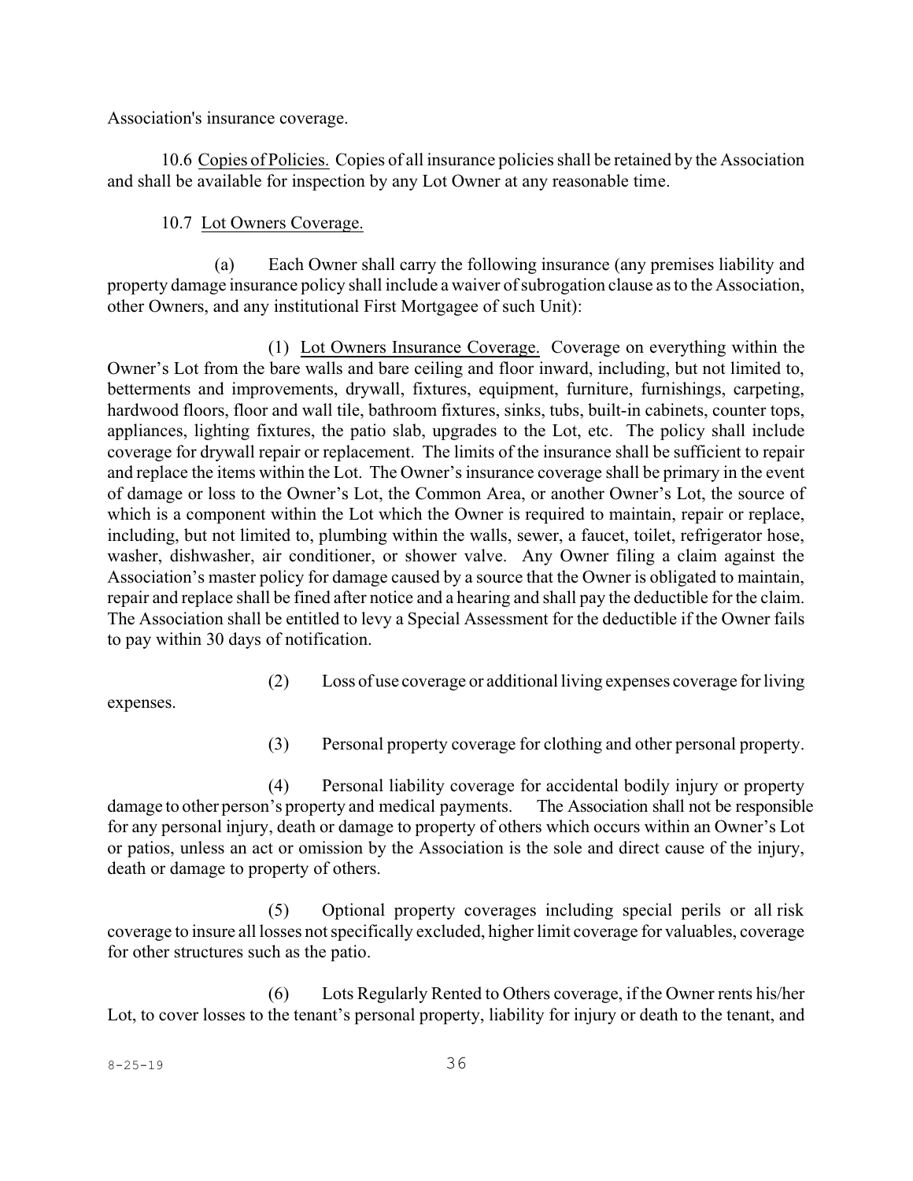Association's insurance coverage.

10.6 Copies of Policies. Copies of all insurance policies shall be retained by the Association and shall be available for inspection by any Lot Owner at any reasonable time.

10.7 Lot Owners Coverage.

(a) Each Owner shall carry the following insurance (any premises liability and property damage insurance policy shall include a waiver of subrogation clause as to the Association, other Owners, and any institutional First Mortgagee of such Unit):

(1) Lot Owners Insurance Coverage. Coverage on everything within the Owner's Lot from the bare walls and bare ceiling and floor inward, including, but not limited to, betterments and improvements, drywall, fixtures, equipment, furniture, furnishings, carpeting, hardwood floors, floor and wall tile, bathroom fixtures, sinks, tubs, built-in cabinets, counter tops, appliances, lighting fixtures, the patio slab, upgrades to the Lot, etc. The policy shall include coverage for drywall repair or replacement. The limits of the insurance shall be sufficient to repair and replace the items within the Lot. The Owner's insurance coverage shall be primary in the event of damage or loss to the Owner's Lot, the Common Area, or another Owner's Lot, the source of which is a component within the Lot which the Owner is required to maintain, repair or replace, including, but not limited to, plumbing within the walls, sewer, a faucet, toilet, refrigerator hose, washer, dishwasher, air conditioner, or shower valve. Any Owner filing a claim against the Association's master policy for damage caused by a source that the Owner is obligated to maintain, repair and replace shall be fined after notice and a hearing and shall pay the deductible for the claim. The Association shall be entitled to levy a Special Assessment for the deductible if the Owner fails to pay within 30 days of notification.

(2) Loss of use coverage or additional living expenses coverage for living expenses.

(3) Personal property coverage for clothing and other personal property.

(4) Personal liability coverage for accidental bodily injury or property damage to other person's property and medical payments. The Association shall not be responsible for any personal injury, death or damage to property of others which occurs within an Owner's Lot or patios, unless an act or omission by the Association is the sole and direct cause of the injury, death or damage to property of others.

(5) Optional property coverages including special perils or all risk coverage to insure all losses not specifically excluded, higher limit coverage for valuables, coverage for other structures such as the patio.

(6) Lots Regularly Rented to Others coverage, if the Owner rents his/her Lot, to cover losses to the tenant's personal property, liability for injury or death to the tenant, and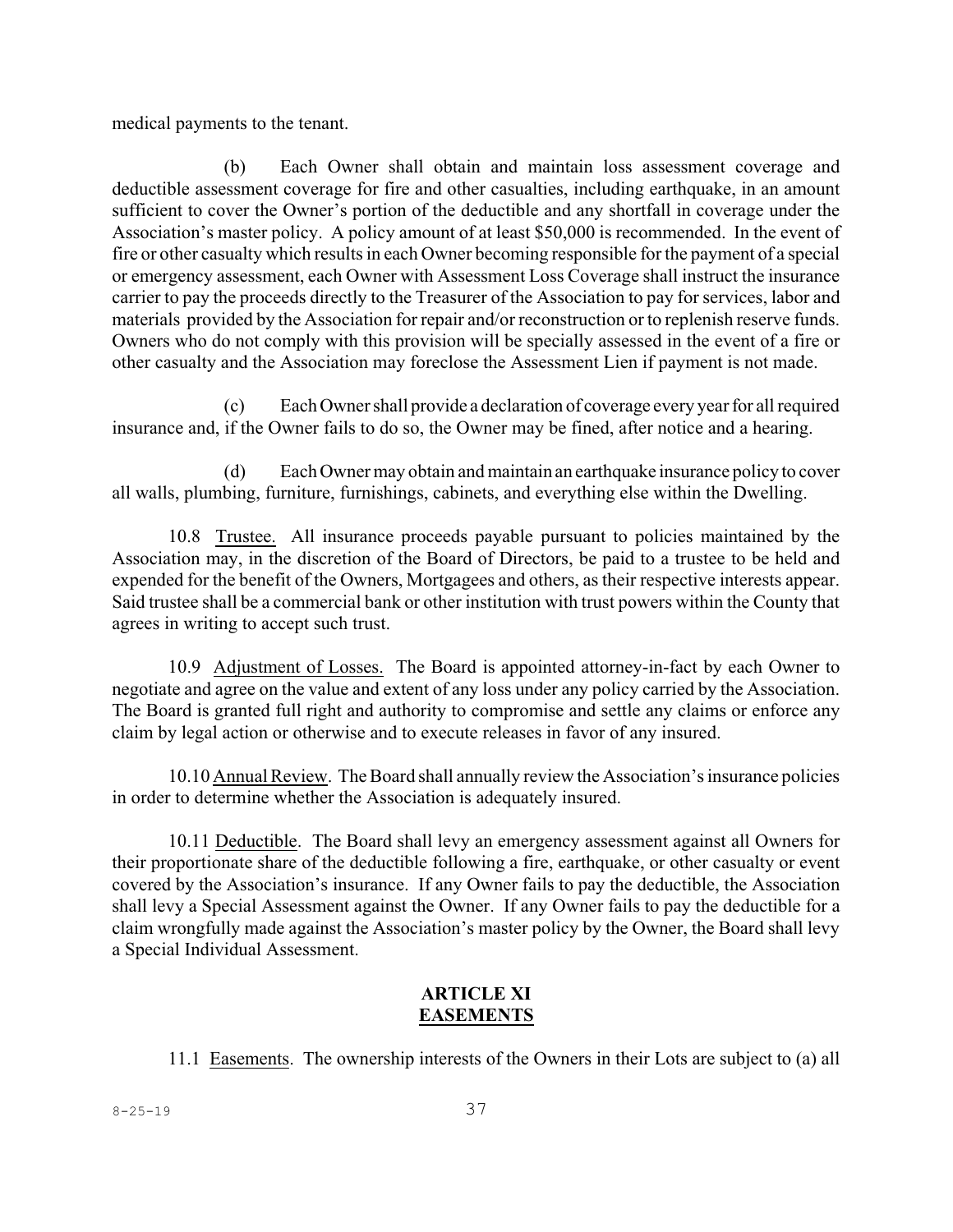medical payments to the tenant.

(b) Each Owner shall obtain and maintain loss assessment coverage and deductible assessment coverage for fire and other casualties, including earthquake, in an amount sufficient to cover the Owner's portion of the deductible and any shortfall in coverage under the Association's master policy. A policy amount of at least $50,000 is recommended. In the event of fire or other casualty which results in each Owner becoming responsible for the payment of a special or emergency assessment, each Owner with Assessment Loss Coverage shall instruct the insurance carrier to pay the proceeds directly to the Treasurer of the Association to pay for services, labor and materials provided by the Association for repair and/or reconstruction or to replenish reserve funds. Owners who do not comply with this provision will be specially assessed in the event of a fire or other casualty and the Association may foreclose the Assessment Lien if payment is not made.

(c) Each Owner shall provide a declaration of coverage every year for all required insurance and, if the Owner fails to do so, the Owner may be fined, after notice and a hearing.

(d) Each Owner may obtain and maintain an earthquake insurance policy to cover all walls, plumbing, furniture, furnishings, cabinets, and everything else within the Dwelling.

10.8 Trustee. All insurance proceeds payable pursuant to policies maintained by the Association may, in the discretion of the Board of Directors, be paid to a trustee to be held and expended for the benefit of the Owners, Mortgagees and others, as their respective interests appear. Said trustee shall be a commercial bank or other institution with trust powers within the County that agrees in writing to accept such trust.

10.9 Adjustment of Losses. The Board is appointed attorney-in-fact by each Owner to negotiate and agree on the value and extent of any loss under any policy carried by the Association. The Board is granted full right and authority to compromise and settle any claims or enforce any claim by legal action or otherwise and to execute releases in favor of any insured.

10.10 Annual Review. The Board shall annually review the Association's insurance policies in order to determine whether the Association is adequately insured.

10.11 Deductible. The Board shall levy an emergency assessment against all Owners for their proportionate share of the deductible following a fire, earthquake, or other casualty or event covered by the Association's insurance. If any Owner fails to pay the deductible, the Association shall levy a Special Assessment against the Owner. If any Owner fails to pay the deductible for a claim wrongfully made against the Association's master policy by the Owner, the Board shall levy a Special Individual Assessment.

## ARTICLE XI
## EASEMENTS

11.1 Easements. The ownership interests of the Owners in their Lots are subject to (a) all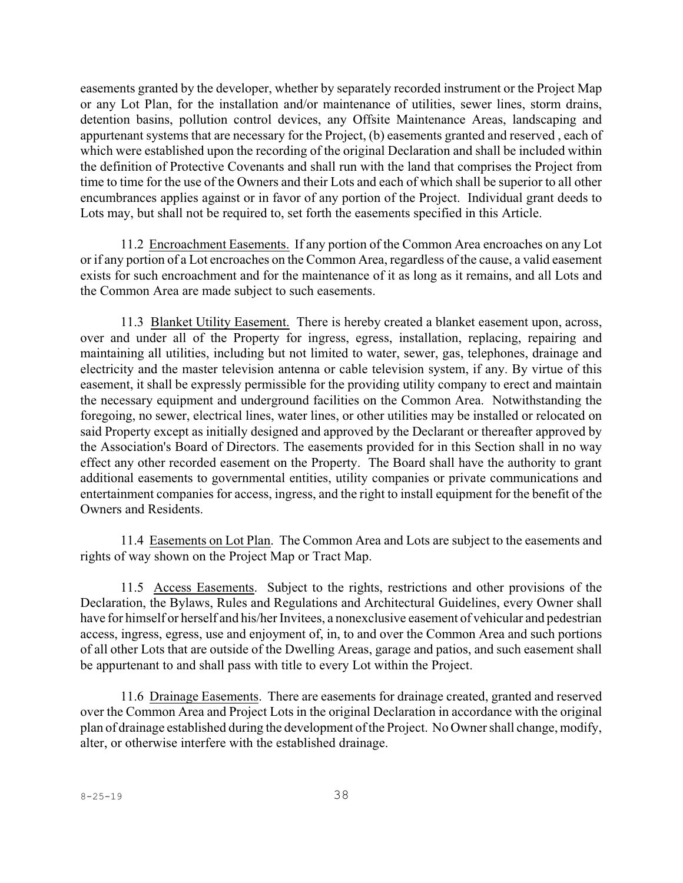easements granted by the developer, whether by separately recorded instrument or the Project Map or any Lot Plan, for the installation and/or maintenance of utilities, sewer lines, storm drains, detention basins, pollution control devices, any Offsite Maintenance Areas, landscaping and appurtenant systems that are necessary for the Project, (b) easements granted and reserved , each of which were established upon the recording of the original Declaration and shall be included within the definition of Protective Covenants and shall run with the land that comprises the Project from time to time for the use of the Owners and their Lots and each of which shall be superior to all other encumbrances applies against or in favor of any portion of the Project. Individual grant deeds to Lots may, but shall not be required to, set forth the easements specified in this Article.

11.2 <u>Encroachment Easements.</u> If any portion of the Common Area encroaches on any Lot or if any portion of a Lot encroaches on the Common Area, regardless of the cause, a valid easement exists for such encroachment and for the maintenance of it as long as it remains, and all Lots and the Common Area are made subject to such easements.

11.3 <u>Blanket Utility Easement.</u> There is hereby created a blanket easement upon, across, over and under all of the Property for ingress, egress, installation, replacing, repairing and maintaining all utilities, including but not limited to water, sewer, gas, telephones, drainage and electricity and the master television antenna or cable television system, if any. By virtue of this easement, it shall be expressly permissible for the providing utility company to erect and maintain the necessary equipment and underground facilities on the Common Area. Notwithstanding the foregoing, no sewer, electrical lines, water lines, or other utilities may be installed or relocated on said Property except as initially designed and approved by the Declarant or thereafter approved by the Association's Board of Directors. The easements provided for in this Section shall in no way effect any other recorded easement on the Property. The Board shall have the authority to grant additional easements to governmental entities, utility companies or private communications and entertainment companies for access, ingress, and the right to install equipment for the benefit of the Owners and Residents.

11.4 <u>Easements on Lot Plan</u>. The Common Area and Lots are subject to the easements and rights of way shown on the Project Map or Tract Map.

11.5 <u>Access Easements</u>. Subject to the rights, restrictions and other provisions of the Declaration, the Bylaws, Rules and Regulations and Architectural Guidelines, every Owner shall have for himself or herself and his/her Invitees, a nonexclusive easement of vehicular and pedestrian access, ingress, egress, use and enjoyment of, in, to and over the Common Area and such portions of all other Lots that are outside of the Dwelling Areas, garage and patios, and such easement shall be appurtenant to and shall pass with title to every Lot within the Project.

11.6 <u>Drainage Easements</u>. There are easements for drainage created, granted and reserved over the Common Area and Project Lots in the original Declaration in accordance with the original plan of drainage established during the development of the Project. No Owner shall change, modify, alter, or otherwise interfere with the established drainage.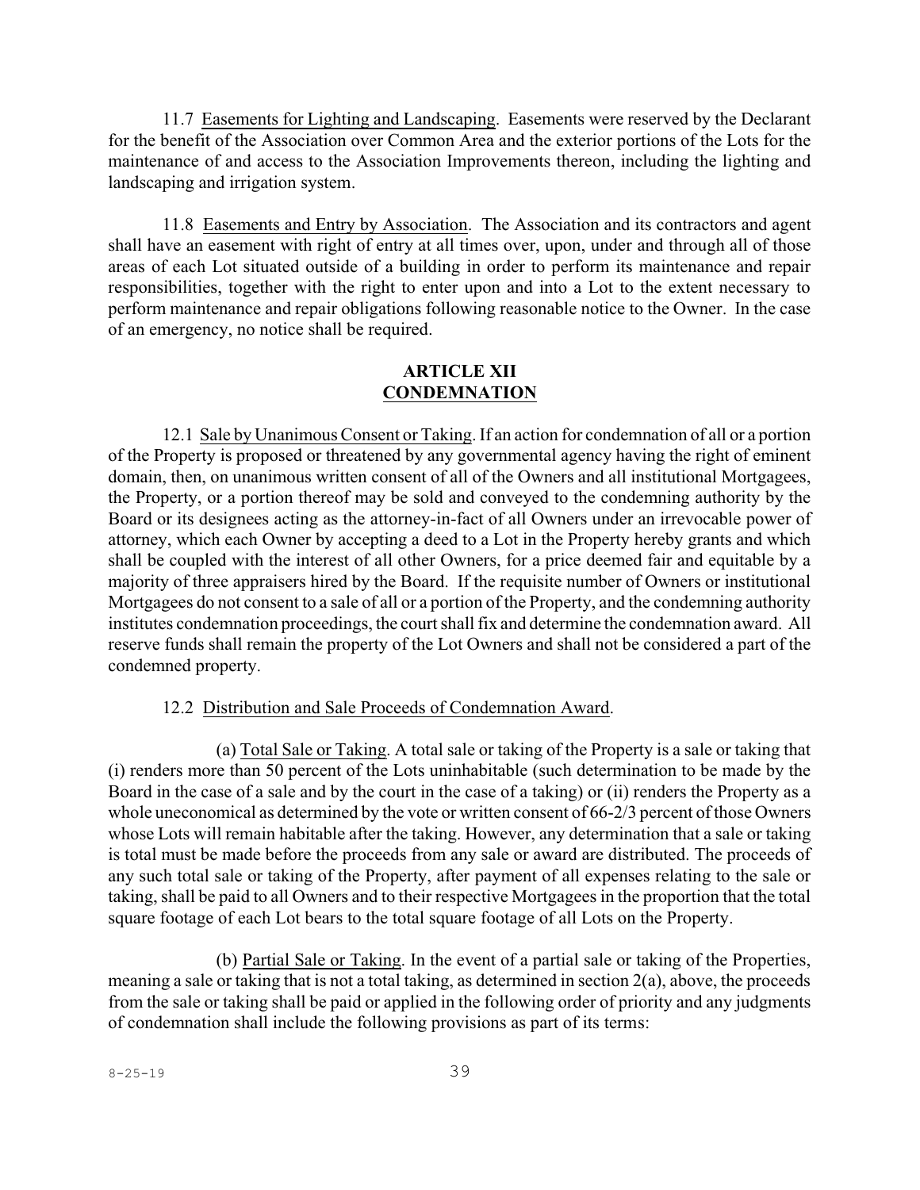11.7 Easements for Lighting and Landscaping. Easements were reserved by the Declarant for the benefit of the Association over Common Area and the exterior portions of the Lots for the maintenance of and access to the Association Improvements thereon, including the lighting and landscaping and irrigation system.

11.8 Easements and Entry by Association. The Association and its contractors and agent shall have an easement with right of entry at all times over, upon, under and through all of those areas of each Lot situated outside of a building in order to perform its maintenance and repair responsibilities, together with the right to enter upon and into a Lot to the extent necessary to perform maintenance and repair obligations following reasonable notice to the Owner. In the case of an emergency, no notice shall be required.

## ARTICLE XII
## CONDEMNATION

12.1 Sale by Unanimous Consent or Taking. If an action for condemnation of all or a portion of the Property is proposed or threatened by any governmental agency having the right of eminent domain, then, on unanimous written consent of all of the Owners and all institutional Mortgagees, the Property, or a portion thereof may be sold and conveyed to the condemning authority by the Board or its designees acting as the attorney-in-fact of all Owners under an irrevocable power of attorney, which each Owner by accepting a deed to a Lot in the Property hereby grants and which shall be coupled with the interest of all other Owners, for a price deemed fair and equitable by a majority of three appraisers hired by the Board. If the requisite number of Owners or institutional Mortgagees do not consent to a sale of all or a portion of the Property, and the condemning authority institutes condemnation proceedings, the court shall fix and determine the condemnation award. All reserve funds shall remain the property of the Lot Owners and shall not be considered a part of the condemned property.

12.2 Distribution and Sale Proceeds of Condemnation Award.

(a) Total Sale or Taking. A total sale or taking of the Property is a sale or taking that (i) renders more than 50 percent of the Lots uninhabitable (such determination to be made by the Board in the case of a sale and by the court in the case of a taking) or (ii) renders the Property as a whole uneconomical as determined by the vote or written consent of 66-2/3 percent of those Owners whose Lots will remain habitable after the taking. However, any determination that a sale or taking is total must be made before the proceeds from any sale or award are distributed. The proceeds of any such total sale or taking of the Property, after payment of all expenses relating to the sale or taking, shall be paid to all Owners and to their respective Mortgagees in the proportion that the total square footage of each Lot bears to the total square footage of all Lots on the Property.

(b) Partial Sale or Taking. In the event of a partial sale or taking of the Properties, meaning a sale or taking that is not a total taking, as determined in section 2(a), above, the proceeds from the sale or taking shall be paid or applied in the following order of priority and any judgments of condemnation shall include the following provisions as part of its terms: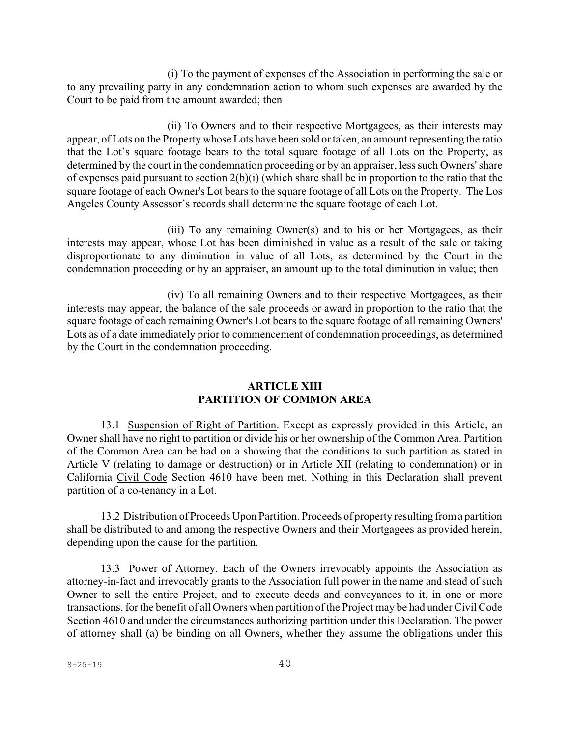(i) To the payment of expenses of the Association in performing the sale or to any prevailing party in any condemnation action to whom such expenses are awarded by the Court to be paid from the amount awarded; then

(ii) To Owners and to their respective Mortgagees, as their interests may appear, of Lots on the Property whose Lots have been sold or taken, an amount representing the ratio that the Lot's square footage bears to the total square footage of all Lots on the Property, as determined by the court in the condemnation proceeding or by an appraiser, less such Owners' share of expenses paid pursuant to section 2(b)(i) (which share shall be in proportion to the ratio that the square footage of each Owner's Lot bears to the square footage of all Lots on the Property. The Los Angeles County Assessor's records shall determine the square footage of each Lot.

(iii) To any remaining Owner(s) and to his or her Mortgagees, as their interests may appear, whose Lot has been diminished in value as a result of the sale or taking disproportionate to any diminution in value of all Lots, as determined by the Court in the condemnation proceeding or by an appraiser, an amount up to the total diminution in value; then

(iv) To all remaining Owners and to their respective Mortgagees, as their interests may appear, the balance of the sale proceeds or award in proportion to the ratio that the square footage of each remaining Owner's Lot bears to the square footage of all remaining Owners' Lots as of a date immediately prior to commencement of condemnation proceedings, as determined by the Court in the condemnation proceeding.

## ARTICLE XIII
## PARTITION OF COMMON AREA

13.1 Suspension of Right of Partition. Except as expressly provided in this Article, an Owner shall have no right to partition or divide his or her ownership of the Common Area. Partition of the Common Area can be had on a showing that the conditions to such partition as stated in Article V (relating to damage or destruction) or in Article XII (relating to condemnation) or in California Civil Code Section 4610 have been met. Nothing in this Declaration shall prevent partition of a co-tenancy in a Lot.

13.2 Distribution of Proceeds Upon Partition. Proceeds of property resulting from a partition shall be distributed to and among the respective Owners and their Mortgagees as provided herein, depending upon the cause for the partition.

13.3 Power of Attorney. Each of the Owners irrevocably appoints the Association as attorney-in-fact and irrevocably grants to the Association full power in the name and stead of such Owner to sell the entire Project, and to execute deeds and conveyances to it, in one or more transactions, for the benefit of all Owners when partition of the Project may be had under Civil Code Section 4610 and under the circumstances authorizing partition under this Declaration. The power of attorney shall (a) be binding on all Owners, whether they assume the obligations under this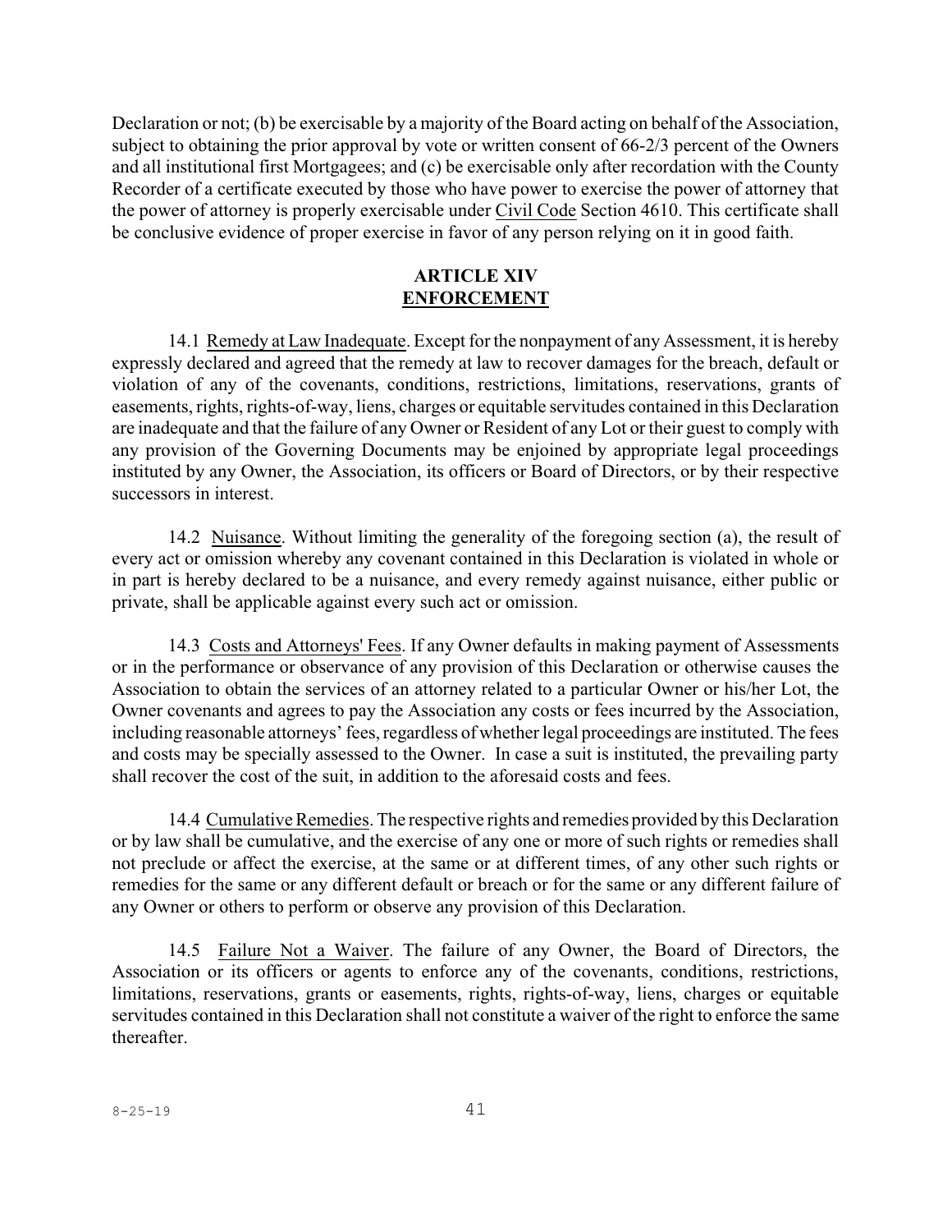Declaration or not; (b) be exercisable by a majority of the Board acting on behalf of the Association, subject to obtaining the prior approval by vote or written consent of 66-2/3 percent of the Owners and all institutional first Mortgagees; and (c) be exercisable only after recordation with the County Recorder of a certificate executed by those who have power to exercise the power of attorney that the power of attorney is properly exercisable under Civil Code Section 4610. This certificate shall be conclusive evidence of proper exercise in favor of any person relying on it in good faith.

## ARTICLE XIV
## ENFORCEMENT

14.1 Remedy at Law Inadequate. Except for the nonpayment of any Assessment, it is hereby expressly declared and agreed that the remedy at law to recover damages for the breach, default or violation of any of the covenants, conditions, restrictions, limitations, reservations, grants of easements, rights, rights-of-way, liens, charges or equitable servitudes contained in this Declaration are inadequate and that the failure of any Owner or Resident of any Lot or their guest to comply with any provision of the Governing Documents may be enjoined by appropriate legal proceedings instituted by any Owner, the Association, its officers or Board of Directors, or by their respective successors in interest.

14.2 Nuisance. Without limiting the generality of the foregoing section (a), the result of every act or omission whereby any covenant contained in this Declaration is violated in whole or in part is hereby declared to be a nuisance, and every remedy against nuisance, either public or private, shall be applicable against every such act or omission.

14.3 Costs and Attorneys' Fees. If any Owner defaults in making payment of Assessments or in the performance or observance of any provision of this Declaration or otherwise causes the Association to obtain the services of an attorney related to a particular Owner or his/her Lot, the Owner covenants and agrees to pay the Association any costs or fees incurred by the Association, including reasonable attorneys' fees, regardless of whether legal proceedings are instituted. The fees and costs may be specially assessed to the Owner. In case a suit is instituted, the prevailing party shall recover the cost of the suit, in addition to the aforesaid costs and fees.

14.4 Cumulative Remedies. The respective rights and remedies provided by this Declaration or by law shall be cumulative, and the exercise of any one or more of such rights or remedies shall not preclude or affect the exercise, at the same or at different times, of any other such rights or remedies for the same or any different default or breach or for the same or any different failure of any Owner or others to perform or observe any provision of this Declaration.

14.5 Failure Not a Waiver. The failure of any Owner, the Board of Directors, the Association or its officers or agents to enforce any of the covenants, conditions, restrictions, limitations, reservations, grants or easements, rights, rights-of-way, liens, charges or equitable servitudes contained in this Declaration shall not constitute a waiver of the right to enforce the same thereafter.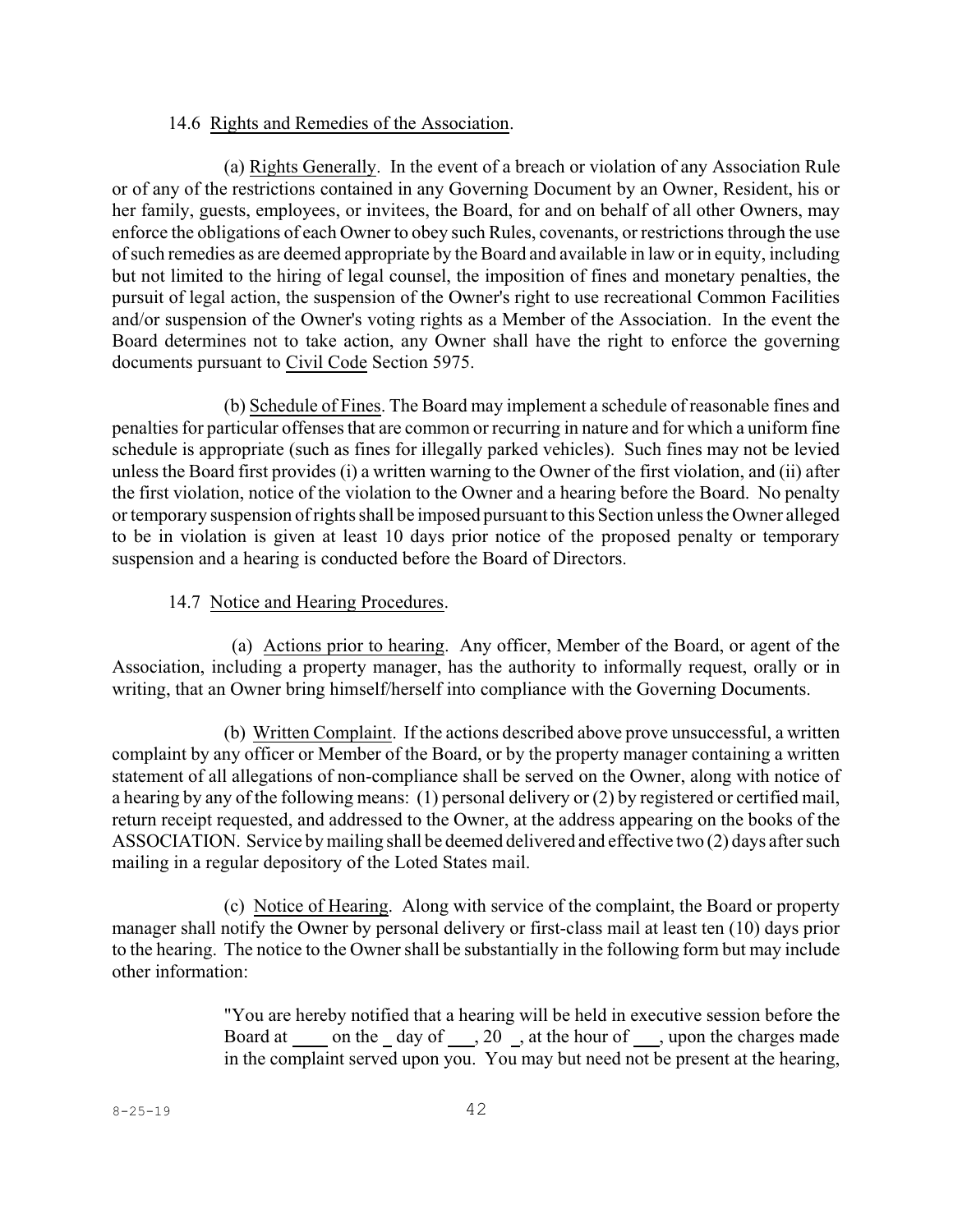14.6 Rights and Remedies of the Association.

(a) Rights Generally. In the event of a breach or violation of any Association Rule or of any of the restrictions contained in any Governing Document by an Owner, Resident, his or her family, guests, employees, or invitees, the Board, for and on behalf of all other Owners, may enforce the obligations of each Owner to obey such Rules, covenants, or restrictions through the use of such remedies as are deemed appropriate by the Board and available in law or in equity, including but not limited to the hiring of legal counsel, the imposition of fines and monetary penalties, the pursuit of legal action, the suspension of the Owner's right to use recreational Common Facilities and/or suspension of the Owner's voting rights as a Member of the Association. In the event the Board determines not to take action, any Owner shall have the right to enforce the governing documents pursuant to Civil Code Section 5975.

(b) Schedule of Fines. The Board may implement a schedule of reasonable fines and penalties for particular offenses that are common or recurring in nature and for which a uniform fine schedule is appropriate (such as fines for illegally parked vehicles). Such fines may not be levied unless the Board first provides (i) a written warning to the Owner of the first violation, and (ii) after the first violation, notice of the violation to the Owner and a hearing before the Board. No penalty or temporary suspension of rights shall be imposed pursuant to this Section unless the Owner alleged to be in violation is given at least 10 days prior notice of the proposed penalty or temporary suspension and a hearing is conducted before the Board of Directors.

14.7 Notice and Hearing Procedures.

(a) Actions prior to hearing. Any officer, Member of the Board, or agent of the Association, including a property manager, has the authority to informally request, orally or in writing, that an Owner bring himself/herself into compliance with the Governing Documents.

(b) Written Complaint. If the actions described above prove unsuccessful, a written complaint by any officer or Member of the Board, or by the property manager containing a written statement of all allegations of non-compliance shall be served on the Owner, along with notice of a hearing by any of the following means: (1) personal delivery or (2) by registered or certified mail, return receipt requested, and addressed to the Owner, at the address appearing on the books of the ASSOCIATION. Service by mailing shall be deemed delivered and effective two (2) days after such mailing in a regular depository of the Loted States mail.

(c) Notice of Hearing. Along with service of the complaint, the Board or property manager shall notify the Owner by personal delivery or first-class mail at least ten (10) days prior to the hearing. The notice to the Owner shall be substantially in the following form but may include other information:

> "You are hereby notified that a hearing will be held in executive session before the Board at ____ on the _ day of ___, 20 _, at the hour of ___, upon the charges made in the complaint served upon you. You may but need not be present at the hearing,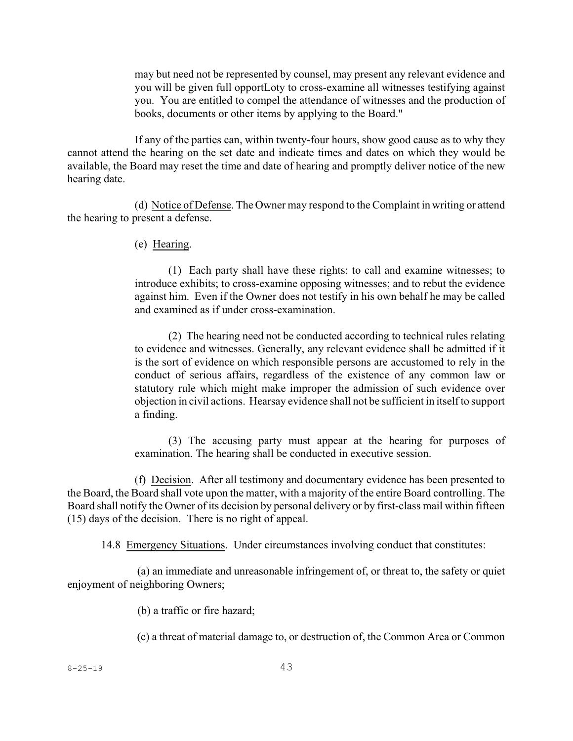may but need not be represented by counsel, may present any relevant evidence and you will be given full opportLoty to cross-examine all witnesses testifying against you. You are entitled to compel the attendance of witnesses and the production of books, documents or other items by applying to the Board."

If any of the parties can, within twenty-four hours, show good cause as to why they cannot attend the hearing on the set date and indicate times and dates on which they would be available, the Board may reset the time and date of hearing and promptly deliver notice of the new hearing date.

(d) Notice of Defense. The Owner may respond to the Complaint in writing or attend the hearing to present a defense.

(e) Hearing.

(1) Each party shall have these rights: to call and examine witnesses; to introduce exhibits; to cross-examine opposing witnesses; and to rebut the evidence against him. Even if the Owner does not testify in his own behalf he may be called and examined as if under cross-examination.

(2) The hearing need not be conducted according to technical rules relating to evidence and witnesses. Generally, any relevant evidence shall be admitted if it is the sort of evidence on which responsible persons are accustomed to rely in the conduct of serious affairs, regardless of the existence of any common law or statutory rule which might make improper the admission of such evidence over objection in civil actions. Hearsay evidence shall not be sufficient in itself to support a finding.

(3) The accusing party must appear at the hearing for purposes of examination. The hearing shall be conducted in executive session.

(f) Decision. After all testimony and documentary evidence has been presented to the Board, the Board shall vote upon the matter, with a majority of the entire Board controlling. The Board shall notify the Owner of its decision by personal delivery or by first-class mail within fifteen (15) days of the decision. There is no right of appeal.

14.8 Emergency Situations. Under circumstances involving conduct that constitutes:

(a) an immediate and unreasonable infringement of, or threat to, the safety or quiet enjoyment of neighboring Owners;

(b) a traffic or fire hazard;

(c) a threat of material damage to, or destruction of, the Common Area or Common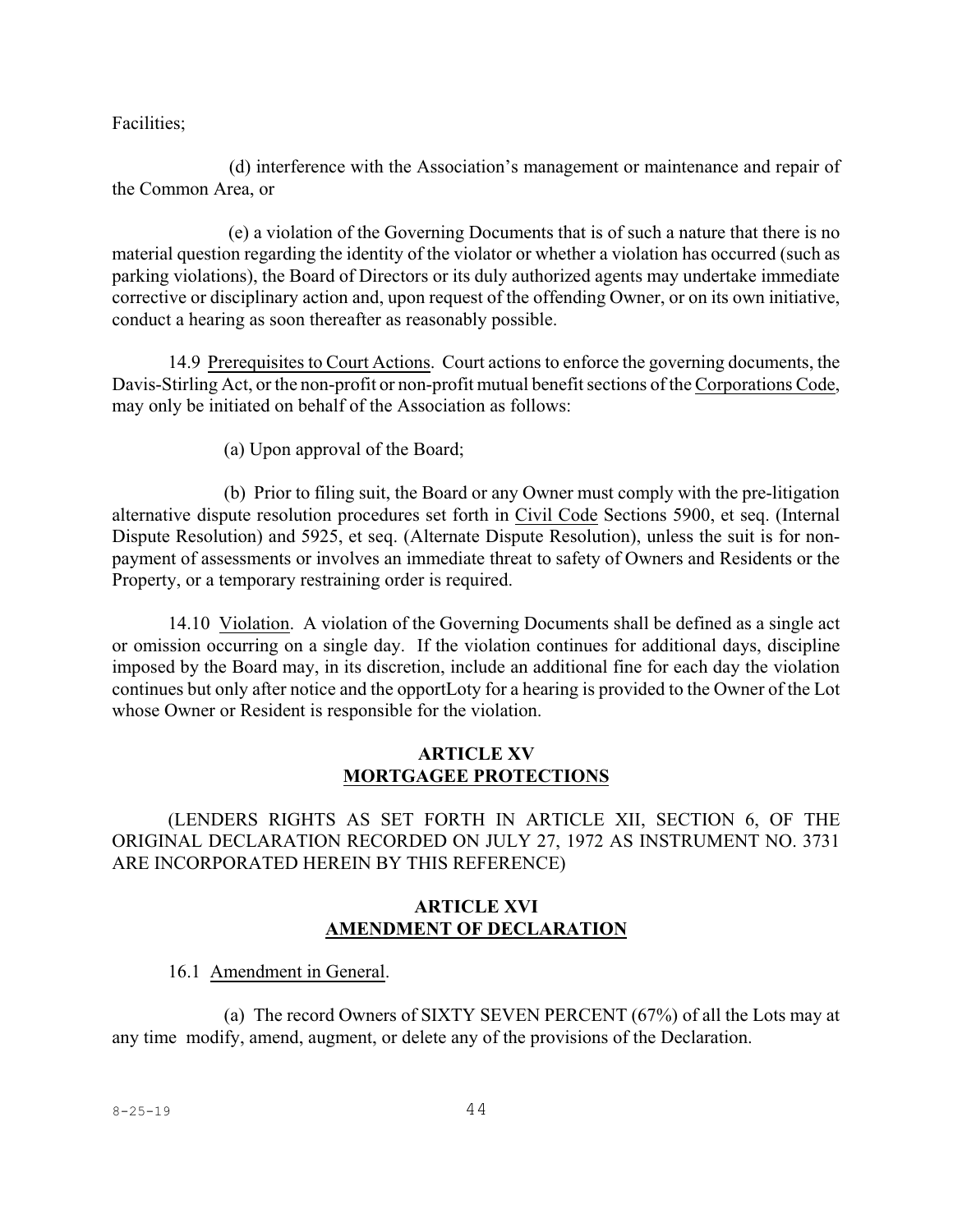Facilities;

(d) interference with the Association's management or maintenance and repair of the Common Area, or

(e) a violation of the Governing Documents that is of such a nature that there is no material question regarding the identity of the violator or whether a violation has occurred (such as parking violations), the Board of Directors or its duly authorized agents may undertake immediate corrective or disciplinary action and, upon request of the offending Owner, or on its own initiative, conduct a hearing as soon thereafter as reasonably possible.

14.9 Prerequisites to Court Actions. Court actions to enforce the governing documents, the Davis-Stirling Act, or the non-profit or non-profit mutual benefit sections of the Corporations Code, may only be initiated on behalf of the Association as follows:

(a) Upon approval of the Board;

(b) Prior to filing suit, the Board or any Owner must comply with the pre-litigation alternative dispute resolution procedures set forth in Civil Code Sections 5900, et seq. (Internal Dispute Resolution) and 5925, et seq. (Alternate Dispute Resolution), unless the suit is for non-payment of assessments or involves an immediate threat to safety of Owners and Residents or the Property, or a temporary restraining order is required.

14.10 Violation. A violation of the Governing Documents shall be defined as a single act or omission occurring on a single day. If the violation continues for additional days, discipline imposed by the Board may, in its discretion, include an additional fine for each day the violation continues but only after notice and the opportLoty for a hearing is provided to the Owner of the Lot whose Owner or Resident is responsible for the violation.

## ARTICLE XV
## MORTGAGEE PROTECTIONS

(LENDERS RIGHTS AS SET FORTH IN ARTICLE XII, SECTION 6, OF THE ORIGINAL DECLARATION RECORDED ON JULY 27, 1972 AS INSTRUMENT NO. 3731 ARE INCORPORATED HEREIN BY THIS REFERENCE)

## ARTICLE XVI
## AMENDMENT OF DECLARATION

16.1 Amendment in General.

(a) The record Owners of SIXTY SEVEN PERCENT (67%) of all the Lots may at any time modify, amend, augment, or delete any of the provisions of the Declaration.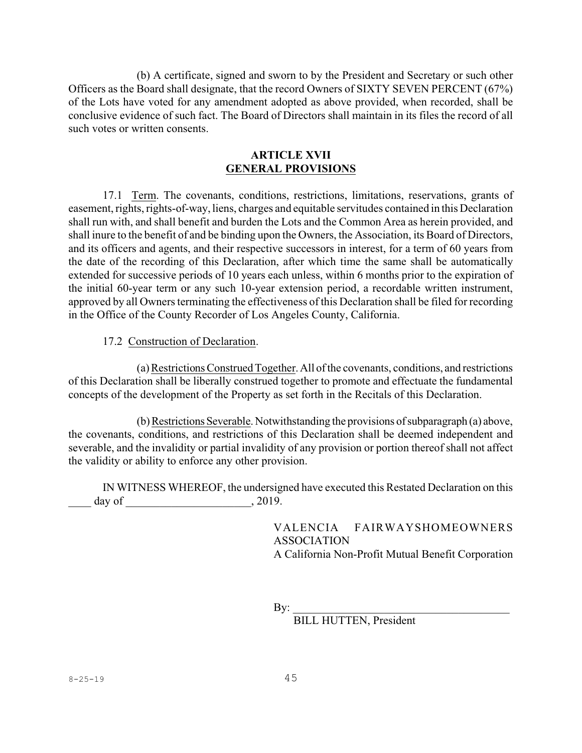(b) A certificate, signed and sworn to by the President and Secretary or such other Officers as the Board shall designate, that the record Owners of SIXTY SEVEN PERCENT (67%) of the Lots have voted for any amendment adopted as above provided, when recorded, shall be conclusive evidence of such fact. The Board of Directors shall maintain in its files the record of all such votes or written consents.

## ARTICLE XVII
## GENERAL PROVISIONS

17.1 Term. The covenants, conditions, restrictions, limitations, reservations, grants of easement, rights, rights-of-way, liens, charges and equitable servitudes contained in this Declaration shall run with, and shall benefit and burden the Lots and the Common Area as herein provided, and shall inure to the benefit of and be binding upon the Owners, the Association, its Board of Directors, and its officers and agents, and their respective successors in interest, for a term of 60 years from the date of the recording of this Declaration, after which time the same shall be automatically extended for successive periods of 10 years each unless, within 6 months prior to the expiration of the initial 60-year term or any such 10-year extension period, a recordable written instrument, approved by all Owners terminating the effectiveness of this Declaration shall be filed for recording in the Office of the County Recorder of Los Angeles County, California.

17.2 Construction of Declaration.

(a) Restrictions Construed Together. All of the covenants, conditions, and restrictions of this Declaration shall be liberally construed together to promote and effectuate the fundamental concepts of the development of the Property as set forth in the Recitals of this Declaration.

(b) Restrictions Severable. Notwithstanding the provisions of subparagraph (a) above, the covenants, conditions, and restrictions of this Declaration shall be deemed independent and severable, and the invalidity or partial invalidity of any provision or portion thereof shall not affect the validity or ability to enforce any other provision.

IN WITNESS WHEREOF, the undersigned have executed this Restated Declaration on this ____ day of ______________________, 2019.

VALENCIA FAIRWAYSHOMEOWNERS ASSOCIATION
A California Non-Profit Mutual Benefit Corporation

By: ______________________________________
BILL HUTTEN, President

8-25-19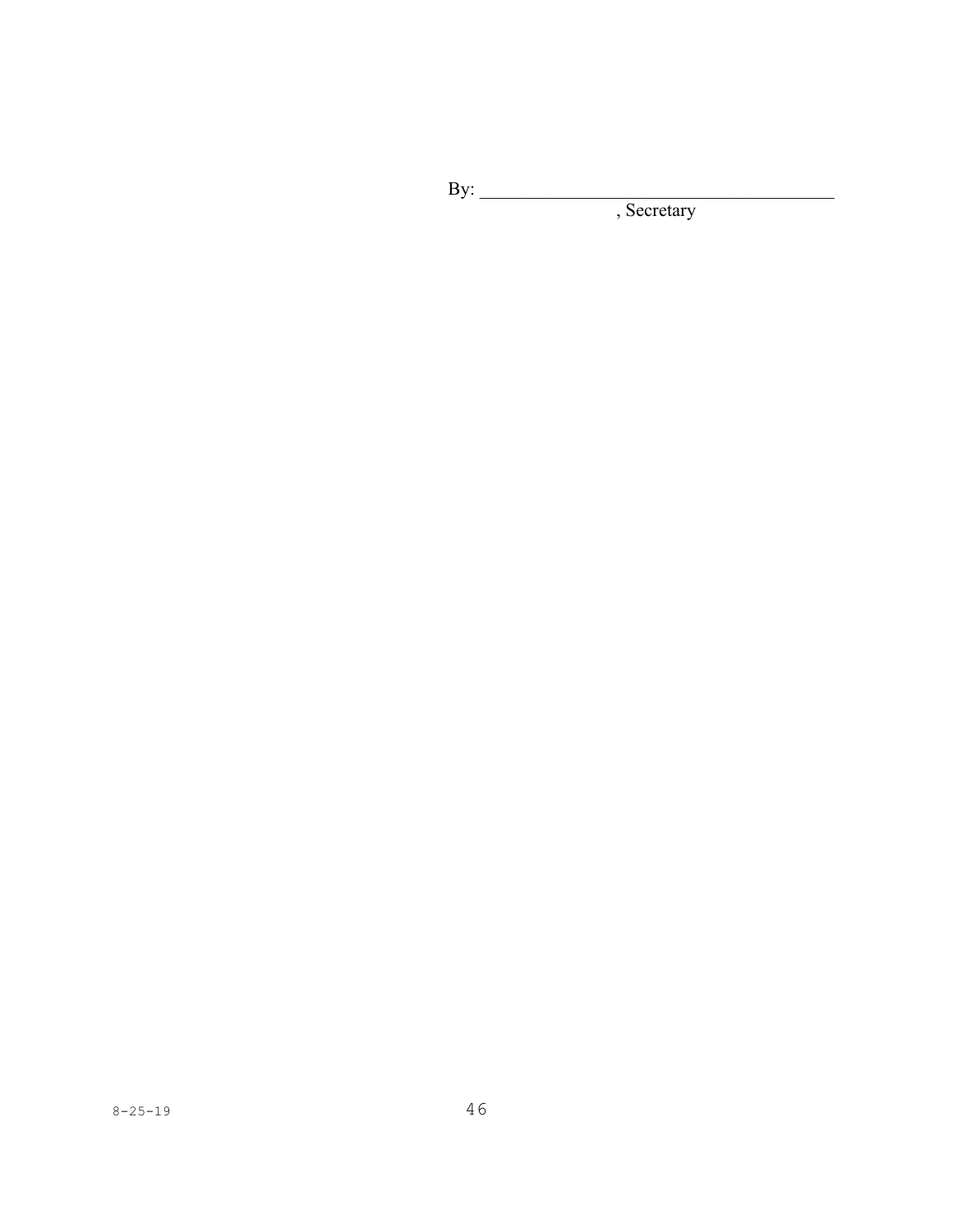By: \_\_\_\_\_\_\_\_\_\_\_\_\_\_\_\_\_\_\_\_\_\_\_\_\_\_\_\_\_\_\_\_\_\_\_\_\_\_

, Secretary

8-25-19